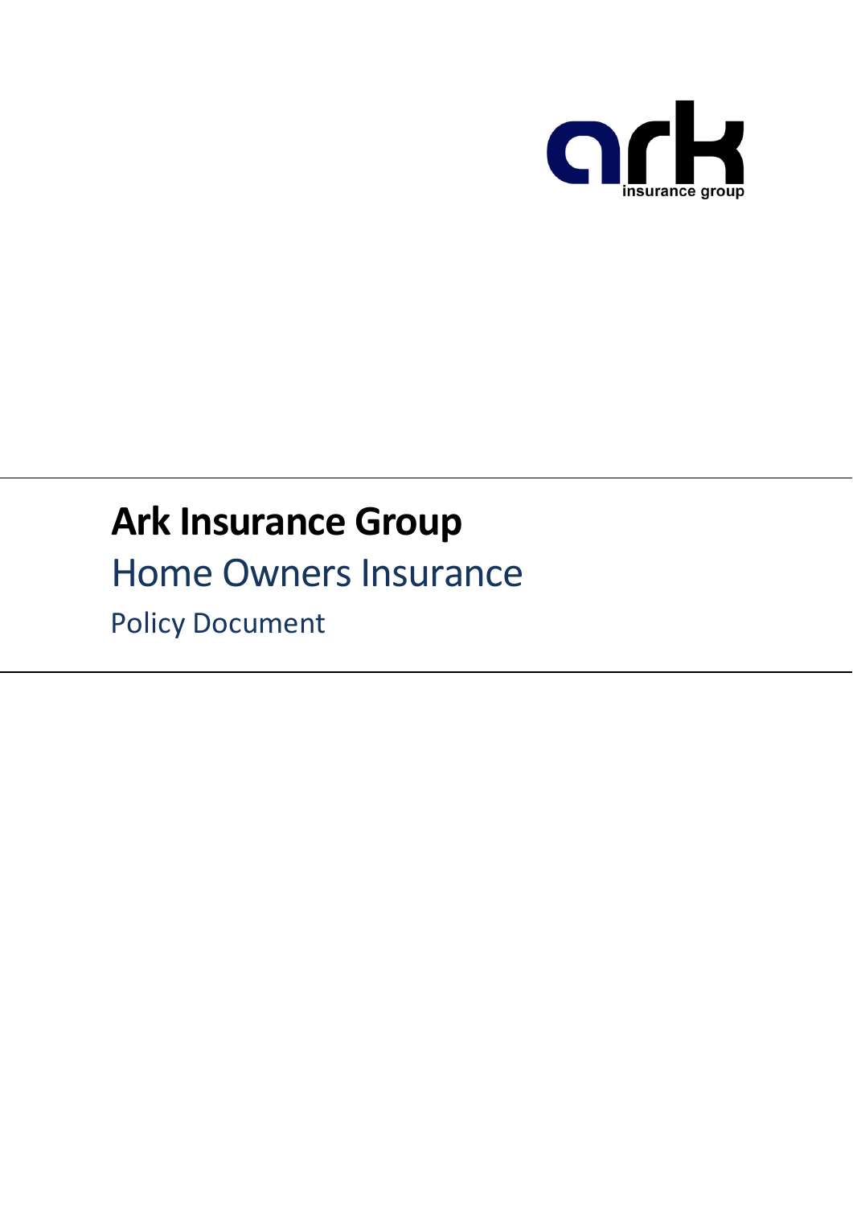# Ark Insurance Group

## Home Owners Insurance

### Policy Document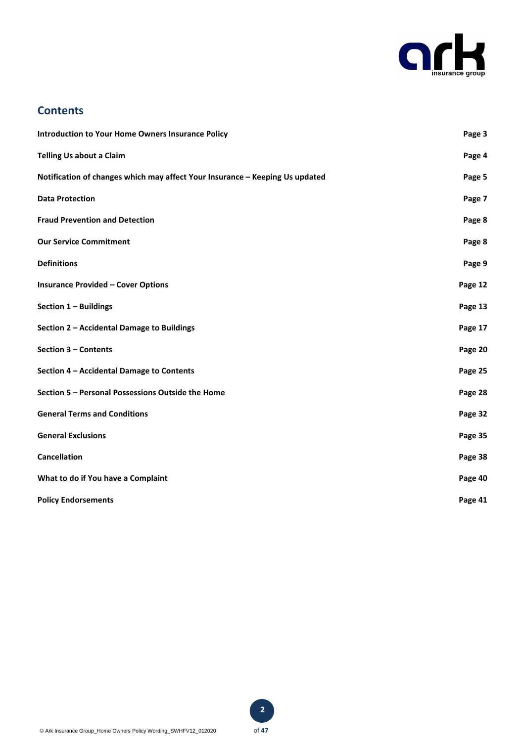## Contents

| | |
|---|---|
| **Introduction to Your Home Owners Insurance Policy** | **Page 3** |
| **Telling Us about a Claim** | **Page 4** |
| **Notification of changes which may affect Your Insurance – Keeping Us updated** | **Page 5** |
| **Data Protection** | **Page 7** |
| **Fraud Prevention and Detection** | **Page 8** |
| **Our Service Commitment** | **Page 8** |
| **Definitions** | **Page 9** |
| **Insurance Provided – Cover Options** | **Page 12** |
| **Section 1 – Buildings** | **Page 13** |
| **Section 2 – Accidental Damage to Buildings** | **Page 17** |
| **Section 3 – Contents** | **Page 20** |
| **Section 4 – Accidental Damage to Contents** | **Page 25** |
| **Section 5 – Personal Possessions Outside the Home** | **Page 28** |
| **General Terms and Conditions** | **Page 32** |
| **General Exclusions** | **Page 35** |
| **Cancellation** | **Page 38** |
| **What to do if You have a Complaint** | **Page 40** |
| **Policy Endorsements** | **Page 41** |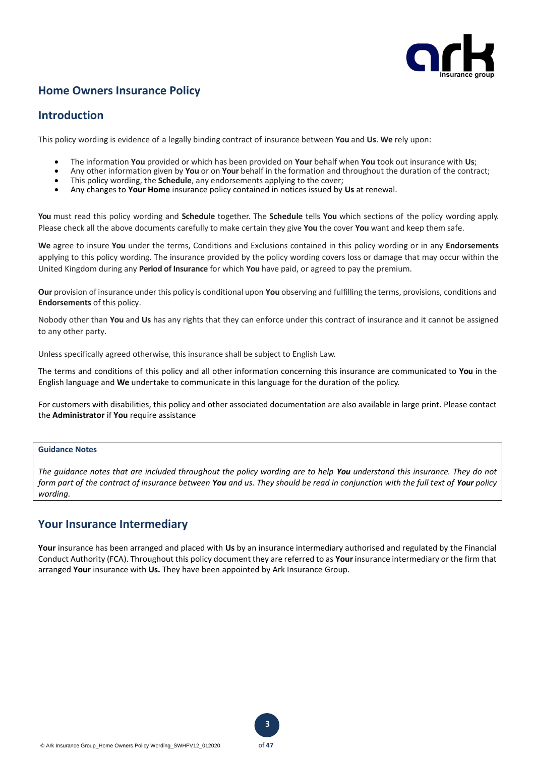## Home Owners Insurance Policy

## Introduction

This policy wording is evidence of a legally binding contract of insurance between **You** and **Us**. **We** rely upon:

- The information **You** provided or which has been provided on **Your** behalf when **You** took out insurance with **Us**;
- Any other information given by **You** or on **Your** behalf in the formation and throughout the duration of the contract;
- This policy wording, the **Schedule**, any endorsements applying to the cover;
- Any changes to **Your Home** insurance policy contained in notices issued by **Us** at renewal.

**You** must read this policy wording and **Schedule** together. The **Schedule** tells **You** which sections of the policy wording apply. Please check all the above documents carefully to make certain they give **You** the cover **You** want and keep them safe.

**We** agree to insure **You** under the terms, Conditions and Exclusions contained in this policy wording or in any **Endorsements** applying to this policy wording. The insurance provided by the policy wording covers loss or damage that may occur within the United Kingdom during any **Period of Insurance** for which **You** have paid, or agreed to pay the premium.

**Our** provision of insurance under this policy is conditional upon **You** observing and fulfilling the terms, provisions, conditions and **Endorsements** of this policy.

Nobody other than **You** and **Us** has any rights that they can enforce under this contract of insurance and it cannot be assigned to any other party.

Unless specifically agreed otherwise, this insurance shall be subject to English Law.

The terms and conditions of this policy and all other information concerning this insurance are communicated to **You** in the English language and **We** undertake to communicate in this language for the duration of the policy.

For customers with disabilities, this policy and other associated documentation are also available in large print. Please contact the **Administrator** if **You** require assistance

**Guidance Notes**

*The guidance notes that are included throughout the policy wording are to help **You** understand this insurance. They do not form part of the contract of insurance between **You** and us. They should be read in conjunction with the full text of **Your** policy wording.*

## Your Insurance Intermediary

**Your** insurance has been arranged and placed with **Us** by an insurance intermediary authorised and regulated by the Financial Conduct Authority (FCA). Throughout this policy document they are referred to as **Your** insurance intermediary or the firm that arranged **Your** insurance with **Us.** They have been appointed by Ark Insurance Group.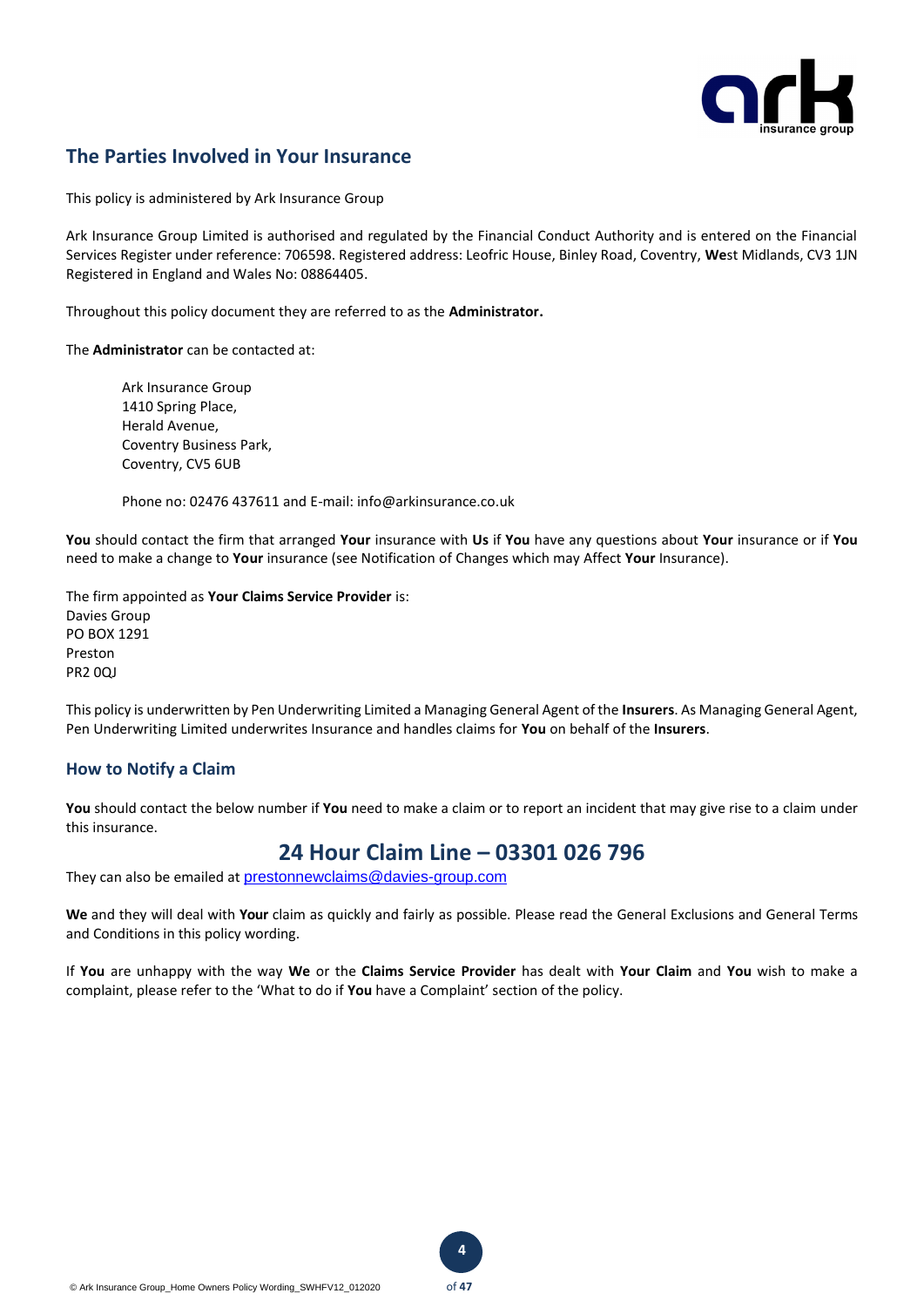## The Parties Involved in Your Insurance

This policy is administered by Ark Insurance Group

Ark Insurance Group Limited is authorised and regulated by the Financial Conduct Authority and is entered on the Financial Services Register under reference: 706598. Registered address: Leofric House, Binley Road, Coventry, West Midlands, CV3 1JN Registered in England and Wales No: 08864405.

Throughout this policy document they are referred to as the **Administrator.**

The **Administrator** can be contacted at:

> Ark Insurance Group
> 1410 Spring Place,
> Herald Avenue,
> Coventry Business Park,
> Coventry, CV5 6UB
>
> Phone no: 02476 437611 and E-mail: info@arkinsurance.co.uk

**You** should contact the firm that arranged **Your** insurance with **Us** if **You** have any questions about **Your** insurance or if **You** need to make a change to **Your** insurance (see Notification of Changes which may Affect **Your** Insurance).

The firm appointed as **Your Claims Service Provider** is:
Davies Group
PO BOX 1291
Preston
PR2 0QJ

This policy is underwritten by Pen Underwriting Limited a Managing General Agent of the **Insurers**. As Managing General Agent, Pen Underwriting Limited underwrites Insurance and handles claims for **You** on behalf of the **Insurers**.

### How to Notify a Claim

**You** should contact the below number if **You** need to make a claim or to report an incident that may give rise to a claim under this insurance.

## 24 Hour Claim Line – 03301 026 796

They can also be emailed at prestonnewclaims@davies-group.com

**We** and they will deal with **Your** claim as quickly and fairly as possible. Please read the General Exclusions and General Terms and Conditions in this policy wording.

If **You** are unhappy with the way **We** or the **Claims Service Provider** has dealt with **Your Claim** and **You** wish to make a complaint, please refer to the 'What to do if **You** have a Complaint' section of the policy.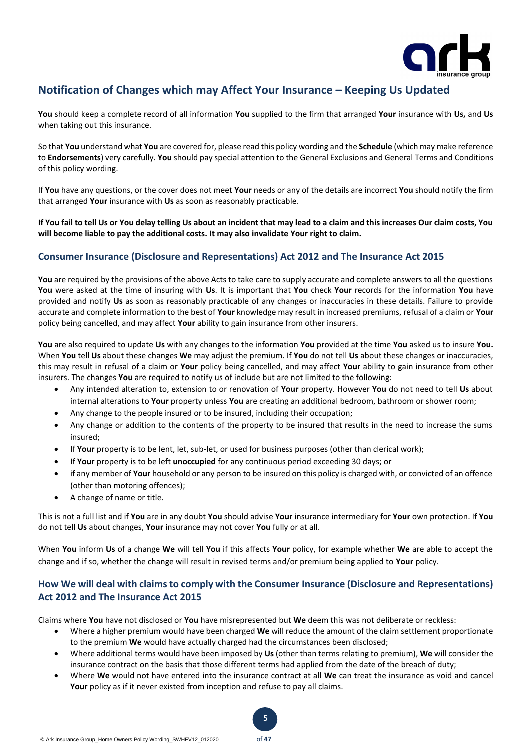## Notification of Changes which may Affect Your Insurance – Keeping Us Updated

**You** should keep a complete record of all information **You** supplied to the firm that arranged **Your** insurance with **Us,** and **Us** when taking out this insurance.

So that **You** understand what **You** are covered for, please read this policy wording and the **Schedule** (which may make reference to **Endorsements**) very carefully. **You** should pay special attention to the General Exclusions and General Terms and Conditions of this policy wording.

If **You** have any questions, or the cover does not meet **Your** needs or any of the details are incorrect **You** should notify the firm that arranged **Your** insurance with **Us** as soon as reasonably practicable.

**If You fail to tell Us or You delay telling Us about an incident that may lead to a claim and this increases Our claim costs, You will become liable to pay the additional costs. It may also invalidate Your right to claim.**

### Consumer Insurance (Disclosure and Representations) Act 2012 and The Insurance Act 2015

**You** are required by the provisions of the above Acts to take care to supply accurate and complete answers to all the questions **You** were asked at the time of insuring with **Us**. It is important that **You** check **Your** records for the information **You** have provided and notify **Us** as soon as reasonably practicable of any changes or inaccuracies in these details. Failure to provide accurate and complete information to the best of **Your** knowledge may result in increased premiums, refusal of a claim or **Your** policy being cancelled, and may affect **Your** ability to gain insurance from other insurers.

**You** are also required to update **Us** with any changes to the information **You** provided at the time **You** asked us to insure **You.** When **You** tell **Us** about these changes **We** may adjust the premium. If **You** do not tell **Us** about these changes or inaccuracies, this may result in refusal of a claim or **Your** policy being cancelled, and may affect **Your** ability to gain insurance from other insurers. The changes **You** are required to notify us of include but are not limited to the following:

- Any intended alteration to, extension to or renovation of **Your** property. However **You** do not need to tell **Us** about internal alterations to **Your** property unless **You** are creating an additional bedroom, bathroom or shower room;
- Any change to the people insured or to be insured, including their occupation;
- Any change or addition to the contents of the property to be insured that results in the need to increase the sums insured;
- If **Your** property is to be lent, let, sub-let, or used for business purposes (other than clerical work);
- If **Your** property is to be left **unoccupied** for any continuous period exceeding 30 days; or
- if any member of **Your** household or any person to be insured on this policy is charged with, or convicted of an offence (other than motoring offences);
- A change of name or title.

This is not a full list and if **You** are in any doubt **You** should advise **Your** insurance intermediary for **Your** own protection. If **You** do not tell **Us** about changes, **Your** insurance may not cover **You** fully or at all.

When **You** inform **Us** of a change **We** will tell **You** if this affects **Your** policy, for example whether **We** are able to accept the change and if so, whether the change will result in revised terms and/or premium being applied to **Your** policy.

### How We will deal with claims to comply with the Consumer Insurance (Disclosure and Representations) Act 2012 and The Insurance Act 2015

Claims where **You** have not disclosed or **You** have misrepresented but **We** deem this was not deliberate or reckless:

- Where a higher premium would have been charged **We** will reduce the amount of the claim settlement proportionate to the premium **We** would have actually charged had the circumstances been disclosed;
- Where additional terms would have been imposed by **Us** (other than terms relating to premium), **We** will consider the insurance contract on the basis that those different terms had applied from the date of the breach of duty;
- Where **We** would not have entered into the insurance contract at all **We** can treat the insurance as void and cancel **Your** policy as if it never existed from inception and refuse to pay all claims.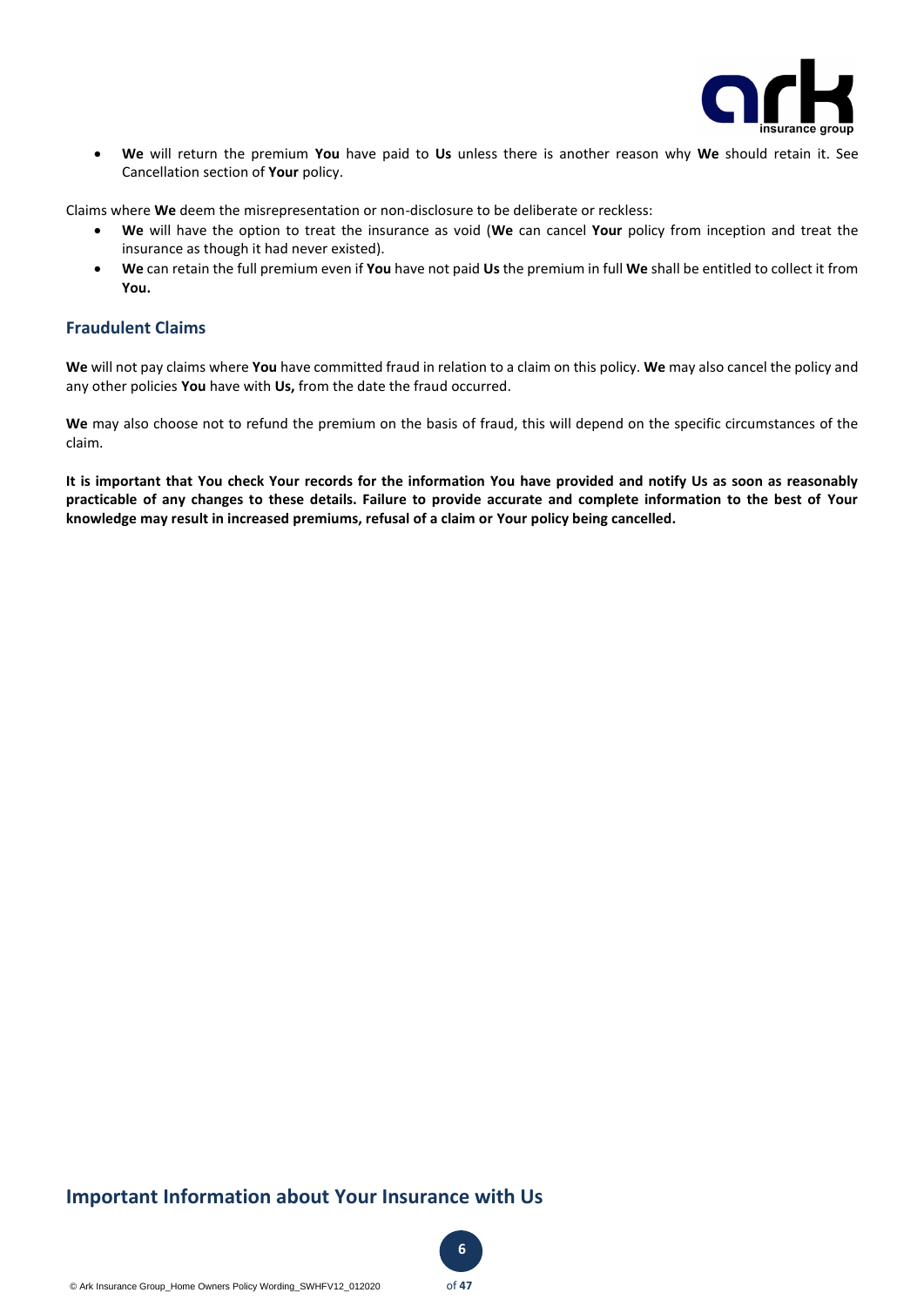- **We** will return the premium **You** have paid to **Us** unless there is another reason why **We** should retain it. See Cancellation section of **Your** policy.

Claims where **We** deem the misrepresentation or non-disclosure to be deliberate or reckless:

- **We** will have the option to treat the insurance as void (**We** can cancel **Your** policy from inception and treat the insurance as though it had never existed).
- **We** can retain the full premium even if **You** have not paid **Us** the premium in full **We** shall be entitled to collect it from **You.**

## Fraudulent Claims

**We** will not pay claims where **You** have committed fraud in relation to a claim on this policy. **We** may also cancel the policy and any other policies **You** have with **Us,** from the date the fraud occurred.

**We** may also choose not to refund the premium on the basis of fraud, this will depend on the specific circumstances of the claim.

**It is important that You check Your records for the information You have provided and notify Us as soon as reasonably practicable of any changes to these details. Failure to provide accurate and complete information to the best of Your knowledge may result in increased premiums, refusal of a claim or Your policy being cancelled.**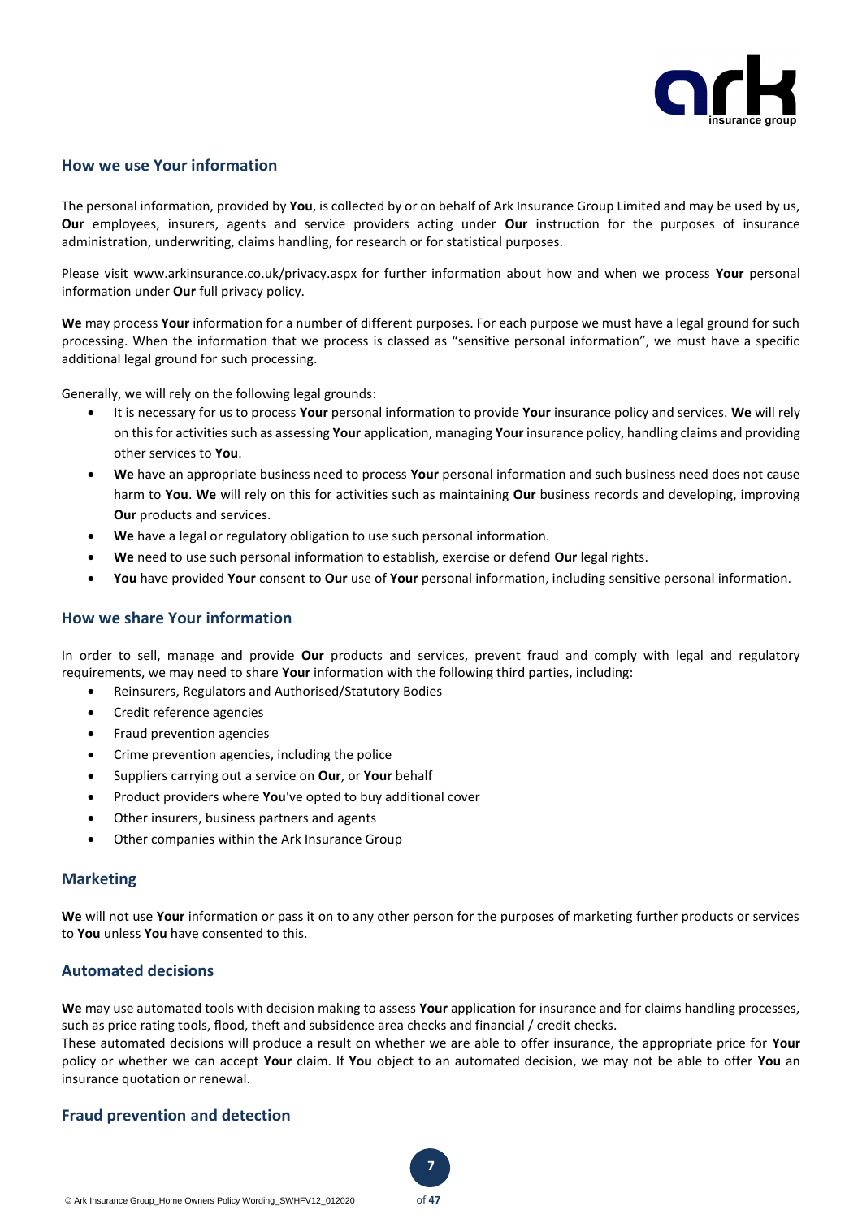## How we use Your information

The personal information, provided by **You**, is collected by or on behalf of Ark Insurance Group Limited and may be used by us, **Our** employees, insurers, agents and service providers acting under **Our** instruction for the purposes of insurance administration, underwriting, claims handling, for research or for statistical purposes.

Please visit www.arkinsurance.co.uk/privacy.aspx for further information about how and when we process **Your** personal information under **Our** full privacy policy.

**We** may process **Your** information for a number of different purposes. For each purpose we must have a legal ground for such processing. When the information that we process is classed as "sensitive personal information", we must have a specific additional legal ground for such processing.

Generally, we will rely on the following legal grounds:

- It is necessary for us to process **Your** personal information to provide **Your** insurance policy and services. **We** will rely on this for activities such as assessing **Your** application, managing **Your** insurance policy, handling claims and providing other services to **You**.
- **We** have an appropriate business need to process **Your** personal information and such business need does not cause harm to **You**. **We** will rely on this for activities such as maintaining **Our** business records and developing, improving **Our** products and services.
- **We** have a legal or regulatory obligation to use such personal information.
- **We** need to use such personal information to establish, exercise or defend **Our** legal rights.
- **You** have provided **Your** consent to **Our** use of **Your** personal information, including sensitive personal information.

## How we share Your information

In order to sell, manage and provide **Our** products and services, prevent fraud and comply with legal and regulatory requirements, we may need to share **Your** information with the following third parties, including:

- Reinsurers, Regulators and Authorised/Statutory Bodies
- Credit reference agencies
- Fraud prevention agencies
- Crime prevention agencies, including the police
- Suppliers carrying out a service on **Our**, or **Your** behalf
- Product providers where **You**'ve opted to buy additional cover
- Other insurers, business partners and agents
- Other companies within the Ark Insurance Group

## Marketing

**We** will not use **Your** information or pass it on to any other person for the purposes of marketing further products or services to **You** unless **You** have consented to this.

## Automated decisions

**We** may use automated tools with decision making to assess **Your** application for insurance and for claims handling processes, such as price rating tools, flood, theft and subsidence area checks and financial / credit checks.
These automated decisions will produce a result on whether we are able to offer insurance, the appropriate price for **Your** policy or whether we can accept **Your** claim. If **You** object to an automated decision, we may not be able to offer **You** an insurance quotation or renewal.

## Fraud prevention and detection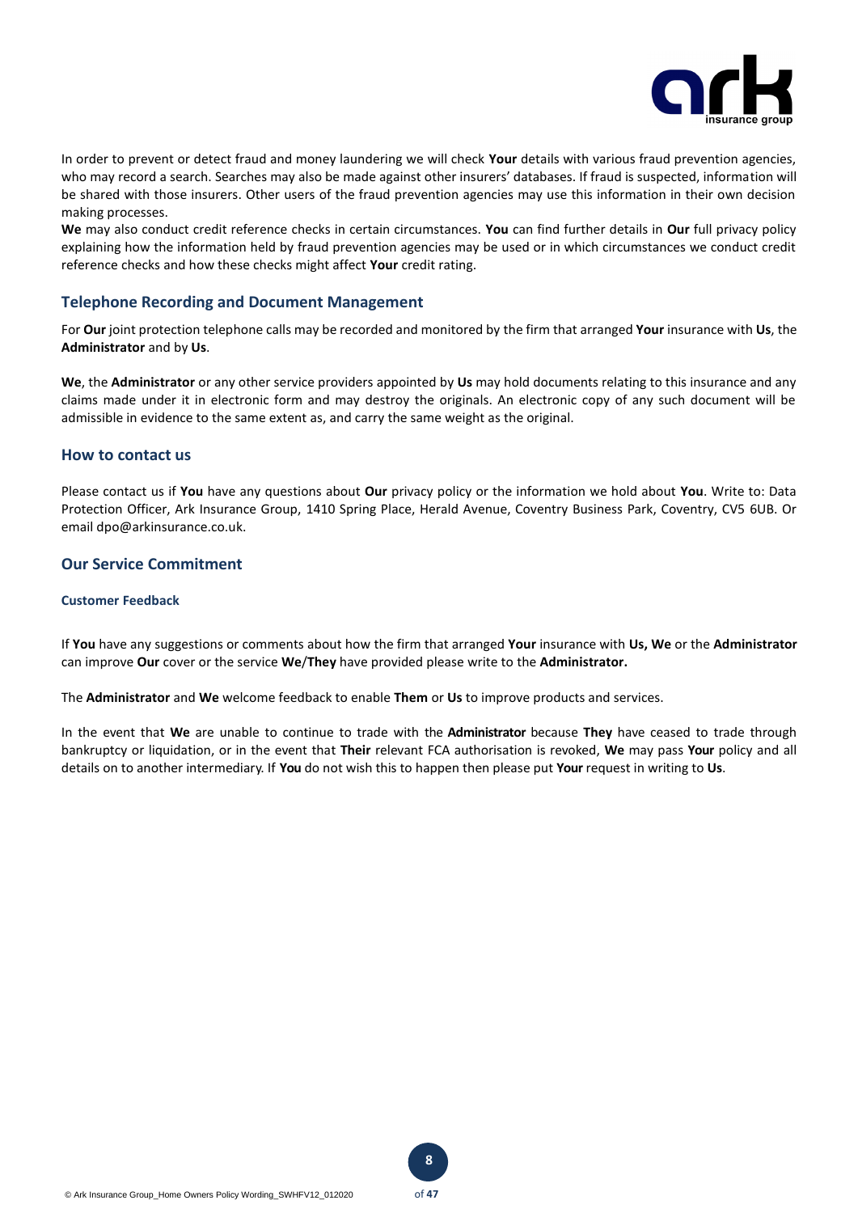In order to prevent or detect fraud and money laundering we will check **Your** details with various fraud prevention agencies, who may record a search. Searches may also be made against other insurers' databases. If fraud is suspected, information will be shared with those insurers. Other users of the fraud prevention agencies may use this information in their own decision making processes.

**We** may also conduct credit reference checks in certain circumstances. **You** can find further details in **Our** full privacy policy explaining how the information held by fraud prevention agencies may be used or in which circumstances we conduct credit reference checks and how these checks might affect **Your** credit rating.

## Telephone Recording and Document Management

For **Our** joint protection telephone calls may be recorded and monitored by the firm that arranged **Your** insurance with **Us**, the **Administrator** and by **Us**.

**We**, the **Administrator** or any other service providers appointed by **Us** may hold documents relating to this insurance and any claims made under it in electronic form and may destroy the originals. An electronic copy of any such document will be admissible in evidence to the same extent as, and carry the same weight as the original.

## How to contact us

Please contact us if **You** have any questions about **Our** privacy policy or the information we hold about **You**. Write to: Data Protection Officer, Ark Insurance Group, 1410 Spring Place, Herald Avenue, Coventry Business Park, Coventry, CV5 6UB. Or email dpo@arkinsurance.co.uk.

## Our Service Commitment

### Customer Feedback

If **You** have any suggestions or comments about how the firm that arranged **Your** insurance with **Us, We** or the **Administrator** can improve **Our** cover or the service **We**/**They** have provided please write to the **Administrator.**

The **Administrator** and **We** welcome feedback to enable **Them** or **Us** to improve products and services.

In the event that **We** are unable to continue to trade with the **Administrator** because **They** have ceased to trade through bankruptcy or liquidation, or in the event that **Their** relevant FCA authorisation is revoked, **We** may pass **Your** policy and all details on to another intermediary. If **You** do not wish this to happen then please put **Your** request in writing to **Us**.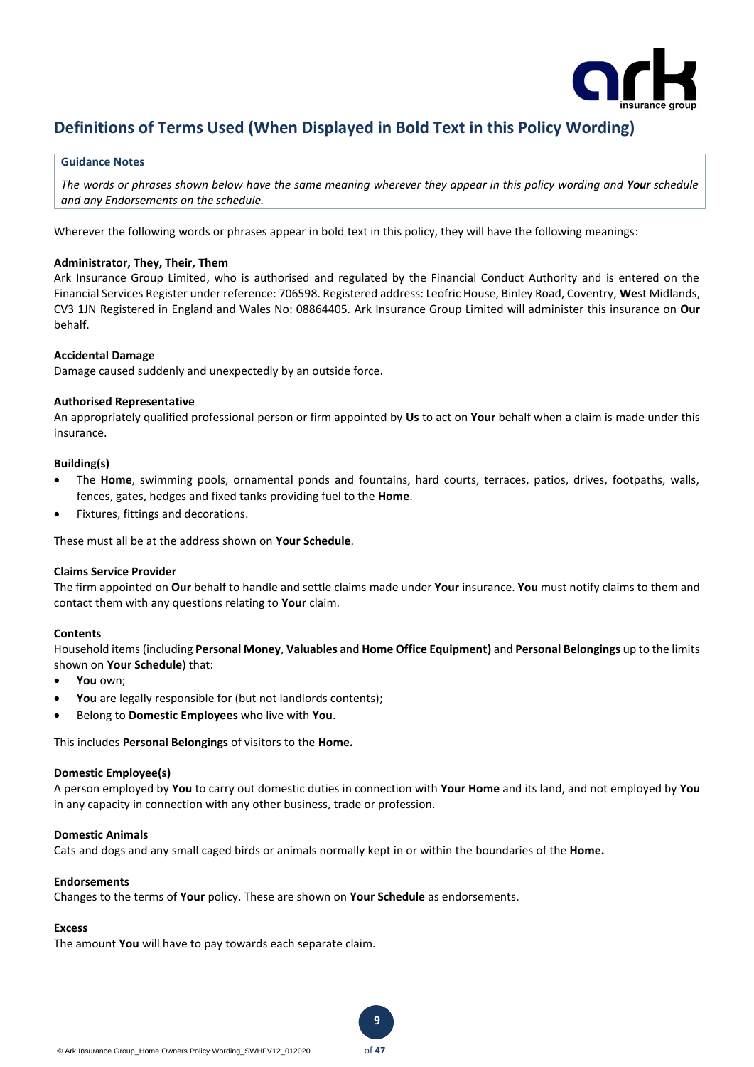## Definitions of Terms Used (When Displayed in Bold Text in this Policy Wording)

**Guidance Notes**

*The words or phrases shown below have the same meaning wherever they appear in this policy wording and **Your** schedule and any Endorsements on the schedule.*

Wherever the following words or phrases appear in bold text in this policy, they will have the following meanings:

**Administrator, They, Their, Them**
Ark Insurance Group Limited, who is authorised and regulated by the Financial Conduct Authority and is entered on the Financial Services Register under reference: 706598. Registered address: Leofric House, Binley Road, Coventry, West Midlands, CV3 1JN Registered in England and Wales No: 08864405. Ark Insurance Group Limited will administer this insurance on **Our** behalf.

**Accidental Damage**
Damage caused suddenly and unexpectedly by an outside force.

**Authorised Representative**
An appropriately qualified professional person or firm appointed by **Us** to act on **Your** behalf when a claim is made under this insurance.

**Building(s)**

- The **Home**, swimming pools, ornamental ponds and fountains, hard courts, terraces, patios, drives, footpaths, walls, fences, gates, hedges and fixed tanks providing fuel to the **Home**.
- Fixtures, fittings and decorations.

These must all be at the address shown on **Your Schedule**.

**Claims Service Provider**
The firm appointed on **Our** behalf to handle and settle claims made under **Your** insurance. **You** must notify claims to them and contact them with any questions relating to **Your** claim.

**Contents**
Household items (including **Personal Money**, **Valuables** and **Home Office Equipment)** and **Personal Belongings** up to the limits shown on **Your Schedule**) that:

- **You** own;
- **You** are legally responsible for (but not landlords contents);
- Belong to **Domestic Employees** who live with **You**.

This includes **Personal Belongings** of visitors to the **Home.**

**Domestic Employee(s)**
A person employed by **You** to carry out domestic duties in connection with **Your Home** and its land, and not employed by **You** in any capacity in connection with any other business, trade or profession.

**Domestic Animals**
Cats and dogs and any small caged birds or animals normally kept in or within the boundaries of the **Home.**

**Endorsements**
Changes to the terms of **Your** policy. These are shown on **Your Schedule** as endorsements.

**Excess**
The amount **You** will have to pay towards each separate claim.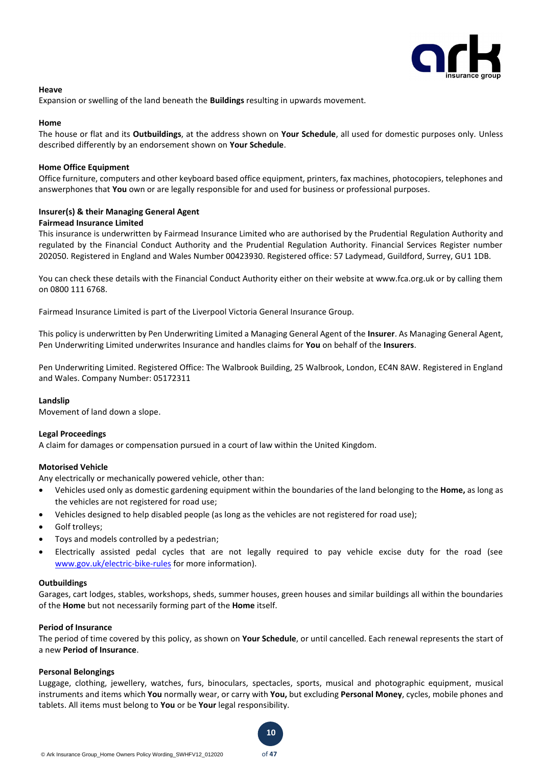**Heave**

Expansion or swelling of the land beneath the **Buildings** resulting in upwards movement.

**Home**

The house or flat and its **Outbuildings**, at the address shown on **Your Schedule**, all used for domestic purposes only. Unless described differently by an endorsement shown on **Your Schedule**.

**Home Office Equipment**

Office furniture, computers and other keyboard based office equipment, printers, fax machines, photocopiers, telephones and answerphones that **You** own or are legally responsible for and used for business or professional purposes.

**Insurer(s) & their Managing General Agent**

**Fairmead Insurance Limited**

This insurance is underwritten by Fairmead Insurance Limited who are authorised by the Prudential Regulation Authority and regulated by the Financial Conduct Authority and the Prudential Regulation Authority. Financial Services Register number 202050. Registered in England and Wales Number 00423930. Registered office: 57 Ladymead, Guildford, Surrey, GU1 1DB.

You can check these details with the Financial Conduct Authority either on their website at www.fca.org.uk or by calling them on 0800 111 6768.

Fairmead Insurance Limited is part of the Liverpool Victoria General Insurance Group.

This policy is underwritten by Pen Underwriting Limited a Managing General Agent of the **Insurer**. As Managing General Agent, Pen Underwriting Limited underwrites Insurance and handles claims for **You** on behalf of the **Insurers**.

Pen Underwriting Limited. Registered Office: The Walbrook Building, 25 Walbrook, London, EC4N 8AW. Registered in England and Wales. Company Number: 05172311

**Landslip**

Movement of land down a slope.

**Legal Proceedings**

A claim for damages or compensation pursued in a court of law within the United Kingdom.

**Motorised Vehicle**

Any electrically or mechanically powered vehicle, other than:

- Vehicles used only as domestic gardening equipment within the boundaries of the land belonging to the **Home,** as long as the vehicles are not registered for road use;
- Vehicles designed to help disabled people (as long as the vehicles are not registered for road use);
- Golf trolleys;
- Toys and models controlled by a pedestrian;
- Electrically assisted pedal cycles that are not legally required to pay vehicle excise duty for the road (see www.gov.uk/electric-bike-rules for more information).

**Outbuildings**

Garages, cart lodges, stables, workshops, sheds, summer houses, green houses and similar buildings all within the boundaries of the **Home** but not necessarily forming part of the **Home** itself.

**Period of Insurance**

The period of time covered by this policy, as shown on **Your Schedule**, or until cancelled. Each renewal represents the start of a new **Period of Insurance**.

**Personal Belongings**

Luggage, clothing, jewellery, watches, furs, binoculars, spectacles, sports, musical and photographic equipment, musical instruments and items which **You** normally wear, or carry with **You,** but excluding **Personal Money**, cycles, mobile phones and tablets. All items must belong to **You** or be **Your** legal responsibility.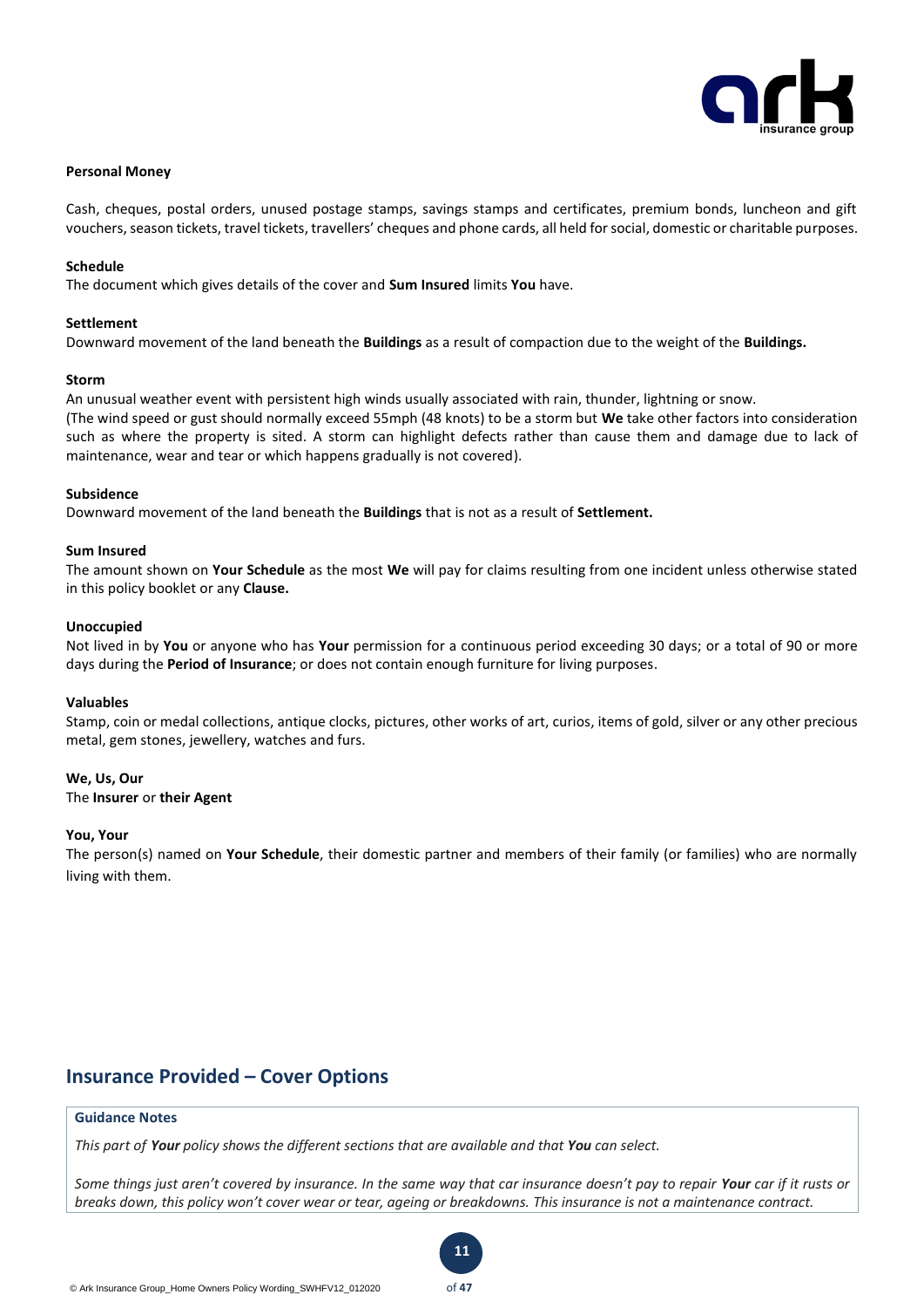**Personal Money**

Cash, cheques, postal orders, unused postage stamps, savings stamps and certificates, premium bonds, luncheon and gift vouchers, season tickets, travel tickets, travellers' cheques and phone cards, all held for social, domestic or charitable purposes.

**Schedule**
The document which gives details of the cover and **Sum Insured** limits **You** have.

**Settlement**
Downward movement of the land beneath the **Buildings** as a result of compaction due to the weight of the **Buildings.**

**Storm**
An unusual weather event with persistent high winds usually associated with rain, thunder, lightning or snow.
(The wind speed or gust should normally exceed 55mph (48 knots) to be a storm but **We** take other factors into consideration such as where the property is sited. A storm can highlight defects rather than cause them and damage due to lack of maintenance, wear and tear or which happens gradually is not covered).

**Subsidence**
Downward movement of the land beneath the **Buildings** that is not as a result of **Settlement.**

**Sum Insured**
The amount shown on **Your Schedule** as the most **We** will pay for claims resulting from one incident unless otherwise stated in this policy booklet or any **Clause.**

**Unoccupied**
Not lived in by **You** or anyone who has **Your** permission for a continuous period exceeding 30 days; or a total of 90 or more days during the **Period of Insurance**; or does not contain enough furniture for living purposes.

**Valuables**
Stamp, coin or medal collections, antique clocks, pictures, other works of art, curios, items of gold, silver or any other precious metal, gem stones, jewellery, watches and furs.

**We, Us, Our**
The **Insurer** or **their Agent**

**You, Your**
The person(s) named on **Your Schedule**, their domestic partner and members of their family (or families) who are normally living with them.

## Insurance Provided – Cover Options

**Guidance Notes**

*This part of **Your** policy shows the different sections that are available and that **You** can select.*

*Some things just aren't covered by insurance. In the same way that car insurance doesn't pay to repair **Your** car if it rusts or breaks down, this policy won't cover wear or tear, ageing or breakdowns. This insurance is not a maintenance contract.*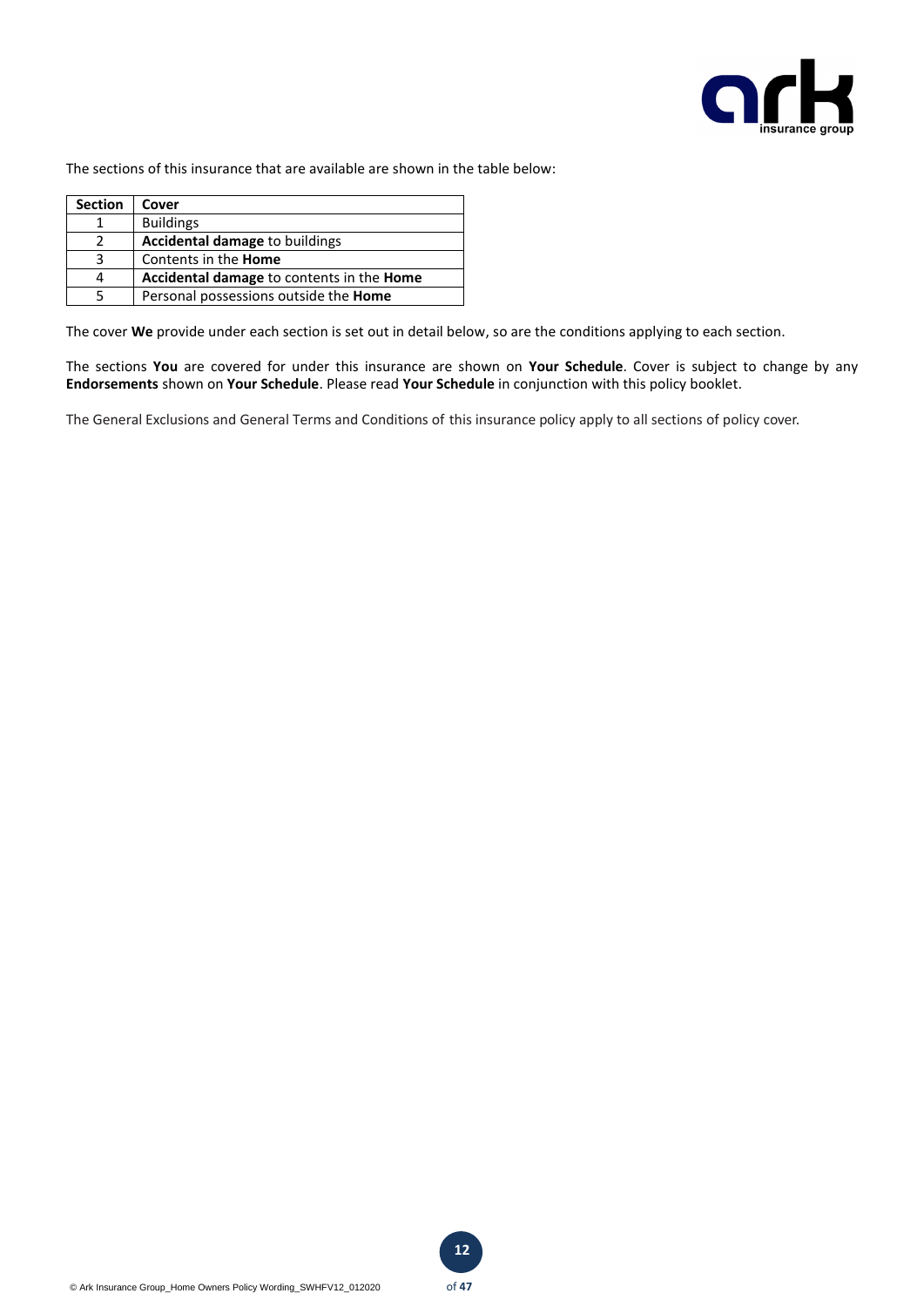The sections of this insurance that are available are shown in the table below:

| Section | Cover |
| --- | --- |
| 1 | Buildings |
| 2 | **Accidental damage** to buildings |
| 3 | Contents in the **Home** |
| 4 | **Accidental damage** to contents in the **Home** |
| 5 | Personal possessions outside the **Home** |

The cover **We** provide under each section is set out in detail below, so are the conditions applying to each section.

The sections **You** are covered for under this insurance are shown on **Your Schedule**. Cover is subject to change by any **Endorsements** shown on **Your Schedule**. Please read **Your Schedule** in conjunction with this policy booklet.

The General Exclusions and General Terms and Conditions of this insurance policy apply to all sections of policy cover.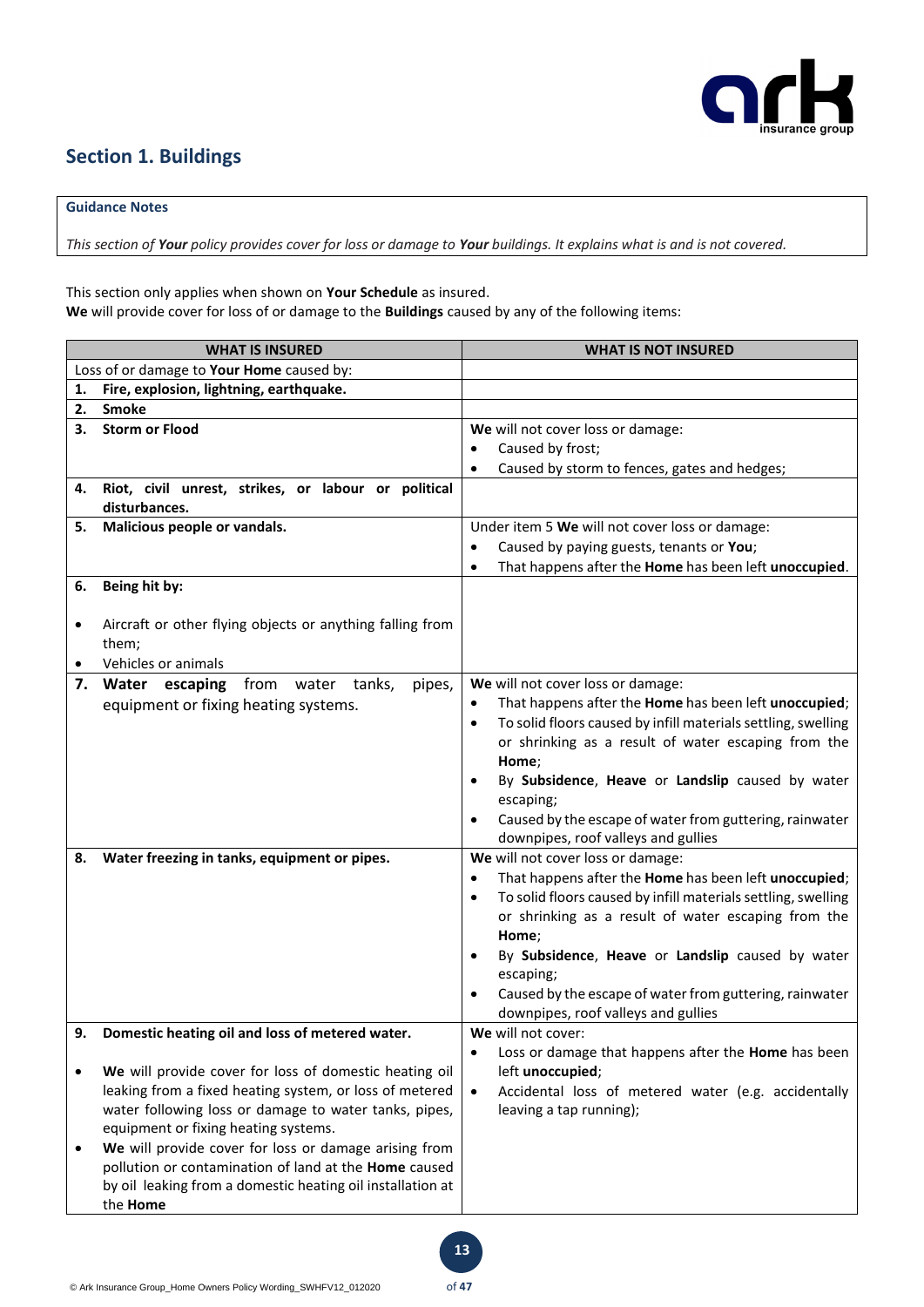## Section 1. Buildings

**Guidance Notes**

*This section of **Your** policy provides cover for loss or damage to **Your** buildings. It explains what is and is not covered.*

This section only applies when shown on **Your Schedule** as insured.
**We** will provide cover for loss of or damage to the **Buildings** caused by any of the following items:

| WHAT IS INSURED | WHAT IS NOT INSURED |
|---|---|
| Loss of or damage to **Your Home** caused by: | |
| **1. Fire, explosion, lightning, earthquake.** | |
| **2. Smoke** | |
| **3. Storm or Flood** | **We** will not cover loss or damage:<br>• Caused by frost;<br>• Caused by storm to fences, gates and hedges; |
| **4. Riot, civil unrest, strikes, or labour or political disturbances.** | |
| **5. Malicious people or vandals.** | Under item 5 **We** will not cover loss or damage:<br>• Caused by paying guests, tenants or **You**;<br>• That happens after the **Home** has been left **unoccupied**. |
| **6. Being hit by:**<br>• Aircraft or other flying objects or anything falling from them;<br>• Vehicles or animals | |
| **7. Water escaping** from water tanks, pipes, equipment or fixing heating systems. | **We** will not cover loss or damage:<br>• That happens after the **Home** has been left **unoccupied**;<br>• To solid floors caused by infill materials settling, swelling or shrinking as a result of water escaping from the **Home**;<br>• By **Subsidence**, **Heave** or **Landslip** caused by water escaping;<br>• Caused by the escape of water from guttering, rainwater downpipes, roof valleys and gullies |
| **8. Water freezing in tanks, equipment or pipes.** | **We** will not cover loss or damage:<br>• That happens after the **Home** has been left **unoccupied**;<br>• To solid floors caused by infill materials settling, swelling or shrinking as a result of water escaping from the **Home**;<br>• By **Subsidence**, **Heave** or **Landslip** caused by water escaping;<br>• Caused by the escape of water from guttering, rainwater downpipes, roof valleys and gullies |
| **9. Domestic heating oil and loss of metered water.**<br>• **We** will provide cover for loss of domestic heating oil leaking from a fixed heating system, or loss of metered water following loss or damage to water tanks, pipes, equipment or fixing heating systems.<br>• **We** will provide cover for loss or damage arising from pollution or contamination of land at the **Home** caused by oil leaking from a domestic heating oil installation at the **Home** | **We** will not cover:<br>• Loss or damage that happens after the **Home** has been left **unoccupied**;<br>• Accidental loss of metered water (e.g. accidentally leaving a tap running); |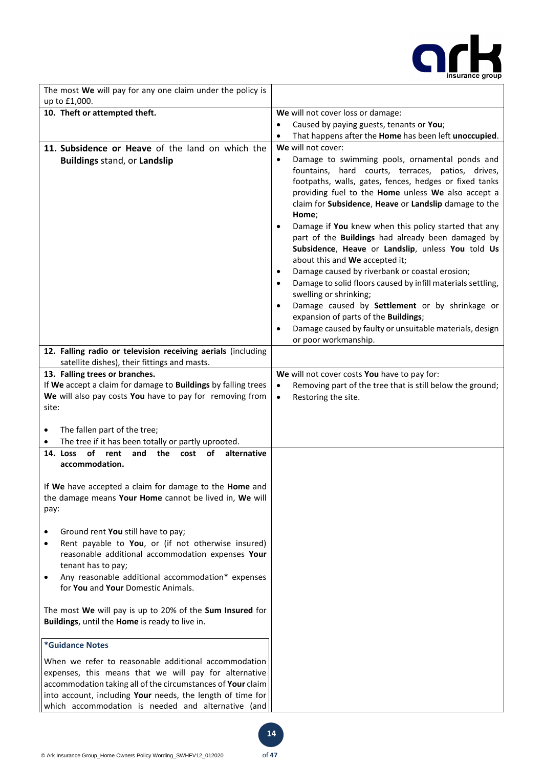| | |
|---|---|
| The most **We** will pay for any one claim under the policy is up to £1,000. | |
| **10. Theft or attempted theft.** | **We** will not cover loss or damage:<br>• Caused by paying guests, tenants or **You**;<br>• That happens after the **Home** has been left **unoccupied**. |
| **11. Subsidence or Heave** of the land on which the **Buildings** stand, or **Landslip** | **We** will not cover:<br>• Damage to swimming pools, ornamental ponds and fountains, hard courts, terraces, patios, drives, footpaths, walls, gates, fences, hedges or fixed tanks providing fuel to the **Home** unless **We** also accept a claim for **Subsidence**, **Heave** or **Landslip** damage to the **Home**;<br>• Damage if **You** knew when this policy started that any part of the **Buildings** had already been damaged by **Subsidence**, **Heave** or **Landslip**, unless **You** told **Us** about this and **We** accepted it;<br>• Damage caused by riverbank or coastal erosion;<br>• Damage to solid floors caused by infill materials settling, swelling or shrinking;<br>• Damage caused by **Settlement** or by shrinkage or expansion of parts of the **Buildings**;<br>• Damage caused by faulty or unsuitable materials, design or poor workmanship. |
| **12. Falling radio or television receiving aerials** (including satellite dishes), their fittings and masts. | |
| **13. Falling trees or branches.**<br>If **We** accept a claim for damage to **Buildings** by falling trees **We** will also pay costs **You** have to pay for removing from site:<br>• The fallen part of the tree;<br>• The tree if it has been totally or partly uprooted. | **We** will not cover costs **You** have to pay for:<br>• Removing part of the tree that is still below the ground;<br>• Restoring the site. |
| **14. Loss of rent and the cost of alternative accommodation.**<br><br>If **We** have accepted a claim for damage to the **Home** and the damage means **Your Home** cannot be lived in, **We** will pay:<br>• Ground rent **You** still have to pay;<br>• Rent payable to **You**, or (if not otherwise insured) reasonable additional accommodation expenses **Your** tenant has to pay;<br>• Any reasonable additional accommodation* expenses for **You** and **Your** Domestic Animals.<br><br>The most **We** will pay is up to 20% of the **Sum Insured** for **Buildings**, until the **Home** is ready to live in.<br><br>**\*Guidance Notes**<br>When we refer to reasonable additional accommodation expenses, this means that we will pay for alternative accommodation taking all of the circumstances of **Your** claim into account, including **Your** needs, the length of time for which accommodation is needed and alternative (and | |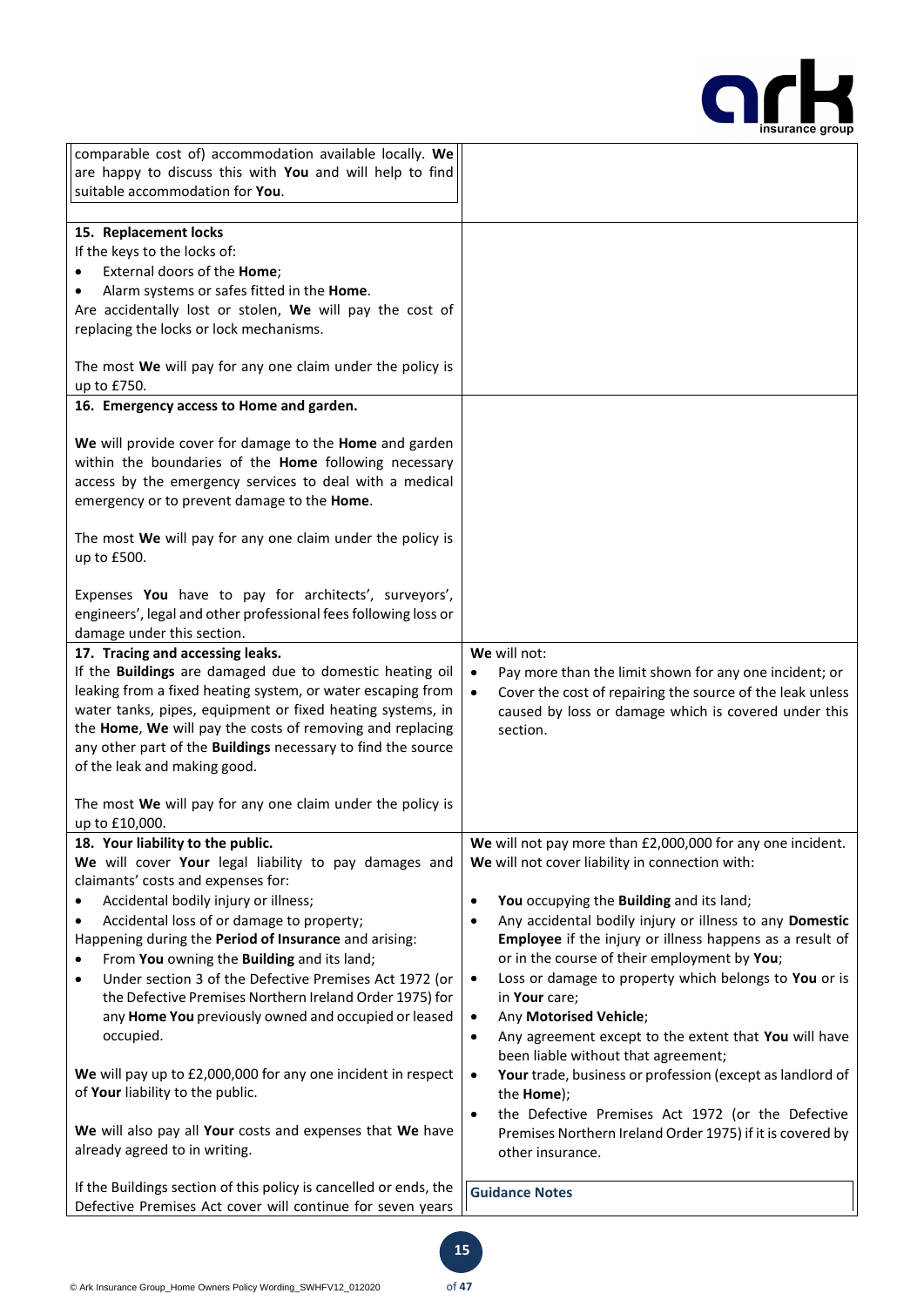| | |
|---|---|
| comparable cost of) accommodation available locally. **We** are happy to discuss this with **You** and will help to find suitable accommodation for **You**. | |
| **15. Replacement locks**<br>If the keys to the locks of:<br>• External doors of the **Home**;<br>• Alarm systems or safes fitted in the **Home**.<br>Are accidentally lost or stolen, **We** will pay the cost of replacing the locks or lock mechanisms.<br><br>The most **We** will pay for any one claim under the policy is up to £750. | |
| **16. Emergency access to Home and garden.**<br><br>**We** will provide cover for damage to the **Home** and garden within the boundaries of the **Home** following necessary access by the emergency services to deal with a medical emergency or to prevent damage to the **Home**.<br><br>The most **We** will pay for any one claim under the policy is up to £500.<br><br>Expenses **You** have to pay for architects', surveyors', engineers', legal and other professional fees following loss or damage under this section. | |
| **17. Tracing and accessing leaks.**<br>If the **Buildings** are damaged due to domestic heating oil leaking from a fixed heating system, or water escaping from water tanks, pipes, equipment or fixed heating systems, in the **Home**, **We** will pay the costs of removing and replacing any other part of the **Buildings** necessary to find the source of the leak and making good.<br><br>The most **We** will pay for any one claim under the policy is up to £10,000. | **We** will not:<br>• Pay more than the limit shown for any one incident; or<br>• Cover the cost of repairing the source of the leak unless caused by loss or damage which is covered under this section. |
| **18. Your liability to the public.**<br>**We** will cover **Your** legal liability to pay damages and claimants' costs and expenses for:<br>• Accidental bodily injury or illness;<br>• Accidental loss of or damage to property;<br>Happening during the **Period of Insurance** and arising:<br>• From **You** owning the **Building** and its land;<br>• Under section 3 of the Defective Premises Act 1972 (or the Defective Premises Northern Ireland Order 1975) for any **Home You** previously owned and occupied or leased occupied.<br><br>**We** will pay up to £2,000,000 for any one incident in respect of **Your** liability to the public.<br><br>**We** will also pay all **Your** costs and expenses that **We** have already agreed to in writing.<br><br>If the Buildings section of this policy is cancelled or ends, the Defective Premises Act cover will continue for seven years | **We** will not pay more than £2,000,000 for any one incident.<br>**We** will not cover liability in connection with:<br><br>• **You** occupying the **Building** and its land;<br>• Any accidental bodily injury or illness to any **Domestic Employee** if the injury or illness happens as a result of or in the course of their employment by **You**;<br>• Loss or damage to property which belongs to **You** or is in **Your** care;<br>• Any **Motorised Vehicle**;<br>• Any agreement except to the extent that **You** will have been liable without that agreement;<br>• **Your** trade, business or profession (except as landlord of the **Home**);<br>• the Defective Premises Act 1972 (or the Defective Premises Northern Ireland Order 1975) if it is covered by other insurance.<br><br>**Guidance Notes** |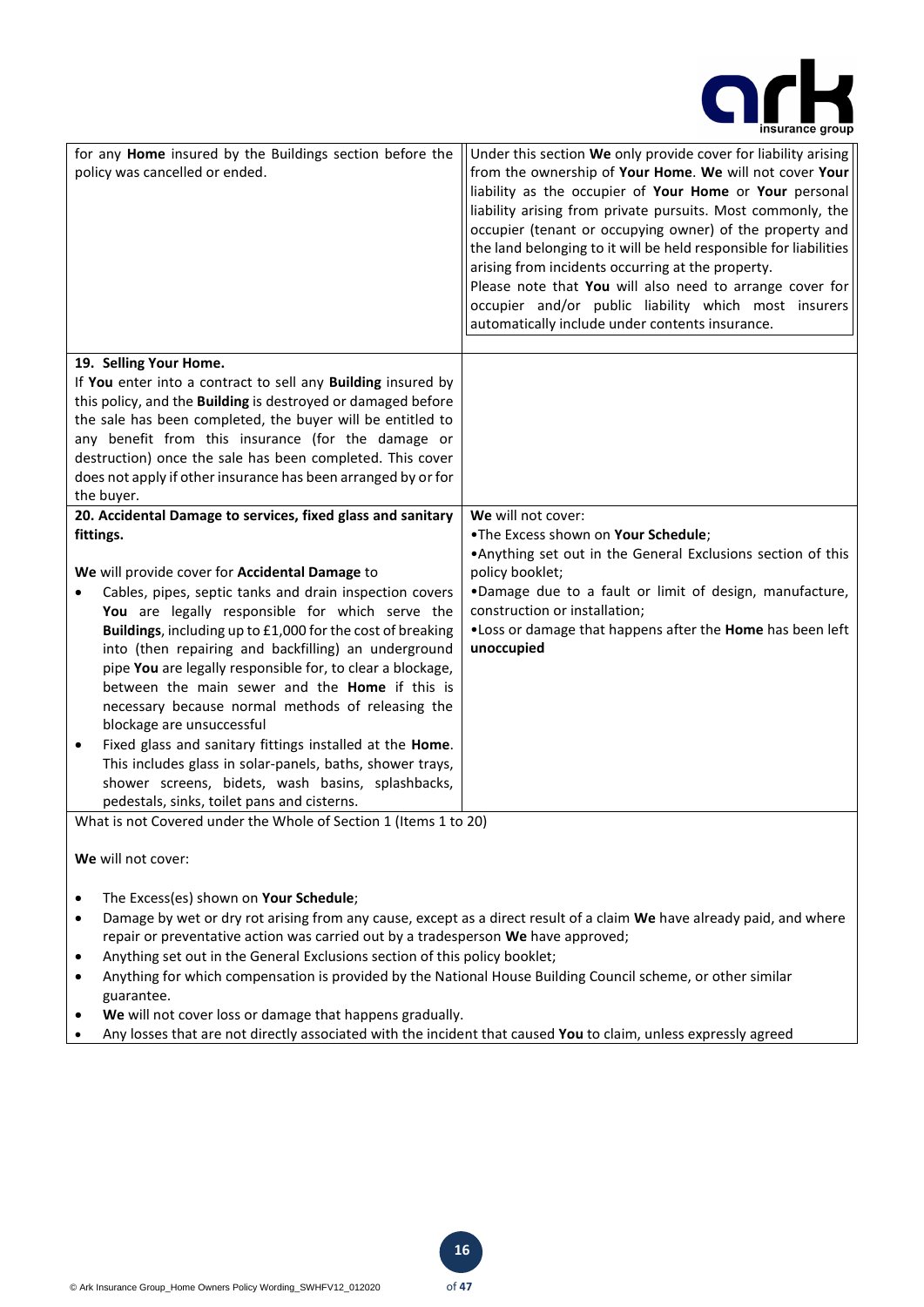| | |
|---|---|
| for any **Home** insured by the Buildings section before the policy was cancelled or ended. | Under this section **We** only provide cover for liability arising from the ownership of **Your Home**. **We** will not cover **Your** liability as the occupier of **Your Home** or **Your** personal liability arising from private pursuits. Most commonly, the occupier (tenant or occupying owner) of the property and the land belonging to it will be held responsible for liabilities arising from incidents occurring at the property.<br>Please note that **You** will also need to arrange cover for occupier and/or public liability which most insurers automatically include under contents insurance. |
| **19. Selling Your Home.**<br>If **You** enter into a contract to sell any **Building** insured by this policy, and the **Building** is destroyed or damaged before the sale has been completed, the buyer will be entitled to any benefit from this insurance (for the damage or destruction) once the sale has been completed. This cover does not apply if other insurance has been arranged by or for the buyer. | |
| **20. Accidental Damage to services, fixed glass and sanitary fittings.**<br><br>**We** will provide cover for **Accidental Damage** to<br>• Cables, pipes, septic tanks and drain inspection covers **You** are legally responsible for which serve the **Buildings**, including up to £1,000 for the cost of breaking into (then repairing and backfilling) an underground pipe **You** are legally responsible for, to clear a blockage, between the main sewer and the **Home** if this is necessary because normal methods of releasing the blockage are unsuccessful<br>• Fixed glass and sanitary fittings installed at the **Home**. This includes glass in solar-panels, baths, shower trays, shower screens, bidets, wash basins, splashbacks, pedestals, sinks, toilet pans and cisterns. | **We** will not cover:<br>•The Excess shown on **Your Schedule**;<br>•Anything set out in the General Exclusions section of this policy booklet;<br>•Damage due to a fault or limit of design, manufacture, construction or installation;<br>•Loss or damage that happens after the **Home** has been left **unoccupied** |

What is not Covered under the Whole of Section 1 (Items 1 to 20)

**We** will not cover:

- The Excess(es) shown on **Your Schedule**;
- Damage by wet or dry rot arising from any cause, except as a direct result of a claim **We** have already paid, and where repair or preventative action was carried out by a tradesperson **We** have approved;
- Anything set out in the General Exclusions section of this policy booklet;
- Anything for which compensation is provided by the National House Building Council scheme, or other similar guarantee.
- **We** will not cover loss or damage that happens gradually.
- Any losses that are not directly associated with the incident that caused **You** to claim, unless expressly agreed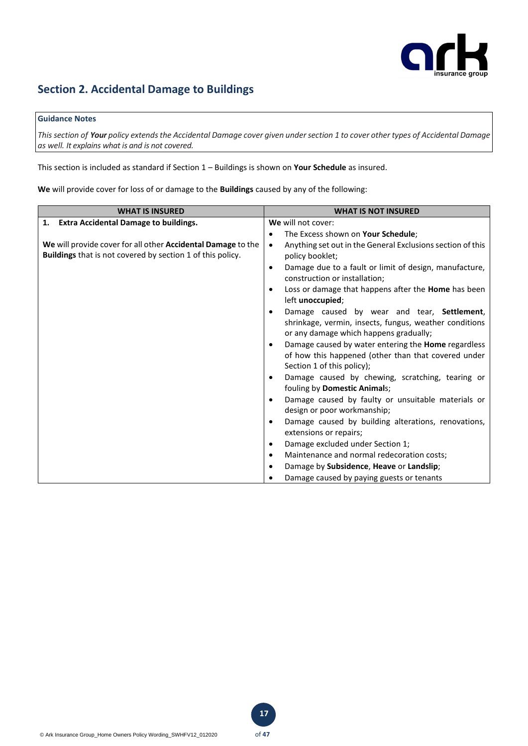## Section 2. Accidental Damage to Buildings

**Guidance Notes**

*This section of **Your** policy extends the Accidental Damage cover given under section 1 to cover other types of Accidental Damage as well. It explains what is and is not covered.*

This section is included as standard if Section 1 – Buildings is shown on **Your Schedule** as insured.

**We** will provide cover for loss of or damage to the **Buildings** caused by any of the following:

| WHAT IS INSURED | WHAT IS NOT INSURED |
|---|---|
| **1. Extra Accidental Damage to buildings.**<br><br>**We** will provide cover for all other **Accidental Damage** to the **Buildings** that is not covered by section 1 of this policy. | **We** will not cover:<br>• The Excess shown on **Your Schedule**;<br>• Anything set out in the General Exclusions section of this policy booklet;<br>• Damage due to a fault or limit of design, manufacture, construction or installation;<br>• Loss or damage that happens after the **Home** has been left **unoccupied**;<br>• Damage caused by wear and tear, **Settlement**, shrinkage, vermin, insects, fungus, weather conditions or any damage which happens gradually;<br>• Damage caused by water entering the **Home** regardless of how this happened (other than that covered under Section 1 of this policy);<br>• Damage caused by chewing, scratching, tearing or fouling by **Domestic Animal**s;<br>• Damage caused by faulty or unsuitable materials or design or poor workmanship;<br>• Damage caused by building alterations, renovations, extensions or repairs;<br>• Damage excluded under Section 1;<br>• Maintenance and normal redecoration costs;<br>• Damage by **Subsidence**, **Heave** or **Landslip**;<br>• Damage caused by paying guests or tenants |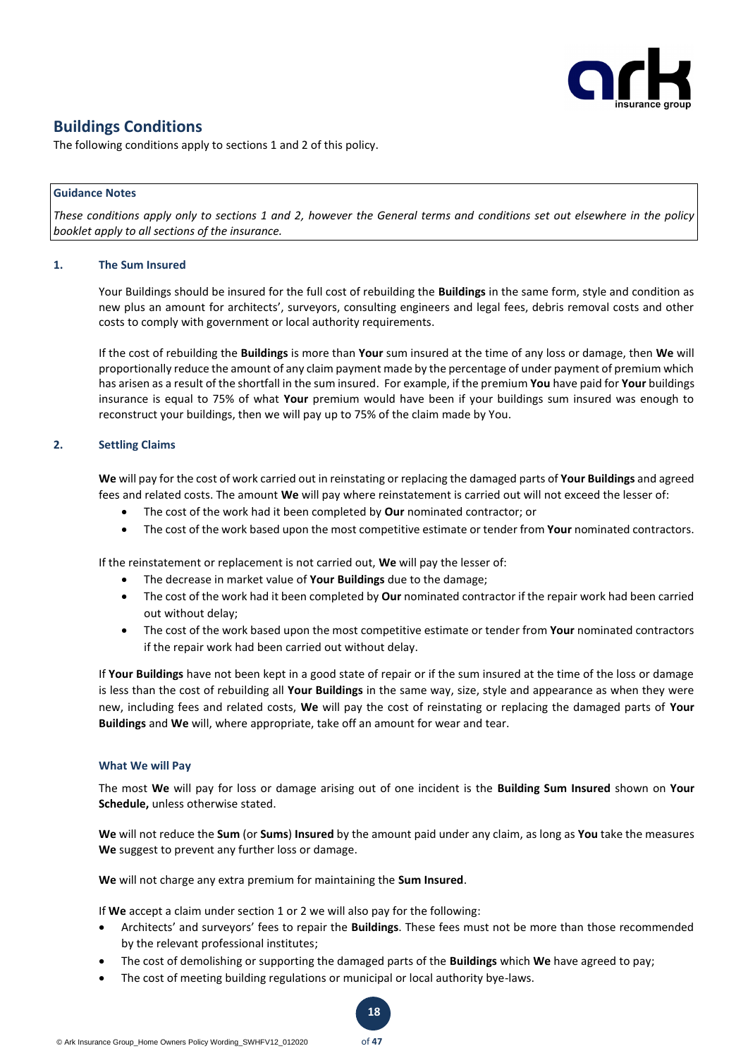## Buildings Conditions

The following conditions apply to sections 1 and 2 of this policy.

> **Guidance Notes**
>
> *These conditions apply only to sections 1 and 2, however the General terms and conditions set out elsewhere in the policy booklet apply to all sections of the insurance.*

### 1. The Sum Insured

Your Buildings should be insured for the full cost of rebuilding the **Buildings** in the same form, style and condition as new plus an amount for architects', surveyors, consulting engineers and legal fees, debris removal costs and other costs to comply with government or local authority requirements.

If the cost of rebuilding the **Buildings** is more than **Your** sum insured at the time of any loss or damage, then **We** will proportionally reduce the amount of any claim payment made by the percentage of under payment of premium which has arisen as a result of the shortfall in the sum insured. For example, if the premium **You** have paid for **Your** buildings insurance is equal to 75% of what **Your** premium would have been if your buildings sum insured was enough to reconstruct your buildings, then we will pay up to 75% of the claim made by You.

### 2. Settling Claims

**We** will pay for the cost of work carried out in reinstating or replacing the damaged parts of **Your Buildings** and agreed fees and related costs. The amount **We** will pay where reinstatement is carried out will not exceed the lesser of:

- The cost of the work had it been completed by **Our** nominated contractor; or
- The cost of the work based upon the most competitive estimate or tender from **Your** nominated contractors.

If the reinstatement or replacement is not carried out, **We** will pay the lesser of:

- The decrease in market value of **Your Buildings** due to the damage;
- The cost of the work had it been completed by **Our** nominated contractor if the repair work had been carried out without delay;
- The cost of the work based upon the most competitive estimate or tender from **Your** nominated contractors if the repair work had been carried out without delay.

If **Your Buildings** have not been kept in a good state of repair or if the sum insured at the time of the loss or damage is less than the cost of rebuilding all **Your Buildings** in the same way, size, style and appearance as when they were new, including fees and related costs, **We** will pay the cost of reinstating or replacing the damaged parts of **Your Buildings** and **We** will, where appropriate, take off an amount for wear and tear.

#### What We will Pay

The most **We** will pay for loss or damage arising out of one incident is the **Building Sum Insured** shown on **Your Schedule,** unless otherwise stated.

**We** will not reduce the **Sum** (or **Sums**) **Insured** by the amount paid under any claim, as long as **You** take the measures **We** suggest to prevent any further loss or damage.

**We** will not charge any extra premium for maintaining the **Sum Insured**.

If **We** accept a claim under section 1 or 2 we will also pay for the following:

- Architects' and surveyors' fees to repair the **Buildings**. These fees must not be more than those recommended by the relevant professional institutes;
- The cost of demolishing or supporting the damaged parts of the **Buildings** which **We** have agreed to pay;
- The cost of meeting building regulations or municipal or local authority bye-laws.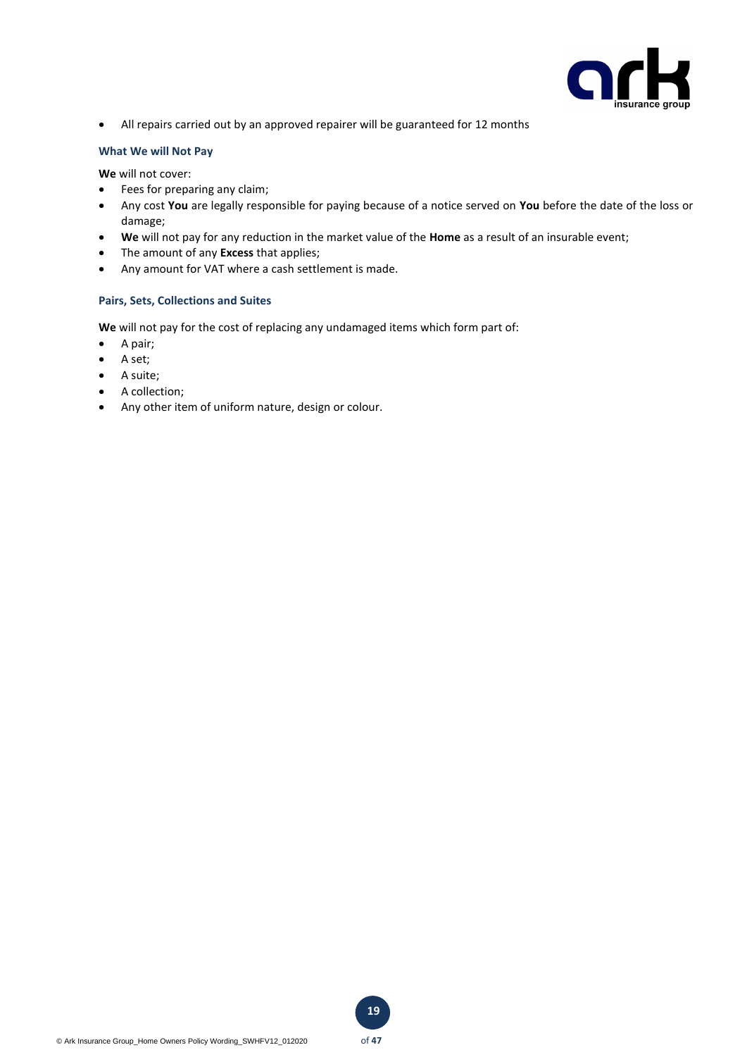- All repairs carried out by an approved repairer will be guaranteed for 12 months

### What We will Not Pay

**We** will not cover:

- Fees for preparing any claim;
- Any cost **You** are legally responsible for paying because of a notice served on **You** before the date of the loss or damage;
- **We** will not pay for any reduction in the market value of the **Home** as a result of an insurable event;
- The amount of any **Excess** that applies;
- Any amount for VAT where a cash settlement is made.

### Pairs, Sets, Collections and Suites

**We** will not pay for the cost of replacing any undamaged items which form part of:

- A pair;
- A set;
- A suite;
- A collection;
- Any other item of uniform nature, design or colour.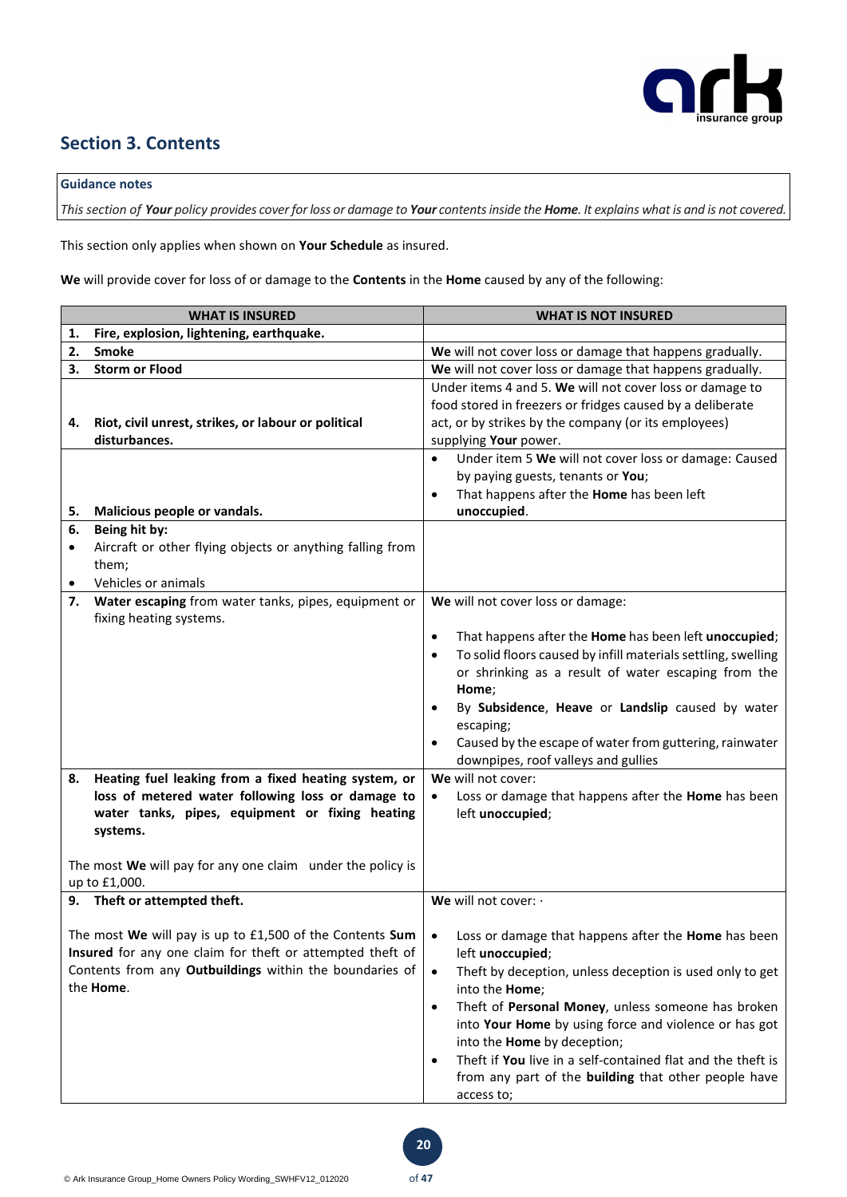## Section 3. Contents

**Guidance notes**

*This section of **Your** policy provides cover for loss or damage to **Your** contents inside the **Home**. It explains what is and is not covered.*

This section only applies when shown on **Your Schedule** as insured.

**We** will provide cover for loss of or damage to the **Contents** in the **Home** caused by any of the following:

| WHAT IS INSURED | WHAT IS NOT INSURED |
|---|---|
| **1. Fire, explosion, lightening, earthquake.** | |
| **2. Smoke** | **We** will not cover loss or damage that happens gradually. |
| **3. Storm or Flood** | **We** will not cover loss or damage that happens gradually. |
| **4. Riot, civil unrest, strikes, or labour or political disturbances.** | Under items 4 and 5. **We** will not cover loss or damage to food stored in freezers or fridges caused by a deliberate act, or by strikes by the company (or its employees) supplying **Your** power. |
| **5. Malicious people or vandals.** | • Under item 5 **We** will not cover loss or damage: Caused by paying guests, tenants or **You**;<br>• That happens after the **Home** has been left **unoccupied**. |
| **6. Being hit by:**<br>• Aircraft or other flying objects or anything falling from them;<br>• Vehicles or animals | |
| **7. Water escaping** from water tanks, pipes, equipment or fixing heating systems. | **We** will not cover loss or damage:<br>• That happens after the **Home** has been left **unoccupied**;<br>• To solid floors caused by infill materials settling, swelling or shrinking as a result of water escaping from the **Home**;<br>• By **Subsidence**, **Heave** or **Landslip** caused by water escaping;<br>• Caused by the escape of water from guttering, rainwater downpipes, roof valleys and gullies |
| **8. Heating fuel leaking from a fixed heating system, or loss of metered water following loss or damage to water tanks, pipes, equipment or fixing heating systems.**<br><br>The most **We** will pay for any one claim under the policy is up to £1,000. | **We** will not cover:<br>• Loss or damage that happens after the **Home** has been left **unoccupied**; |
| **9. Theft or attempted theft.**<br><br>The most **We** will pay is up to £1,500 of the Contents **Sum Insured** for any one claim for theft or attempted theft of Contents from any **Outbuildings** within the boundaries of the **Home**. | **We** will not cover: ·<br>• Loss or damage that happens after the **Home** has been left **unoccupied**;<br>• Theft by deception, unless deception is used only to get into the **Home**;<br>• Theft of **Personal Money**, unless someone has broken into **Your Home** by using force and violence or has got into the **Home** by deception;<br>• Theft if **You** live in a self-contained flat and the theft is from any part of the **building** that other people have access to; |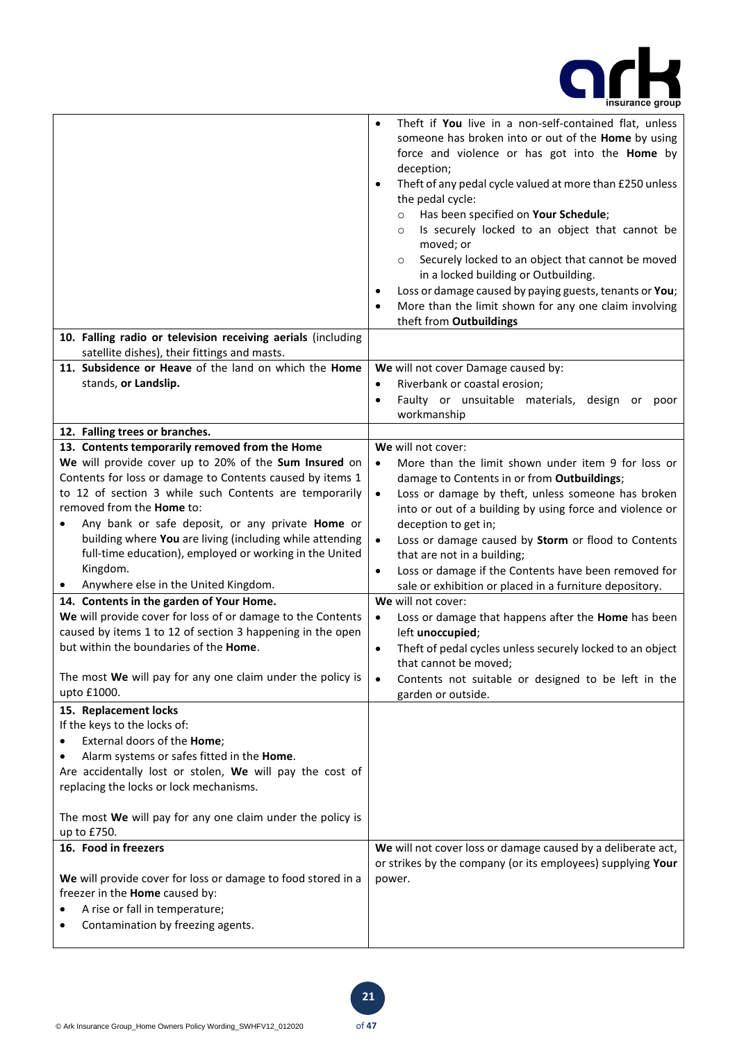| | |
|---|---|
| | • Theft if **You** live in a non-self-contained flat, unless someone has broken into or out of the **Home** by using force and violence or has got into the **Home** by deception;<br>• Theft of any pedal cycle valued at more than £250 unless the pedal cycle:<br>  ○ Has been specified on **Your Schedule**;<br>  ○ Is securely locked to an object that cannot be moved; or<br>  ○ Securely locked to an object that cannot be moved in a locked building or Outbuilding.<br>• Loss or damage caused by paying guests, tenants or **You**;<br>• More than the limit shown for any one claim involving theft from **Outbuildings** |
| **10. Falling radio or television receiving aerials** (including satellite dishes), their fittings and masts. | |
| **11. Subsidence or Heave** of the land on which the **Home** stands, **or Landslip.** | **We** will not cover Damage caused by:<br>• Riverbank or coastal erosion;<br>• Faulty or unsuitable materials, design or poor workmanship |
| **12. Falling trees or branches.** | |
| **13. Contents temporarily removed from the Home**<br>**We** will provide cover up to 20% of the **Sum Insured** on Contents for loss or damage to Contents caused by items 1 to 12 of section 3 while such Contents are temporarily removed from the **Home** to:<br>• Any bank or safe deposit, or any private **Home** or building where **You** are living (including while attending full-time education), employed or working in the United Kingdom.<br>• Anywhere else in the United Kingdom. | **We** will not cover:<br>• More than the limit shown under item 9 for loss or damage to Contents in or from **Outbuildings**;<br>• Loss or damage by theft, unless someone has broken into or out of a building by using force and violence or deception to get in;<br>• Loss or damage caused by **Storm** or flood to Contents that are not in a building;<br>• Loss or damage if the Contents have been removed for sale or exhibition or placed in a furniture depository. |
| **14. Contents in the garden of Your Home.**<br>**We** will provide cover for loss of or damage to the Contents caused by items 1 to 12 of section 3 happening in the open but within the boundaries of the **Home**.<br><br>The most **We** will pay for any one claim under the policy is upto £1000. | **We** will not cover:<br>• Loss or damage that happens after the **Home** has been left **unoccupied**;<br>• Theft of pedal cycles unless securely locked to an object that cannot be moved;<br>• Contents not suitable or designed to be left in the garden or outside. |
| **15. Replacement locks**<br>If the keys to the locks of:<br>• External doors of the **Home**;<br>• Alarm systems or safes fitted in the **Home**.<br>Are accidentally lost or stolen, **We** will pay the cost of replacing the locks or lock mechanisms.<br><br>The most **We** will pay for any one claim under the policy is up to £750. | |
| **16. Food in freezers**<br><br>**We** will provide cover for loss or damage to food stored in a freezer in the **Home** caused by:<br>• A rise or fall in temperature;<br>• Contamination by freezing agents. | **We** will not cover loss or damage caused by a deliberate act, or strikes by the company (or its employees) supplying **Your** power. |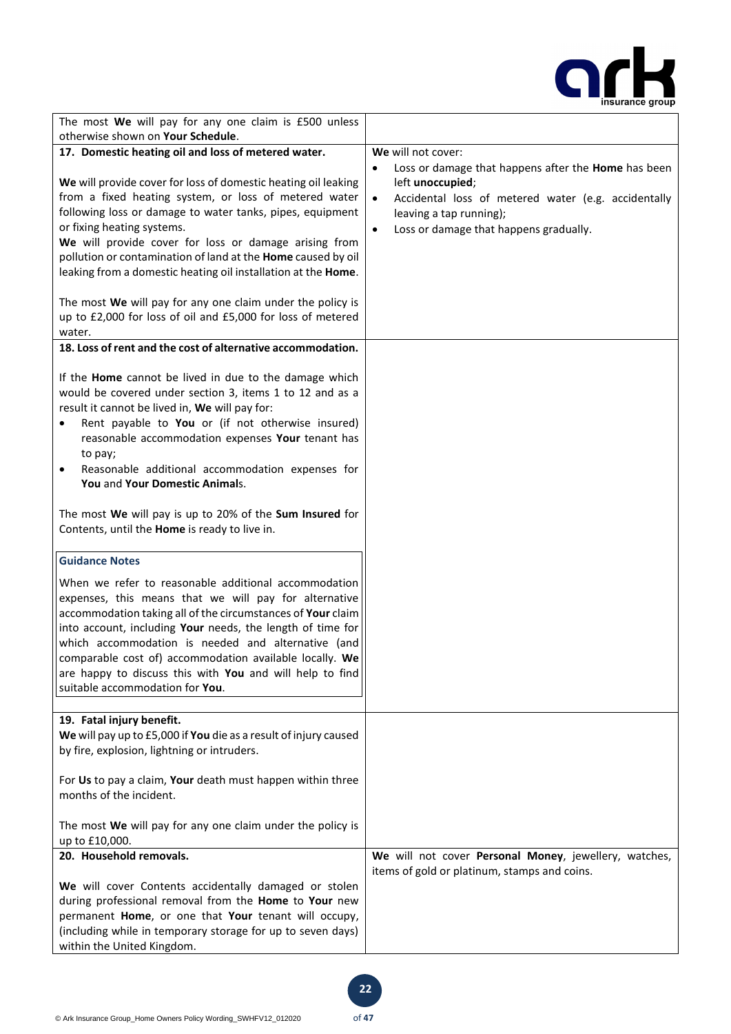| | |
|---|---|
| The most **We** will pay for any one claim is £500 unless otherwise shown on **Your Schedule**. | |
| **17. Domestic heating oil and loss of metered water.**<br><br>**We** will provide cover for loss of domestic heating oil leaking from a fixed heating system, or loss of metered water following loss or damage to water tanks, pipes, equipment or fixing heating systems.<br>**We** will provide cover for loss or damage arising from pollution or contamination of land at the **Home** caused by oil leaking from a domestic heating oil installation at the **Home**.<br><br>The most **We** will pay for any one claim under the policy is up to £2,000 for loss of oil and £5,000 for loss of metered water. | **We** will not cover:<br>• Loss or damage that happens after the **Home** has been left **unoccupied**;<br>• Accidental loss of metered water (e.g. accidentally leaving a tap running);<br>• Loss or damage that happens gradually. |
| **18. Loss of rent and the cost of alternative accommodation.**<br><br>If the **Home** cannot be lived in due to the damage which would be covered under section 3, items 1 to 12 and as a result it cannot be lived in, **We** will pay for:<br>• Rent payable to **You** or (if not otherwise insured) reasonable accommodation expenses **Your** tenant has to pay;<br>• Reasonable additional accommodation expenses for **You** and **Your Domestic Animal**s.<br><br>The most **We** will pay is up to 20% of the **Sum Insured** for Contents, until the **Home** is ready to live in.<br><br>**Guidance Notes**<br><br>When we refer to reasonable additional accommodation expenses, this means that we will pay for alternative accommodation taking all of the circumstances of **Your** claim into account, including **Your** needs, the length of time for which accommodation is needed and alternative (and comparable cost of) accommodation available locally. **We** are happy to discuss this with **You** and will help to find suitable accommodation for **You**. | |
| **19. Fatal injury benefit.**<br>**We** will pay up to £5,000 if **You** die as a result of injury caused by fire, explosion, lightning or intruders.<br><br>For **Us** to pay a claim, **Your** death must happen within three months of the incident.<br><br>The most **We** will pay for any one claim under the policy is up to £10,000. | |
| **20. Household removals.**<br><br>**We** will cover Contents accidentally damaged or stolen during professional removal from the **Home** to **Your** new permanent **Home**, or one that **Your** tenant will occupy, (including while in temporary storage for up to seven days) within the United Kingdom. | **We** will not cover **Personal Money**, jewellery, watches, items of gold or platinum, stamps and coins. |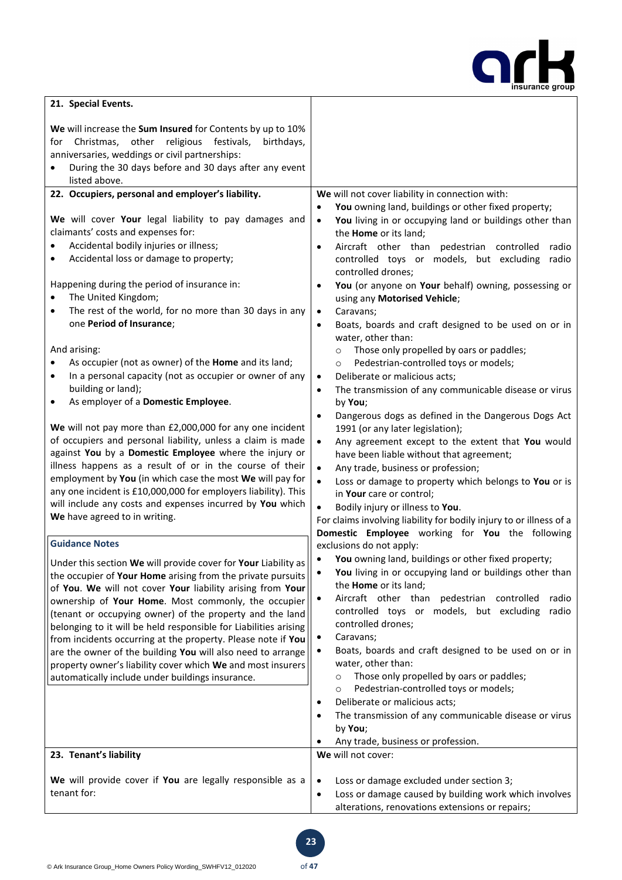| | |
|---|---|
| **21. Special Events.**<br><br>**We** will increase the **Sum Insured** for Contents by up to 10% for Christmas, other religious festivals, birthdays, anniversaries, weddings or civil partnerships:<br>• During the 30 days before and 30 days after any event listed above. | |
| **22. Occupiers, personal and employer's liability.**<br><br>**We** will cover **Your** legal liability to pay damages and claimants' costs and expenses for:<br>• Accidental bodily injuries or illness;<br>• Accidental loss or damage to property;<br><br>Happening during the period of insurance in:<br>• The United Kingdom;<br>• The rest of the world, for no more than 30 days in any one **Period of Insurance**;<br><br>And arising:<br>• As occupier (not as owner) of the **Home** and its land;<br>• In a personal capacity (not as occupier or owner of any building or land);<br>• As employer of a **Domestic Employee**.<br><br>**We** will not pay more than £2,000,000 for any one incident of occupiers and personal liability, unless a claim is made against **You** by a **Domestic Employee** where the injury or illness happens as a result of or in the course of their employment by **You** (in which case the most **We** will pay for any one incident is £10,000,000 for employers liability). This will include any costs and expenses incurred by **You** which **We** have agreed to in writing.<br><br>**Guidance Notes**<br><br>Under this section **We** will provide cover for **Your** Liability as the occupier of **Your Home** arising from the private pursuits of **You**. **We** will not cover **Your** liability arising from **Your** ownership of **Your Home**. Most commonly, the occupier (tenant or occupying owner) of the property and the land belonging to it will be held responsible for Liabilities arising from incidents occurring at the property. Please note if **You** are the owner of the building **You** will also need to arrange property owner's liability cover which **We** and most insurers automatically include under buildings insurance. | **We** will not cover liability in connection with:<br>• **You** owning land, buildings or other fixed property;<br>• **You** living in or occupying land or buildings other than the **Home** or its land;<br>• Aircraft other than pedestrian controlled radio controlled toys or models, but excluding radio controlled drones;<br>• **You** (or anyone on **Your** behalf) owning, possessing or using any **Motorised Vehicle**;<br>• Caravans;<br>• Boats, boards and craft designed to be used on or in water, other than:<br>&nbsp;&nbsp;○ Those only propelled by oars or paddles;<br>&nbsp;&nbsp;○ Pedestrian-controlled toys or models;<br>• Deliberate or malicious acts;<br>• The transmission of any communicable disease or virus by **You**;<br>• Dangerous dogs as defined in the Dangerous Dogs Act 1991 (or any later legislation);<br>• Any agreement except to the extent that **You** would have been liable without that agreement;<br>• Any trade, business or profession;<br>• Loss or damage to property which belongs to **You** or is in **Your** care or control;<br>• Bodily injury or illness to **You**.<br><br>For claims involving liability for bodily injury to or illness of a **Domestic Employee** working for **You** the following exclusions do not apply:<br>• **You** owning land, buildings or other fixed property;<br>• **You** living in or occupying land or buildings other than the **Home** or its land;<br>• Aircraft other than pedestrian controlled radio controlled toys or models, but excluding radio controlled drones;<br>• Caravans;<br>• Boats, boards and craft designed to be used on or in water, other than:<br>&nbsp;&nbsp;○ Those only propelled by oars or paddles;<br>&nbsp;&nbsp;○ Pedestrian-controlled toys or models;<br>• Deliberate or malicious acts;<br>• The transmission of any communicable disease or virus by **You**;<br>• Any trade, business or profession. |
| **23. Tenant's liability**<br><br>**We** will provide cover if **You** are legally responsible as a tenant for: | **We** will not cover:<br><br>• Loss or damage excluded under section 3;<br>• Loss or damage caused by building work which involves alterations, renovations extensions or repairs; |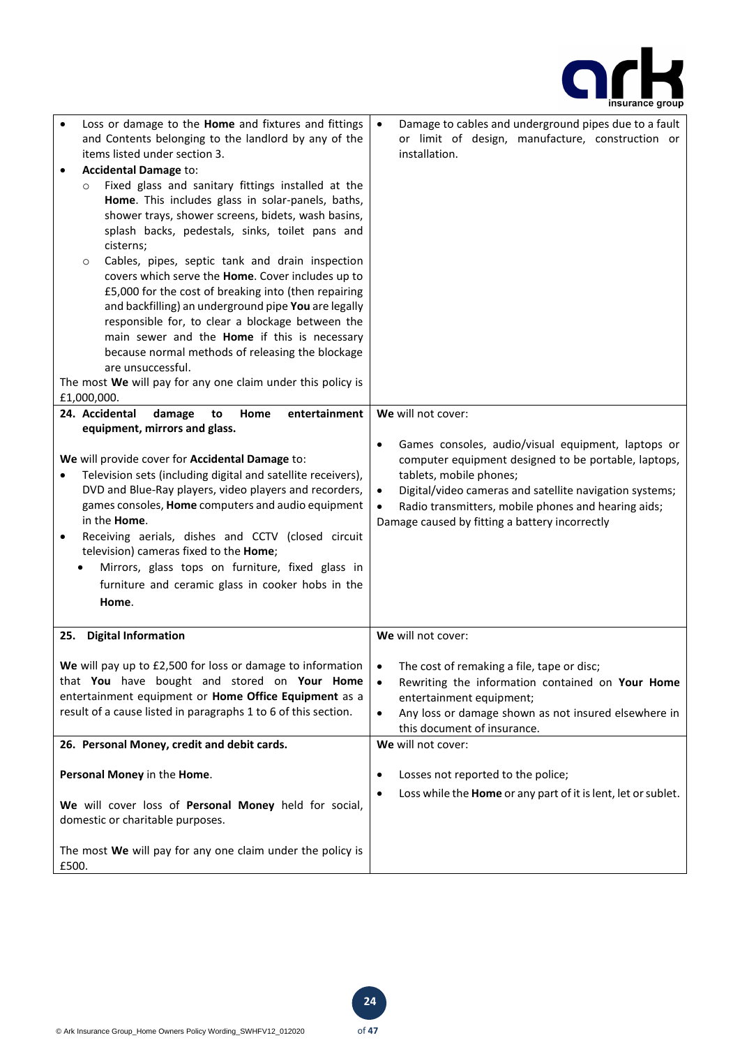| | |
|---|---|
| • Loss or damage to the **Home** and fixtures and fittings and Contents belonging to the landlord by any of the items listed under section 3.<br>• **Accidental Damage** to:<br>&nbsp;&nbsp;&nbsp;&nbsp;○ Fixed glass and sanitary fittings installed at the **Home**. This includes glass in solar-panels, baths, shower trays, shower screens, bidets, wash basins, splash backs, pedestals, sinks, toilet pans and cisterns;<br>&nbsp;&nbsp;&nbsp;&nbsp;○ Cables, pipes, septic tank and drain inspection covers which serve the **Home**. Cover includes up to £5,000 for the cost of breaking into (then repairing and backfilling) an underground pipe **You** are legally responsible for, to clear a blockage between the main sewer and the **Home** if this is necessary because normal methods of releasing the blockage are unsuccessful.<br><br>The most **We** will pay for any one claim under this policy is £1,000,000. | • Damage to cables and underground pipes due to a fault or limit of design, manufacture, construction or installation. |
| **24. Accidental damage to Home entertainment equipment, mirrors and glass.**<br><br>**We** will provide cover for **Accidental Damage** to:<br>• Television sets (including digital and satellite receivers), DVD and Blue-Ray players, video players and recorders, games consoles, **Home** computers and audio equipment in the **Home**.<br>• Receiving aerials, dishes and CCTV (closed circuit television) cameras fixed to the **Home**;<br>• Mirrors, glass tops on furniture, fixed glass in furniture and ceramic glass in cooker hobs in the **Home**. | **We** will not cover:<br><br>• Games consoles, audio/visual equipment, laptops or computer equipment designed to be portable, laptops, tablets, mobile phones;<br>• Digital/video cameras and satellite navigation systems;<br>• Radio transmitters, mobile phones and hearing aids;<br><br>Damage caused by fitting a battery incorrectly |
| **25. Digital Information**<br><br>**We** will pay up to £2,500 for loss or damage to information that **You** have bought and stored on **Your Home** entertainment equipment or **Home Office Equipment** as a result of a cause listed in paragraphs 1 to 6 of this section. | **We** will not cover:<br><br>• The cost of remaking a file, tape or disc;<br>• Rewriting the information contained on **Your Home** entertainment equipment;<br>• Any loss or damage shown as not insured elsewhere in this document of insurance. |
| **26. Personal Money, credit and debit cards.**<br><br>**Personal Money** in the **Home**.<br><br>**We** will cover loss of **Personal Money** held for social, domestic or charitable purposes.<br><br>The most **We** will pay for any one claim under the policy is £500. | **We** will not cover:<br><br>• Losses not reported to the police;<br>• Loss while the **Home** or any part of it is lent, let or sublet. |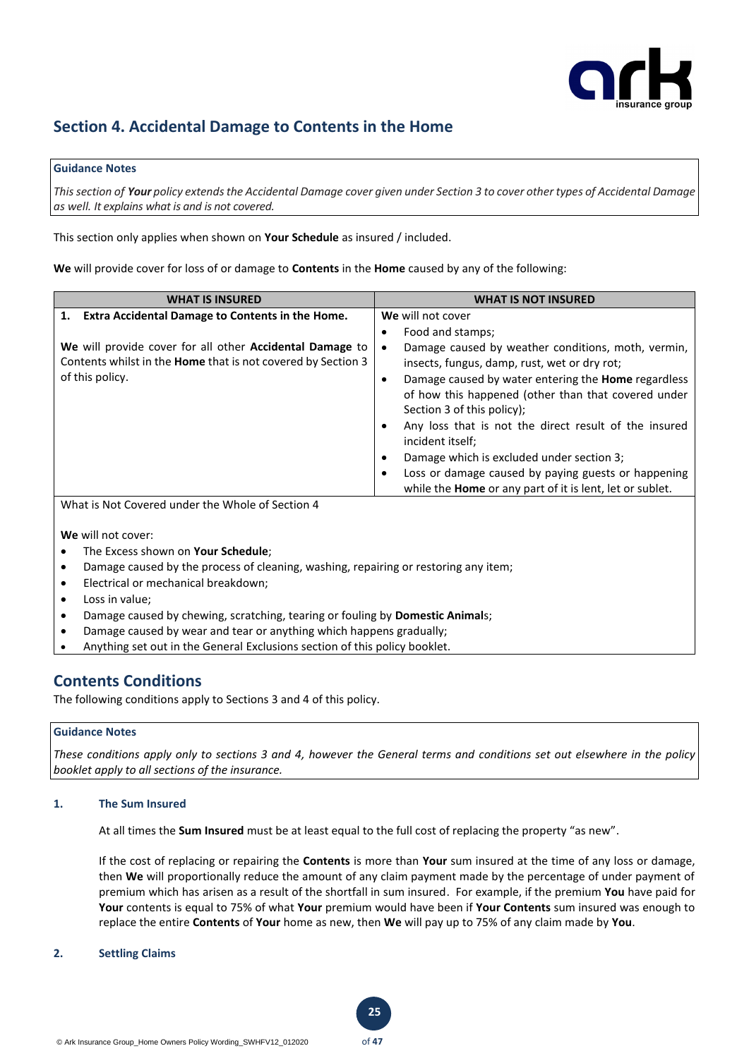## Section 4. Accidental Damage to Contents in the Home

**Guidance Notes**

*This section of **Your** policy extends the Accidental Damage cover given under Section 3 to cover other types of Accidental Damage as well. It explains what is and is not covered.*

This section only applies when shown on **Your Schedule** as insured / included.

**We** will provide cover for loss of or damage to **Contents** in the **Home** caused by any of the following:

| WHAT IS INSURED | WHAT IS NOT INSURED |
|---|---|
| **1. Extra Accidental Damage to Contents in the Home.**<br><br>**We** will provide cover for all other **Accidental Damage** to Contents whilst in the **Home** that is not covered by Section 3 of this policy. | **We** will not cover<br>• Food and stamps;<br>• Damage caused by weather conditions, moth, vermin, insects, fungus, damp, rust, wet or dry rot;<br>• Damage caused by water entering the **Home** regardless of how this happened (other than that covered under Section 3 of this policy);<br>• Any loss that is not the direct result of the insured incident itself;<br>• Damage which is excluded under section 3;<br>• Loss or damage caused by paying guests or happening while the **Home** or any part of it is lent, let or sublet. |

What is Not Covered under the Whole of Section 4

**We** will not cover:

- The Excess shown on **Your Schedule**;
- Damage caused by the process of cleaning, washing, repairing or restoring any item;
- Electrical or mechanical breakdown;
- Loss in value;
- Damage caused by chewing, scratching, tearing or fouling by **Domestic Animal**s;
- Damage caused by wear and tear or anything which happens gradually;
- Anything set out in the General Exclusions section of this policy booklet.

## Contents Conditions

The following conditions apply to Sections 3 and 4 of this policy.

**Guidance Notes**

*These conditions apply only to sections 3 and 4, however the General terms and conditions set out elsewhere in the policy booklet apply to all sections of the insurance.*

### 1. The Sum Insured

At all times the **Sum Insured** must be at least equal to the full cost of replacing the property "as new".

If the cost of replacing or repairing the **Contents** is more than **Your** sum insured at the time of any loss or damage, then **We** will proportionally reduce the amount of any claim payment made by the percentage of under payment of premium which has arisen as a result of the shortfall in sum insured. For example, if the premium **You** have paid for **Your** contents is equal to 75% of what **Your** premium would have been if **Your Contents** sum insured was enough to replace the entire **Contents** of **Your** home as new, then **We** will pay up to 75% of any claim made by **You**.

### 2. Settling Claims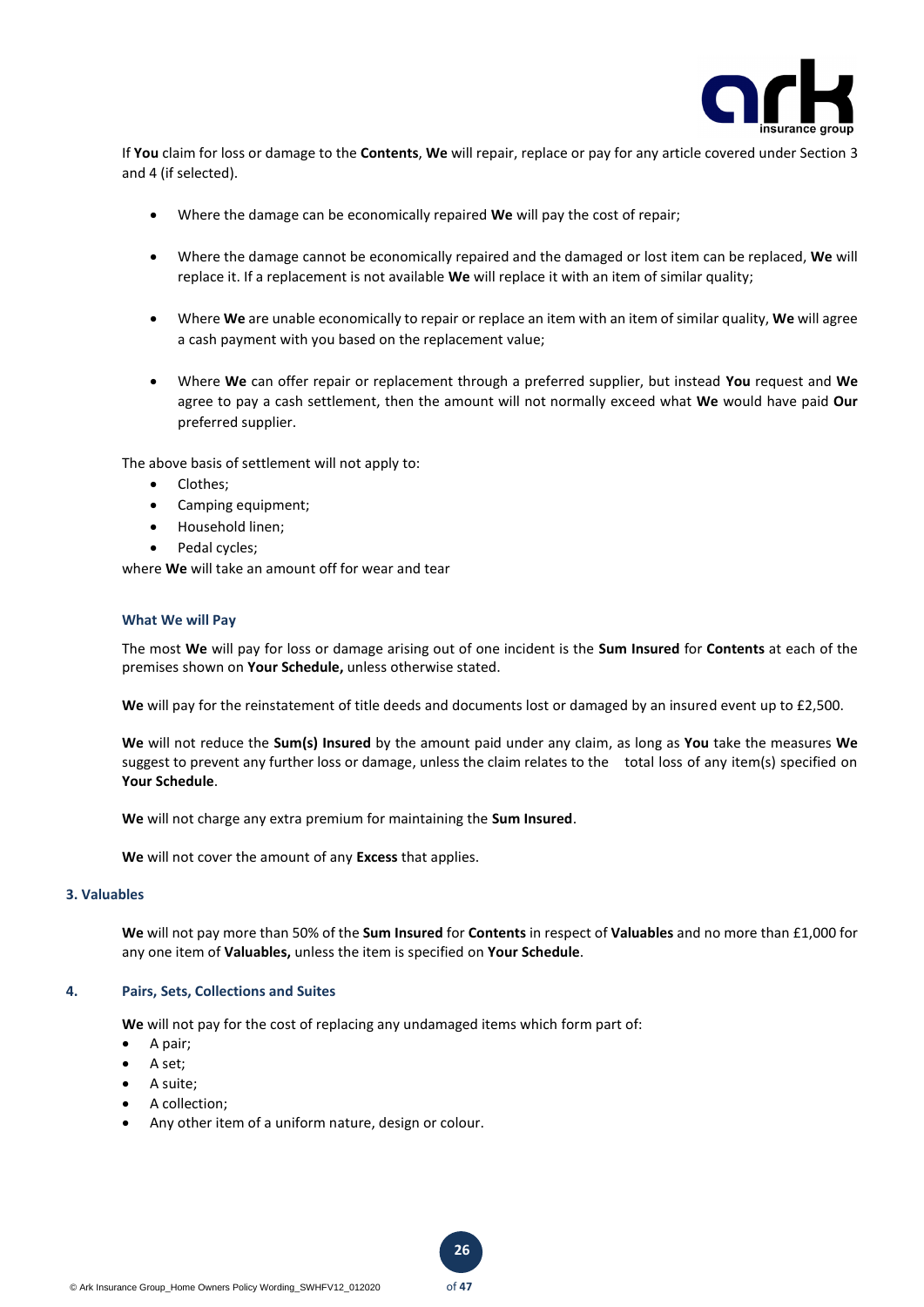If **You** claim for loss or damage to the **Contents**, **We** will repair, replace or pay for any article covered under Section 3 and 4 (if selected).

- Where the damage can be economically repaired **We** will pay the cost of repair;
- Where the damage cannot be economically repaired and the damaged or lost item can be replaced, **We** will replace it. If a replacement is not available **We** will replace it with an item of similar quality;
- Where **We** are unable economically to repair or replace an item with an item of similar quality, **We** will agree a cash payment with you based on the replacement value;
- Where **We** can offer repair or replacement through a preferred supplier, but instead **You** request and **We** agree to pay a cash settlement, then the amount will not normally exceed what **We** would have paid **Our** preferred supplier.

The above basis of settlement will not apply to:

- Clothes;
- Camping equipment;
- Household linen;
- Pedal cycles;

where **We** will take an amount off for wear and tear

### What We will Pay

The most **We** will pay for loss or damage arising out of one incident is the **Sum Insured** for **Contents** at each of the premises shown on **Your Schedule,** unless otherwise stated.

**We** will pay for the reinstatement of title deeds and documents lost or damaged by an insured event up to £2,500.

**We** will not reduce the **Sum(s) Insured** by the amount paid under any claim, as long as **You** take the measures **We** suggest to prevent any further loss or damage, unless the claim relates to the total loss of any item(s) specified on **Your Schedule**.

**We** will not charge any extra premium for maintaining the **Sum Insured**.

**We** will not cover the amount of any **Excess** that applies.

### 3. Valuables

**We** will not pay more than 50% of the **Sum Insured** for **Contents** in respect of **Valuables** and no more than £1,000 for any one item of **Valuables,** unless the item is specified on **Your Schedule**.

### 4. Pairs, Sets, Collections and Suites

**We** will not pay for the cost of replacing any undamaged items which form part of:

- A pair;
- A set;
- A suite;
- A collection;
- Any other item of a uniform nature, design or colour.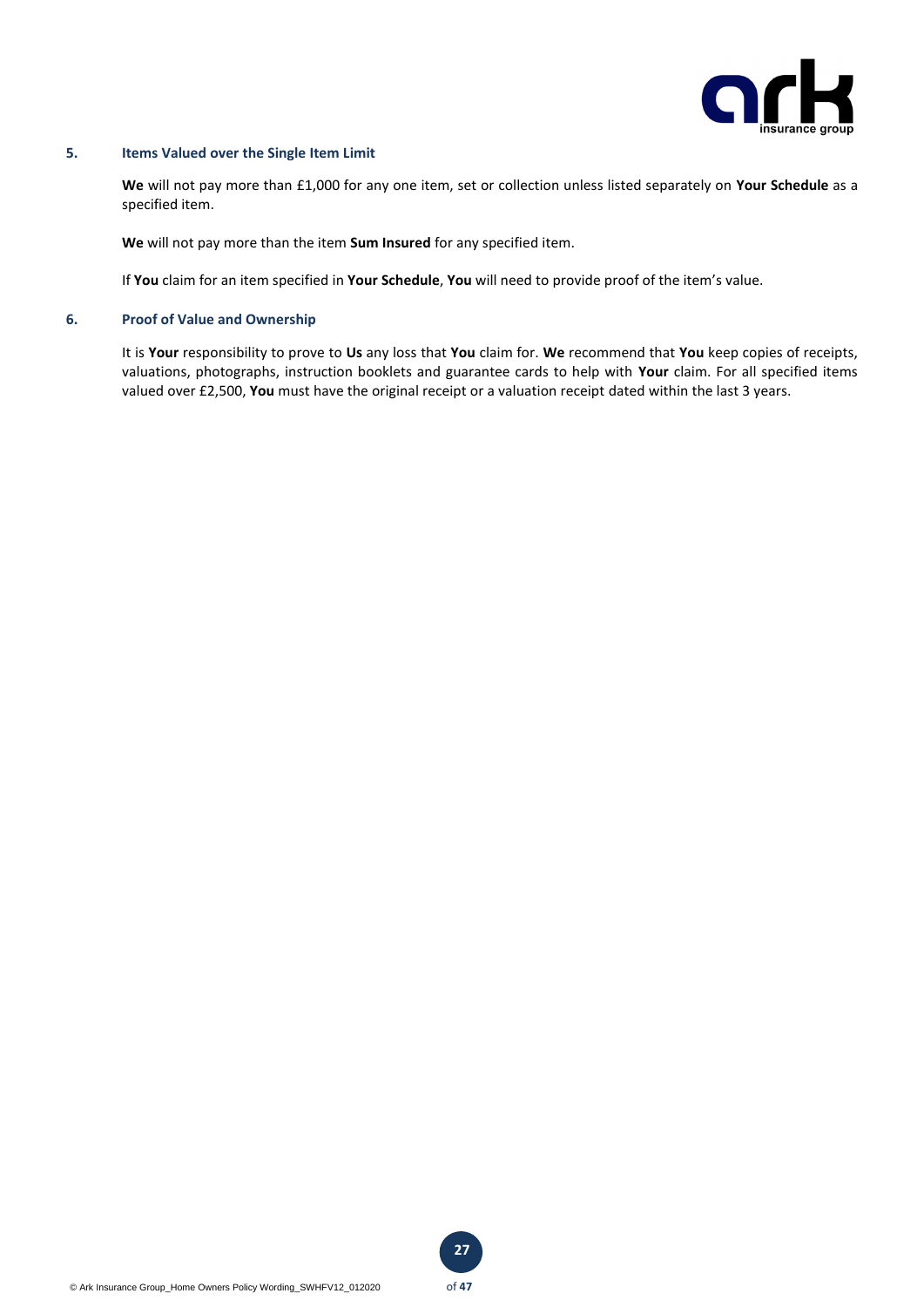### 5. Items Valued over the Single Item Limit

**We** will not pay more than £1,000 for any one item, set or collection unless listed separately on **Your Schedule** as a specified item.

**We** will not pay more than the item **Sum Insured** for any specified item.

If **You** claim for an item specified in **Your Schedule**, **You** will need to provide proof of the item's value.

### 6. Proof of Value and Ownership

It is **Your** responsibility to prove to **Us** any loss that **You** claim for. **We** recommend that **You** keep copies of receipts, valuations, photographs, instruction booklets and guarantee cards to help with **Your** claim. For all specified items valued over £2,500, **You** must have the original receipt or a valuation receipt dated within the last 3 years.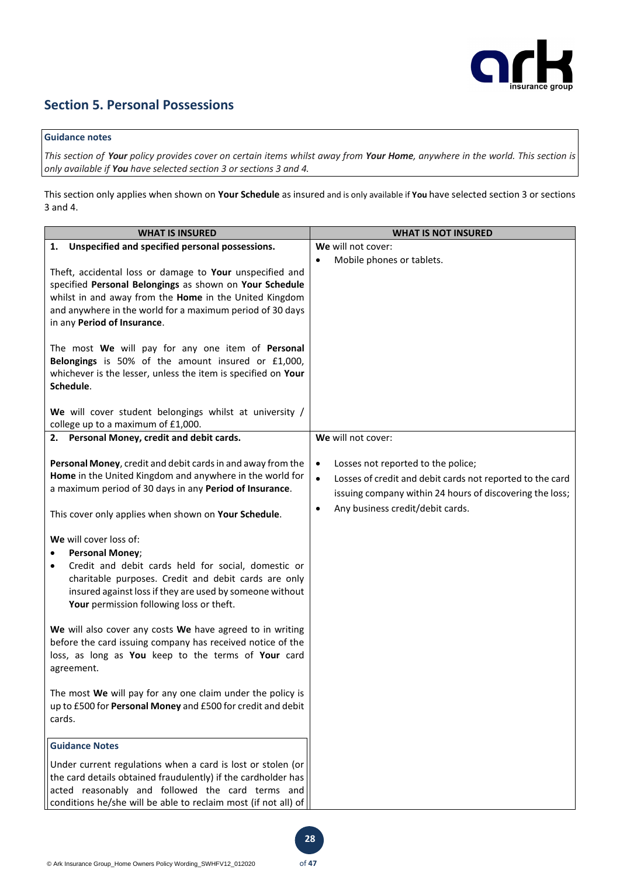## Section 5. Personal Possessions

**Guidance notes**

*This section of **Your** policy provides cover on certain items whilst away from **Your Home**, anywhere in the world. This section is only available if **You** have selected section 3 or sections 3 and 4.*

This section only applies when shown on **Your Schedule** as insured and is only available if **You** have selected section 3 or sections 3 and 4.

| WHAT IS INSURED | WHAT IS NOT INSURED |
|---|---|
| **1. Unspecified and specified personal possessions.**<br><br>Theft, accidental loss or damage to **Your** unspecified and specified **Personal Belongings** as shown on **Your Schedule** whilst in and away from the **Home** in the United Kingdom and anywhere in the world for a maximum period of 30 days in any **Period of Insurance**.<br><br>The most **We** will pay for any one item of **Personal Belongings** is 50% of the amount insured or £1,000, whichever is the lesser, unless the item is specified on **Your Schedule**.<br><br>**We** will cover student belongings whilst at university / college up to a maximum of £1,000. | **We** will not cover:<br>• Mobile phones or tablets. |
| **2. Personal Money, credit and debit cards.**<br><br>**Personal Money**, credit and debit cards in and away from the **Home** in the United Kingdom and anywhere in the world for a maximum period of 30 days in any **Period of Insurance**.<br><br>This cover only applies when shown on **Your Schedule**.<br><br>**We** will cover loss of:<br>• **Personal Money**;<br>• Credit and debit cards held for social, domestic or charitable purposes. Credit and debit cards are only insured against loss if they are used by someone without **Your** permission following loss or theft.<br><br>**We** will also cover any costs **We** have agreed to in writing before the card issuing company has received notice of the loss, as long as **You** keep to the terms of **Your** card agreement.<br><br>The most **We** will pay for any one claim under the policy is up to £500 for **Personal Money** and £500 for credit and debit cards.<br><br>**Guidance Notes**<br><br>Under current regulations when a card is lost or stolen (or the card details obtained fraudulently) if the cardholder has acted reasonably and followed the card terms and conditions he/she will be able to reclaim most (if not all) of | **We** will not cover:<br><br>• Losses not reported to the police;<br>• Losses of credit and debit cards not reported to the card issuing company within 24 hours of discovering the loss;<br>• Any business credit/debit cards. |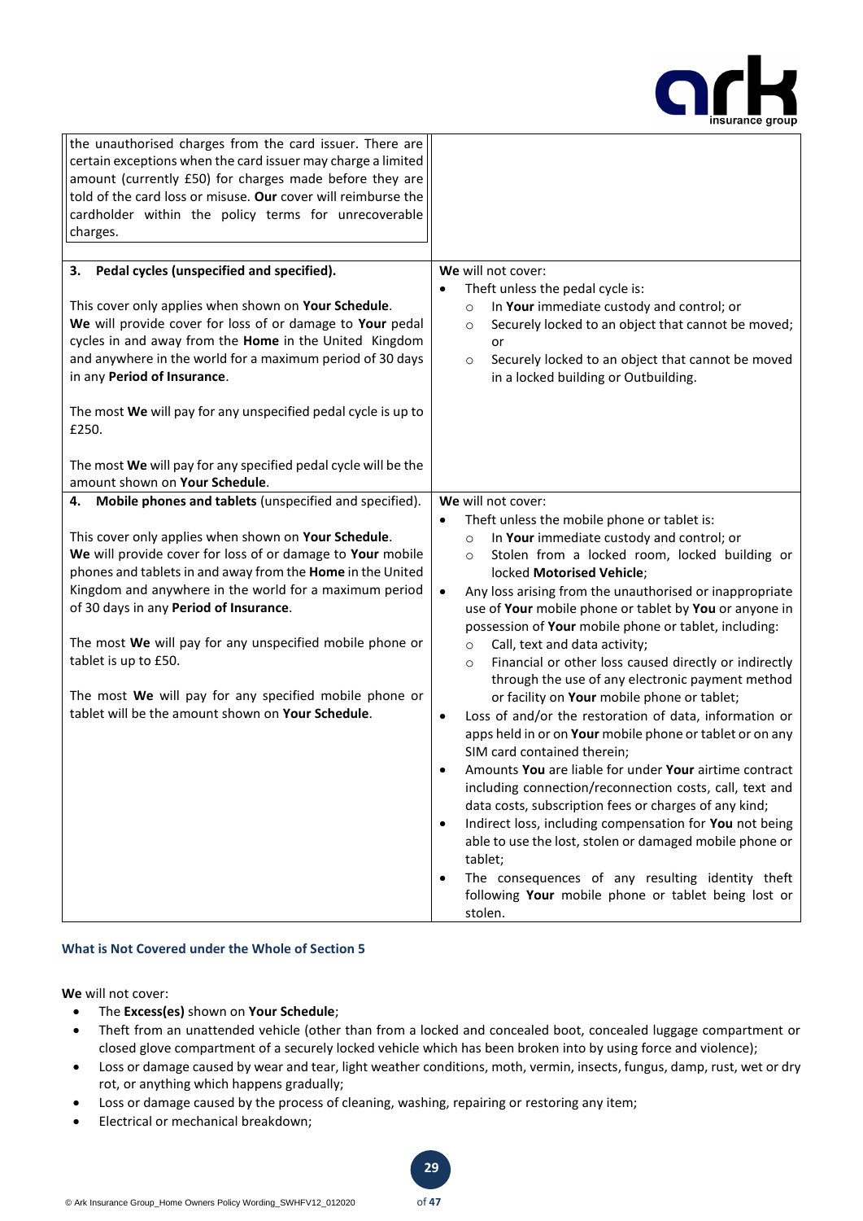| | |
|---|---|
| the unauthorised charges from the card issuer. There are certain exceptions when the card issuer may charge a limited amount (currently £50) for charges made before they are told of the card loss or misuse. **Our** cover will reimburse the cardholder within the policy terms for unrecoverable charges. | |
| **3. Pedal cycles (unspecified and specified).**<br><br>This cover only applies when shown on **Your Schedule**.<br>**We** will provide cover for loss of or damage to **Your** pedal cycles in and away from the **Home** in the United Kingdom and anywhere in the world for a maximum period of 30 days in any **Period of Insurance**.<br><br>The most **We** will pay for any unspecified pedal cycle is up to £250.<br><br>The most **We** will pay for any specified pedal cycle will be the amount shown on **Your Schedule**. | **We** will not cover:<br>• Theft unless the pedal cycle is:<br>  ○ In **Your** immediate custody and control; or<br>  ○ Securely locked to an object that cannot be moved; or<br>  ○ Securely locked to an object that cannot be moved in a locked building or Outbuilding. |
| **4. Mobile phones and tablets** (unspecified and specified).<br><br>This cover only applies when shown on **Your Schedule**.<br>**We** will provide cover for loss of or damage to **Your** mobile phones and tablets in and away from the **Home** in the United Kingdom and anywhere in the world for a maximum period of 30 days in any **Period of Insurance**.<br><br>The most **We** will pay for any unspecified mobile phone or tablet is up to £50.<br><br>The most **We** will pay for any specified mobile phone or tablet will be the amount shown on **Your Schedule**. | **We** will not cover:<br>• Theft unless the mobile phone or tablet is:<br>  ○ In **Your** immediate custody and control; or<br>  ○ Stolen from a locked room, locked building or locked **Motorised Vehicle**;<br>• Any loss arising from the unauthorised or inappropriate use of **Your** mobile phone or tablet by **You** or anyone in possession of **Your** mobile phone or tablet, including:<br>  ○ Call, text and data activity;<br>  ○ Financial or other loss caused directly or indirectly through the use of any electronic payment method or facility on **Your** mobile phone or tablet;<br>• Loss of and/or the restoration of data, information or apps held in or on **Your** mobile phone or tablet or on any SIM card contained therein;<br>• Amounts **You** are liable for under **Your** airtime contract including connection/reconnection costs, call, text and data costs, subscription fees or charges of any kind;<br>• Indirect loss, including compensation for **You** not being able to use the lost, stolen or damaged mobile phone or tablet;<br>• The consequences of any resulting identity theft following **Your** mobile phone or tablet being lost or stolen. |

### What is Not Covered under the Whole of Section 5

**We** will not cover:

- The **Excess(es)** shown on **Your Schedule**;
- Theft from an unattended vehicle (other than from a locked and concealed boot, concealed luggage compartment or closed glove compartment of a securely locked vehicle which has been broken into by using force and violence);
- Loss or damage caused by wear and tear, light weather conditions, moth, vermin, insects, fungus, damp, rust, wet or dry rot, or anything which happens gradually;
- Loss or damage caused by the process of cleaning, washing, repairing or restoring any item;
- Electrical or mechanical breakdown;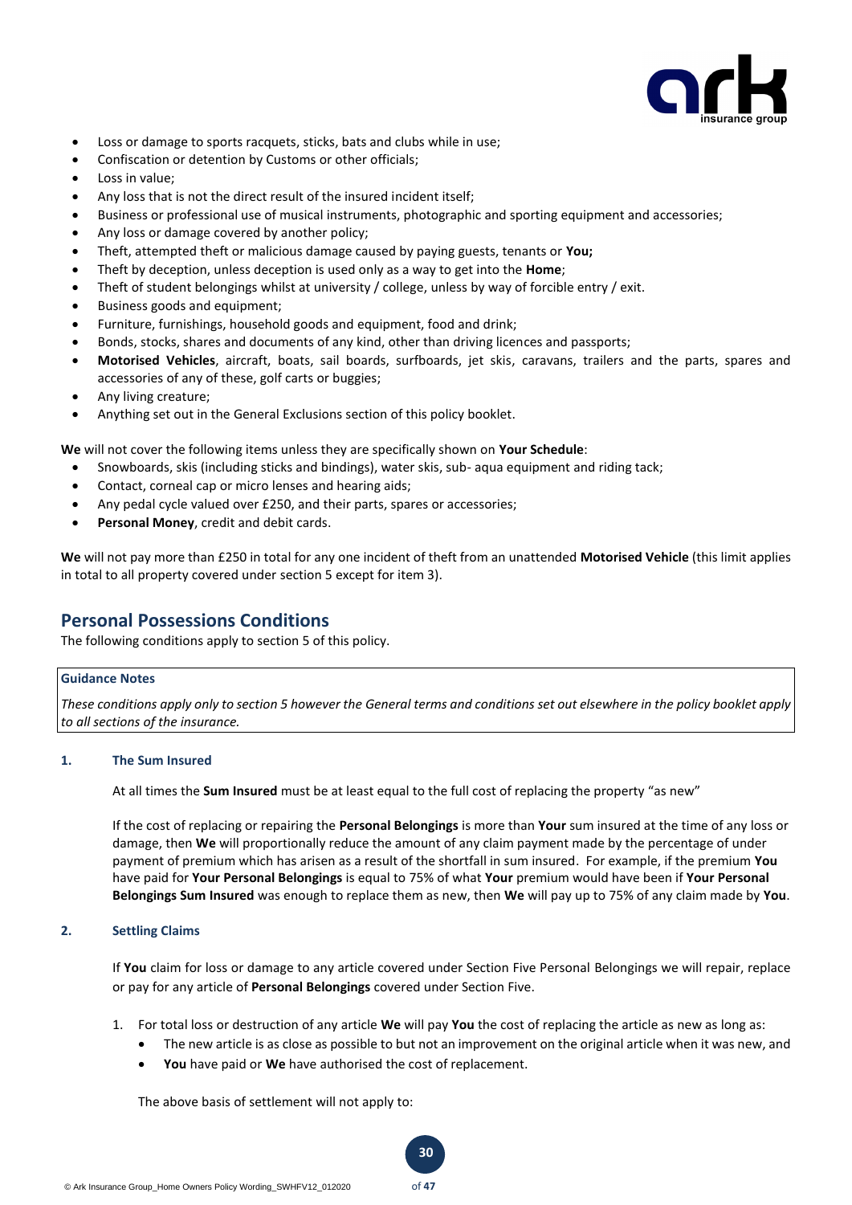- Loss or damage to sports racquets, sticks, bats and clubs while in use;
- Confiscation or detention by Customs or other officials;
- Loss in value;
- Any loss that is not the direct result of the insured incident itself;
- Business or professional use of musical instruments, photographic and sporting equipment and accessories;
- Any loss or damage covered by another policy;
- Theft, attempted theft or malicious damage caused by paying guests, tenants or **You;**
- Theft by deception, unless deception is used only as a way to get into the **Home**;
- Theft of student belongings whilst at university / college, unless by way of forcible entry / exit.
- Business goods and equipment;
- Furniture, furnishings, household goods and equipment, food and drink;
- Bonds, stocks, shares and documents of any kind, other than driving licences and passports;
- **Motorised Vehicles**, aircraft, boats, sail boards, surfboards, jet skis, caravans, trailers and the parts, spares and accessories of any of these, golf carts or buggies;
- Any living creature;
- Anything set out in the General Exclusions section of this policy booklet.

**We** will not cover the following items unless they are specifically shown on **Your Schedule**:

- Snowboards, skis (including sticks and bindings), water skis, sub- aqua equipment and riding tack;
- Contact, corneal cap or micro lenses and hearing aids;
- Any pedal cycle valued over £250, and their parts, spares or accessories;
- **Personal Money**, credit and debit cards.

**We** will not pay more than £250 in total for any one incident of theft from an unattended **Motorised Vehicle** (this limit applies in total to all property covered under section 5 except for item 3).

## Personal Possessions Conditions

The following conditions apply to section 5 of this policy.

> **Guidance Notes**
>
> *These conditions apply only to section 5 however the General terms and conditions set out elsewhere in the policy booklet apply to all sections of the insurance.*

#### 1. The Sum Insured

At all times the **Sum Insured** must be at least equal to the full cost of replacing the property "as new"

If the cost of replacing or repairing the **Personal Belongings** is more than **Your** sum insured at the time of any loss or damage, then **We** will proportionally reduce the amount of any claim payment made by the percentage of under payment of premium which has arisen as a result of the shortfall in sum insured. For example, if the premium **You** have paid for **Your Personal Belongings** is equal to 75% of what **Your** premium would have been if **Your Personal Belongings Sum Insured** was enough to replace them as new, then **We** will pay up to 75% of any claim made by **You**.

#### 2. Settling Claims

If **You** claim for loss or damage to any article covered under Section Five Personal Belongings we will repair, replace or pay for any article of **Personal Belongings** covered under Section Five.

1. For total loss or destruction of any article **We** will pay **You** the cost of replacing the article as new as long as:
   - The new article is as close as possible to but not an improvement on the original article when it was new, and
   - **You** have paid or **We** have authorised the cost of replacement.

   The above basis of settlement will not apply to: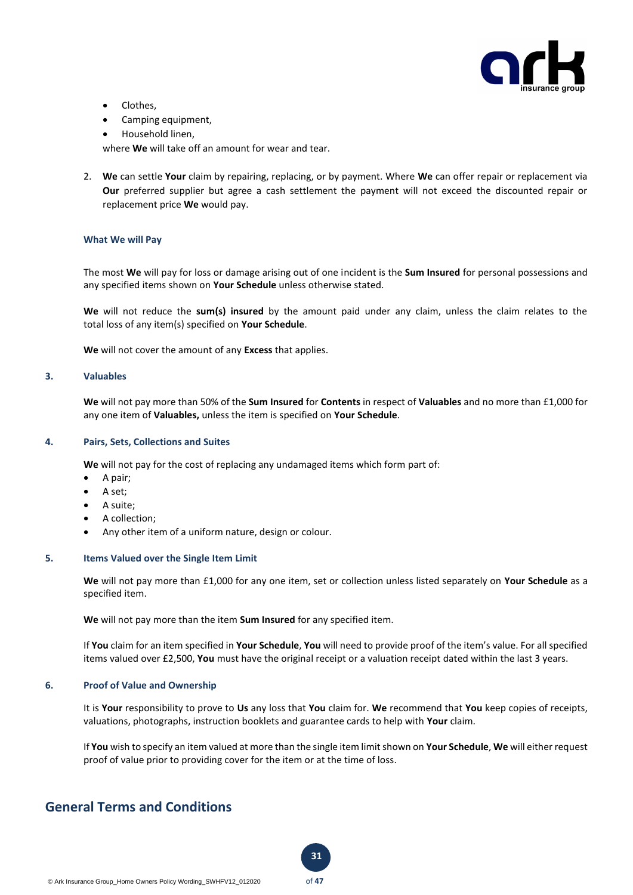- Clothes,
- Camping equipment,
- Household linen,

where **We** will take off an amount for wear and tear.

2. **We** can settle **Your** claim by repairing, replacing, or by payment. Where **We** can offer repair or replacement via **Our** preferred supplier but agree a cash settlement the payment will not exceed the discounted repair or replacement price **We** would pay.

### What We will Pay

The most **We** will pay for loss or damage arising out of one incident is the **Sum Insured** for personal possessions and any specified items shown on **Your Schedule** unless otherwise stated.

**We** will not reduce the **sum(s) insured** by the amount paid under any claim, unless the claim relates to the total loss of any item(s) specified on **Your Schedule**.

**We** will not cover the amount of any **Excess** that applies.

### 3. Valuables

**We** will not pay more than 50% of the **Sum Insured** for **Contents** in respect of **Valuables** and no more than £1,000 for any one item of **Valuables,** unless the item is specified on **Your Schedule**.

### 4. Pairs, Sets, Collections and Suites

**We** will not pay for the cost of replacing any undamaged items which form part of:

- A pair;
- A set;
- A suite;
- A collection;
- Any other item of a uniform nature, design or colour.

### 5. Items Valued over the Single Item Limit

**We** will not pay more than £1,000 for any one item, set or collection unless listed separately on **Your Schedule** as a specified item.

**We** will not pay more than the item **Sum Insured** for any specified item.

If **You** claim for an item specified in **Your Schedule**, **You** will need to provide proof of the item's value. For all specified items valued over £2,500, **You** must have the original receipt or a valuation receipt dated within the last 3 years.

### 6. Proof of Value and Ownership

It is **Your** responsibility to prove to **Us** any loss that **You** claim for. **We** recommend that **You** keep copies of receipts, valuations, photographs, instruction booklets and guarantee cards to help with **Your** claim.

If **You** wish to specify an item valued at more than the single item limit shown on **Your Schedule**, **We** will either request proof of value prior to providing cover for the item or at the time of loss.

## General Terms and Conditions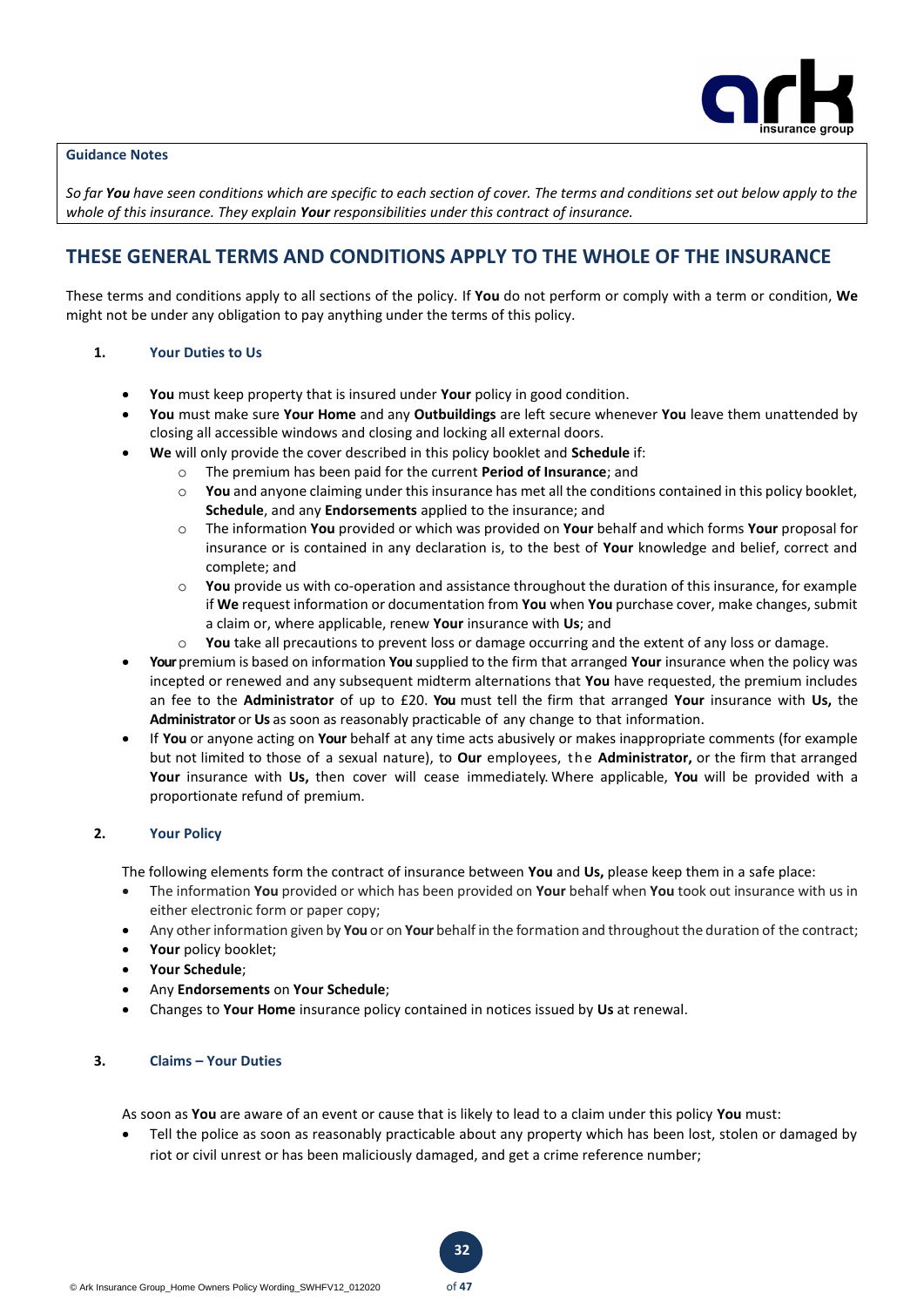**Guidance Notes**

*So far **You** have seen conditions which are specific to each section of cover. The terms and conditions set out below apply to the whole of this insurance. They explain **Your** responsibilities under this contract of insurance.*

## THESE GENERAL TERMS AND CONDITIONS APPLY TO THE WHOLE OF THE INSURANCE

These terms and conditions apply to all sections of the policy. If **You** do not perform or comply with a term or condition, **We** might not be under any obligation to pay anything under the terms of this policy.

### 1. Your Duties to Us

- **You** must keep property that is insured under **Your** policy in good condition.
- **You** must make sure **Your Home** and any **Outbuildings** are left secure whenever **You** leave them unattended by closing all accessible windows and closing and locking all external doors.
- **We** will only provide the cover described in this policy booklet and **Schedule** if:
  - The premium has been paid for the current **Period of Insurance**; and
  - **You** and anyone claiming under this insurance has met all the conditions contained in this policy booklet, **Schedule**, and any **Endorsements** applied to the insurance; and
  - The information **You** provided or which was provided on **Your** behalf and which forms **Your** proposal for insurance or is contained in any declaration is, to the best of **Your** knowledge and belief, correct and complete; and
  - **You** provide us with co-operation and assistance throughout the duration of this insurance, for example if **We** request information or documentation from **You** when **You** purchase cover, make changes, submit a claim or, where applicable, renew **Your** insurance with **Us**; and
  - **You** take all precautions to prevent loss or damage occurring and the extent of any loss or damage.
- **Your** premium is based on information **You** supplied to the firm that arranged **Your** insurance when the policy was incepted or renewed and any subsequent midterm alternations that **You** have requested, the premium includes an fee to the **Administrator** of up to £20. **You** must tell the firm that arranged **Your** insurance with **Us,** the **Administrator** or **Us** as soon as reasonably practicable of any change to that information.
- If **You** or anyone acting on **Your** behalf at any time acts abusively or makes inappropriate comments (for example but not limited to those of a sexual nature), to **Our** employees, the **Administrator,** or the firm that arranged **Your** insurance with **Us,** then cover will cease immediately. Where applicable, **You** will be provided with a proportionate refund of premium.

### 2. Your Policy

The following elements form the contract of insurance between **You** and **Us,** please keep them in a safe place:

- The information **You** provided or which has been provided on **Your** behalf when **You** took out insurance with us in either electronic form or paper copy;
- Any other information given by **You** or on **Your** behalf in the formation and throughout the duration of the contract;
- **Your** policy booklet;
- **Your Schedule**;
- Any **Endorsements** on **Your Schedule**;
- Changes to **Your Home** insurance policy contained in notices issued by **Us** at renewal.

### 3. Claims – Your Duties

As soon as **You** are aware of an event or cause that is likely to lead to a claim under this policy **You** must:

- Tell the police as soon as reasonably practicable about any property which has been lost, stolen or damaged by riot or civil unrest or has been maliciously damaged, and get a crime reference number;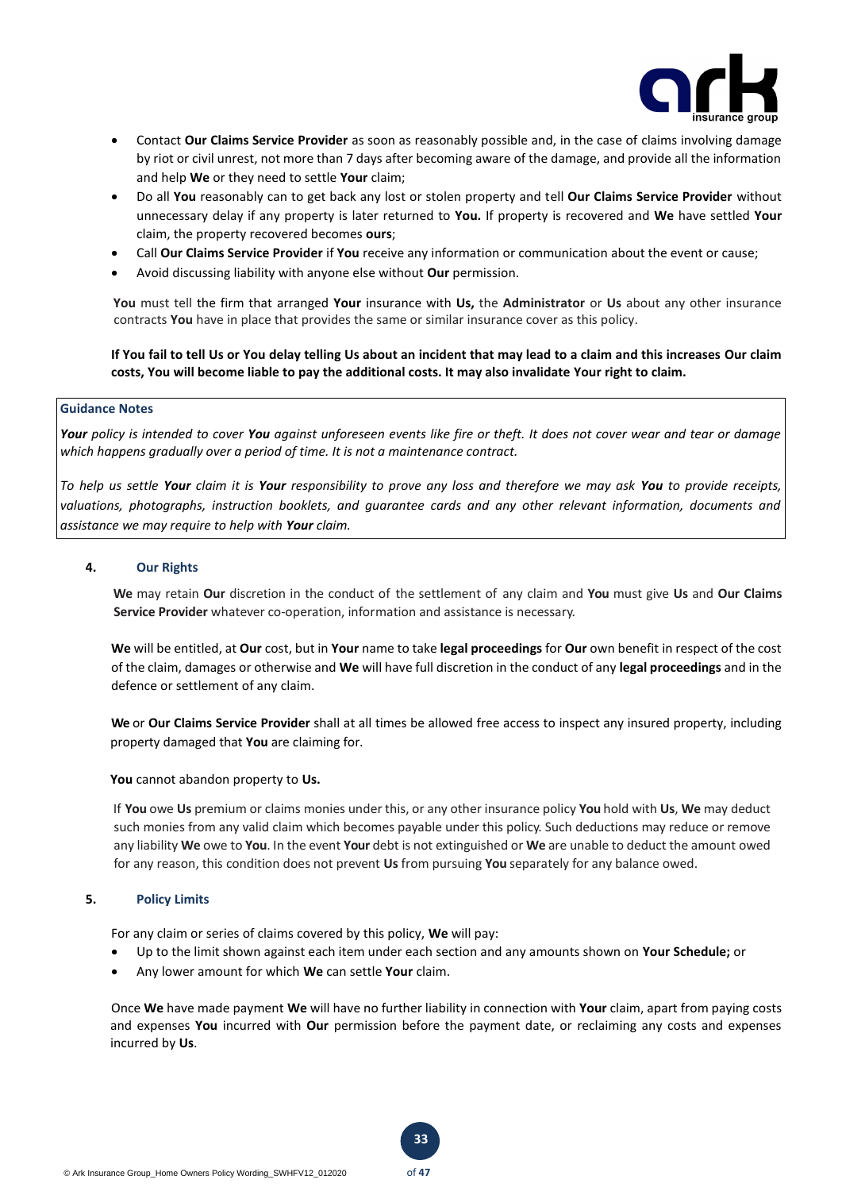- Contact **Our Claims Service Provider** as soon as reasonably possible and, in the case of claims involving damage by riot or civil unrest, not more than 7 days after becoming aware of the damage, and provide all the information and help **We** or they need to settle **Your** claim;
- Do all **You** reasonably can to get back any lost or stolen property and tell **Our Claims Service Provider** without unnecessary delay if any property is later returned to **You.** If property is recovered and **We** have settled **Your** claim, the property recovered becomes **ours**;
- Call **Our Claims Service Provider** if **You** receive any information or communication about the event or cause;
- Avoid discussing liability with anyone else without **Our** permission.

**You** must tell the firm that arranged **Your** insurance with **Us,** the **Administrator** or **Us** about any other insurance contracts **You** have in place that provides the same or similar insurance cover as this policy.

**If You fail to tell Us or You delay telling Us about an incident that may lead to a claim and this increases Our claim costs, You will become liable to pay the additional costs. It may also invalidate Your right to claim.**

> **Guidance Notes**
>
> ***Your*** *policy is intended to cover* ***You*** *against unforeseen events like fire or theft. It does not cover wear and tear or damage which happens gradually over a period of time. It is not a maintenance contract.*
>
> *To help us settle* ***Your*** *claim it is* ***Your*** *responsibility to prove any loss and therefore we may ask* ***You*** *to provide receipts, valuations, photographs, instruction booklets, and guarantee cards and any other relevant information, documents and assistance we may require to help with* ***Your*** *claim.*

### 4. Our Rights

**We** may retain **Our** discretion in the conduct of the settlement of any claim and **You** must give **Us** and **Our Claims Service Provider** whatever co-operation, information and assistance is necessary.

**We** will be entitled, at **Our** cost, but in **Your** name to take **legal proceedings** for **Our** own benefit in respect of the cost of the claim, damages or otherwise and **We** will have full discretion in the conduct of any **legal proceedings** and in the defence or settlement of any claim.

**We** or **Our Claims Service Provider** shall at all times be allowed free access to inspect any insured property, including property damaged that **You** are claiming for.

**You** cannot abandon property to **Us.**

If **You** owe **Us** premium or claims monies under this, or any other insurance policy **You** hold with **Us**, **We** may deduct such monies from any valid claim which becomes payable under this policy. Such deductions may reduce or remove any liability **We** owe to **You**. In the event **Your** debt is not extinguished or **We** are unable to deduct the amount owed for any reason, this condition does not prevent **Us** from pursuing **You** separately for any balance owed.

### 5. Policy Limits

For any claim or series of claims covered by this policy, **We** will pay:

- Up to the limit shown against each item under each section and any amounts shown on **Your Schedule;** or
- Any lower amount for which **We** can settle **Your** claim.

Once **We** have made payment **We** will have no further liability in connection with **Your** claim, apart from paying costs and expenses **You** incurred with **Our** permission before the payment date, or reclaiming any costs and expenses incurred by **Us**.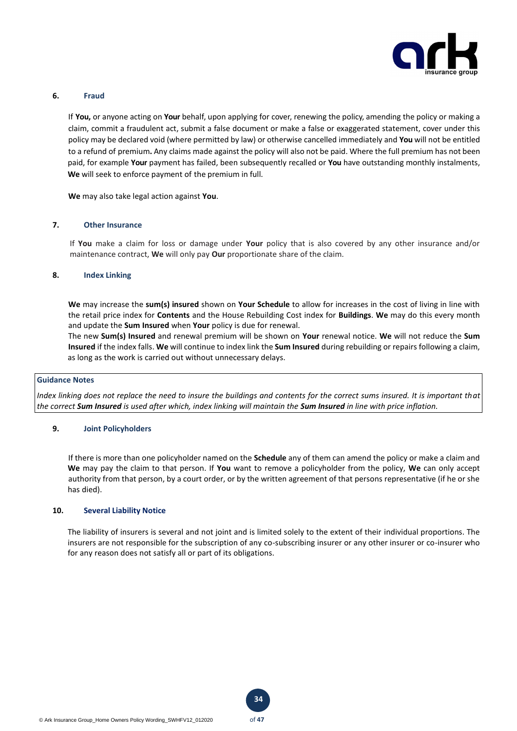## 6. Fraud

If **You,** or anyone acting on **Your** behalf, upon applying for cover, renewing the policy, amending the policy or making a claim, commit a fraudulent act, submit a false document or make a false or exaggerated statement, cover under this policy may be declared void (where permitted by law) or otherwise cancelled immediately and **You** will not be entitled to a refund of premium**.** Any claims made against the policy will also not be paid. Where the full premium has not been paid, for example **Your** payment has failed, been subsequently recalled or **You** have outstanding monthly instalments, **We** will seek to enforce payment of the premium in full.

**We** may also take legal action against **You**.

## 7. Other Insurance

If **You** make a claim for loss or damage under **Your** policy that is also covered by any other insurance and/or maintenance contract, **We** will only pay **Our** proportionate share of the claim.

## 8. Index Linking

**We** may increase the **sum(s) insured** shown on **Your Schedule** to allow for increases in the cost of living in line with the retail price index for **Contents** and the House Rebuilding Cost index for **Buildings**. **We** may do this every month and update the **Sum Insured** when **Your** policy is due for renewal.

The new **Sum(s) Insured** and renewal premium will be shown on **Your** renewal notice. **We** will not reduce the **Sum Insured** if the index falls. **We** will continue to index link the **Sum Insured** during rebuilding or repairs following a claim, as long as the work is carried out without unnecessary delays.

**Guidance Notes**

*Index linking does not replace the need to insure the buildings and contents for the correct sums insured. It is important that the correct **Sum Insured** is used after which, index linking will maintain the **Sum Insured** in line with price inflation.*

## 9. Joint Policyholders

If there is more than one policyholder named on the **Schedule** any of them can amend the policy or make a claim and **We** may pay the claim to that person. If **You** want to remove a policyholder from the policy, **We** can only accept authority from that person, by a court order, or by the written agreement of that persons representative (if he or she has died).

## 10. Several Liability Notice

The liability of insurers is several and not joint and is limited solely to the extent of their individual proportions. The insurers are not responsible for the subscription of any co-subscribing insurer or any other insurer or co-insurer who for any reason does not satisfy all or part of its obligations.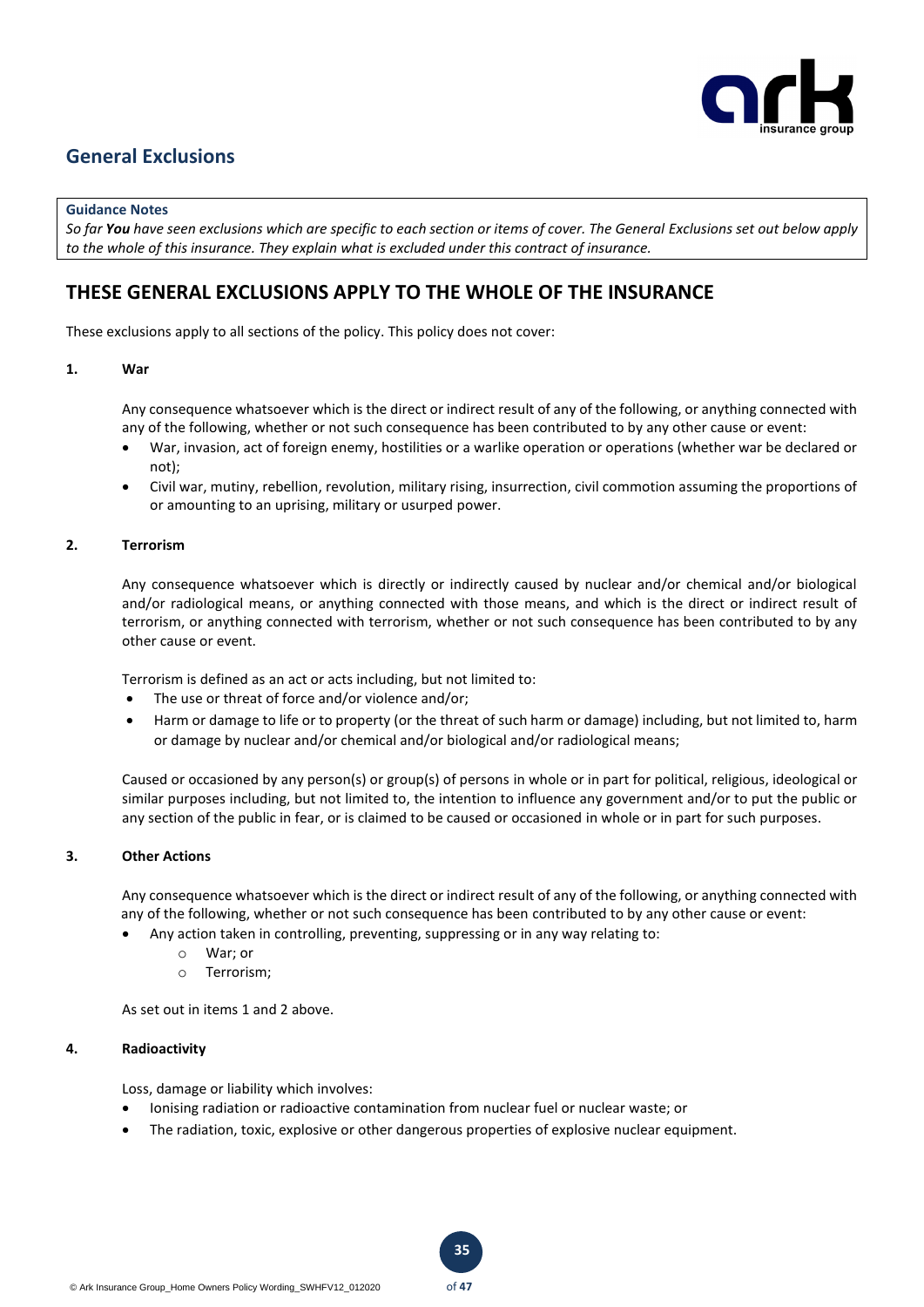## General Exclusions

> **Guidance Notes**
>
> *So far **You** have seen exclusions which are specific to each section or items of cover. The General Exclusions set out below apply to the whole of this insurance. They explain what is excluded under this contract of insurance.*

## THESE GENERAL EXCLUSIONS APPLY TO THE WHOLE OF THE INSURANCE

These exclusions apply to all sections of the policy. This policy does not cover:

**1. War**

Any consequence whatsoever which is the direct or indirect result of any of the following, or anything connected with any of the following, whether or not such consequence has been contributed to by any other cause or event:

- War, invasion, act of foreign enemy, hostilities or a warlike operation or operations (whether war be declared or not);
- Civil war, mutiny, rebellion, revolution, military rising, insurrection, civil commotion assuming the proportions of or amounting to an uprising, military or usurped power.

**2. Terrorism**

Any consequence whatsoever which is directly or indirectly caused by nuclear and/or chemical and/or biological and/or radiological means, or anything connected with those means, and which is the direct or indirect result of terrorism, or anything connected with terrorism, whether or not such consequence has been contributed to by any other cause or event.

Terrorism is defined as an act or acts including, but not limited to:

- The use or threat of force and/or violence and/or;
- Harm or damage to life or to property (or the threat of such harm or damage) including, but not limited to, harm or damage by nuclear and/or chemical and/or biological and/or radiological means;

Caused or occasioned by any person(s) or group(s) of persons in whole or in part for political, religious, ideological or similar purposes including, but not limited to, the intention to influence any government and/or to put the public or any section of the public in fear, or is claimed to be caused or occasioned in whole or in part for such purposes.

**3. Other Actions**

Any consequence whatsoever which is the direct or indirect result of any of the following, or anything connected with any of the following, whether or not such consequence has been contributed to by any other cause or event:

- Any action taken in controlling, preventing, suppressing or in any way relating to:
  - War; or
  - Terrorism;

As set out in items 1 and 2 above.

**4. Radioactivity**

Loss, damage or liability which involves:

- Ionising radiation or radioactive contamination from nuclear fuel or nuclear waste; or
- The radiation, toxic, explosive or other dangerous properties of explosive nuclear equipment.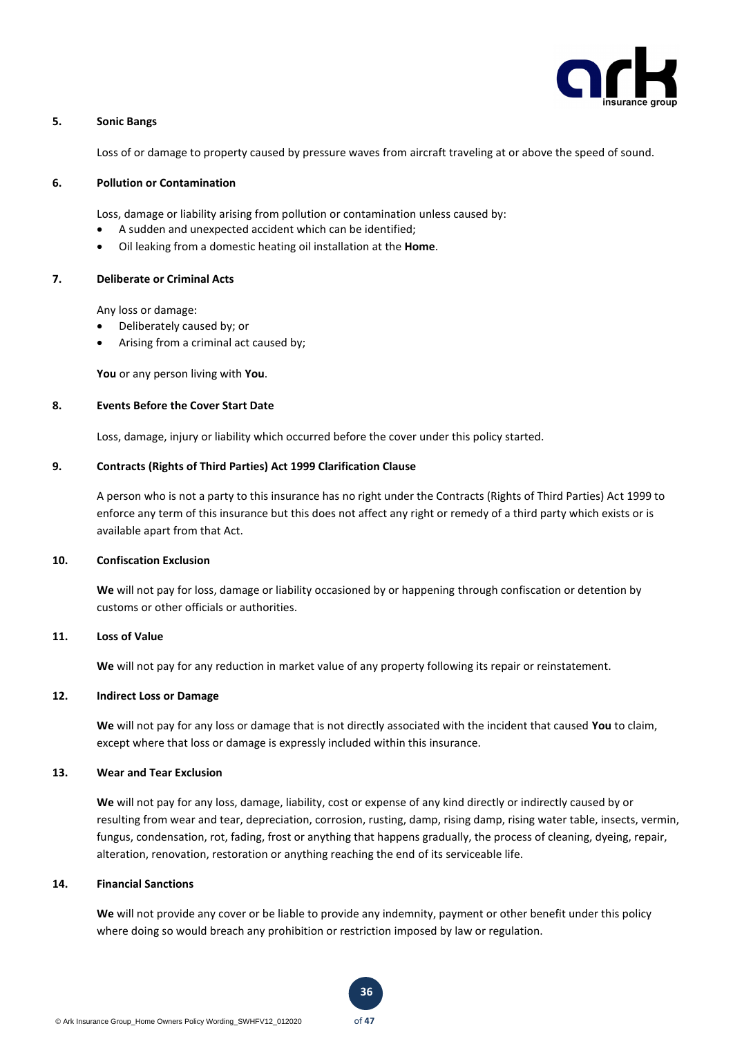### 5. Sonic Bangs

Loss of or damage to property caused by pressure waves from aircraft traveling at or above the speed of sound.

### 6. Pollution or Contamination

Loss, damage or liability arising from pollution or contamination unless caused by:

- A sudden and unexpected accident which can be identified;
- Oil leaking from a domestic heating oil installation at the **Home**.

### 7. Deliberate or Criminal Acts

Any loss or damage:

- Deliberately caused by; or
- Arising from a criminal act caused by;

**You** or any person living with **You**.

### 8. Events Before the Cover Start Date

Loss, damage, injury or liability which occurred before the cover under this policy started.

### 9. Contracts (Rights of Third Parties) Act 1999 Clarification Clause

A person who is not a party to this insurance has no right under the Contracts (Rights of Third Parties) Act 1999 to enforce any term of this insurance but this does not affect any right or remedy of a third party which exists or is available apart from that Act.

### 10. Confiscation Exclusion

**We** will not pay for loss, damage or liability occasioned by or happening through confiscation or detention by customs or other officials or authorities.

### 11. Loss of Value

**We** will not pay for any reduction in market value of any property following its repair or reinstatement.

### 12. Indirect Loss or Damage

**We** will not pay for any loss or damage that is not directly associated with the incident that caused **You** to claim, except where that loss or damage is expressly included within this insurance.

### 13. Wear and Tear Exclusion

**We** will not pay for any loss, damage, liability, cost or expense of any kind directly or indirectly caused by or resulting from wear and tear, depreciation, corrosion, rusting, damp, rising damp, rising water table, insects, vermin, fungus, condensation, rot, fading, frost or anything that happens gradually, the process of cleaning, dyeing, repair, alteration, renovation, restoration or anything reaching the end of its serviceable life.

### 14. Financial Sanctions

**We** will not provide any cover or be liable to provide any indemnity, payment or other benefit under this policy where doing so would breach any prohibition or restriction imposed by law or regulation.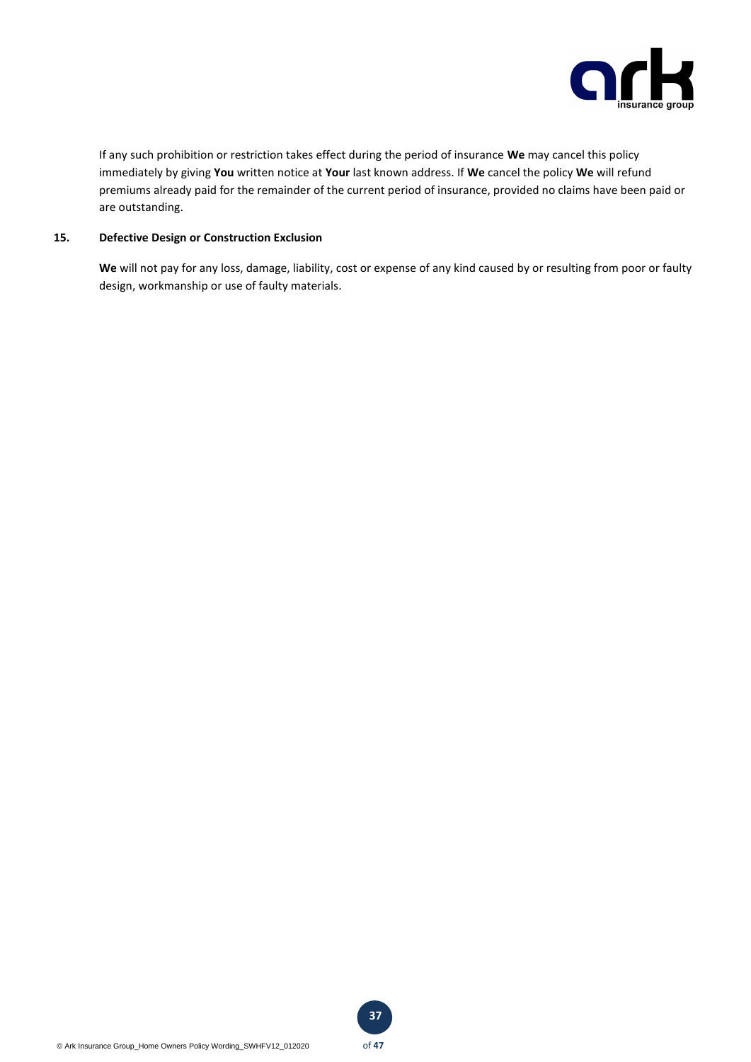If any such prohibition or restriction takes effect during the period of insurance **We** may cancel this policy immediately by giving **You** written notice at **Your** last known address. If **We** cancel the policy **We** will refund premiums already paid for the remainder of the current period of insurance, provided no claims have been paid or are outstanding.

**15. Defective Design or Construction Exclusion**

**We** will not pay for any loss, damage, liability, cost or expense of any kind caused by or resulting from poor or faulty design, workmanship or use of faulty materials.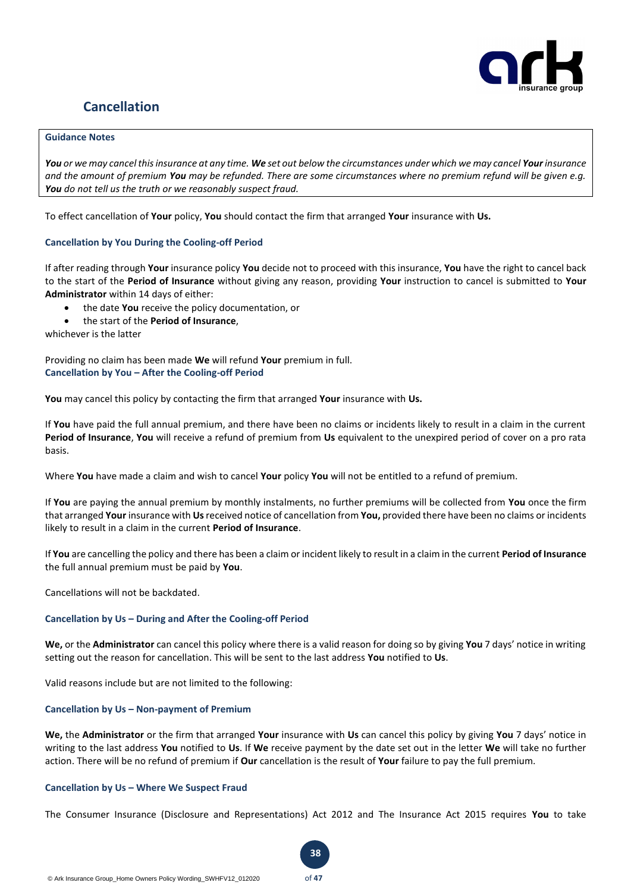## Cancellation

**Guidance Notes**

***You** or we may cancel this insurance at any time. **We** set out below the circumstances under which we may cancel **Your** insurance and the amount of premium **You** may be refunded. There are some circumstances where no premium refund will be given e.g. **You** do not tell us the truth or we reasonably suspect fraud.*

To effect cancellation of **Your** policy, **You** should contact the firm that arranged **Your** insurance with **Us.**

### Cancellation by You During the Cooling-off Period

If after reading through **Your** insurance policy **You** decide not to proceed with this insurance, **You** have the right to cancel back to the start of the **Period of Insurance** without giving any reason, providing **Your** instruction to cancel is submitted to **Your Administrator** within 14 days of either:

- the date **You** receive the policy documentation, or
- the start of the **Period of Insurance**,

whichever is the latter

Providing no claim has been made **We** will refund **Your** premium in full.

### Cancellation by You – After the Cooling-off Period

**You** may cancel this policy by contacting the firm that arranged **Your** insurance with **Us.**

If **You** have paid the full annual premium, and there have been no claims or incidents likely to result in a claim in the current **Period of Insurance**, **You** will receive a refund of premium from **Us** equivalent to the unexpired period of cover on a pro rata basis.

Where **You** have made a claim and wish to cancel **Your** policy **You** will not be entitled to a refund of premium.

If **You** are paying the annual premium by monthly instalments, no further premiums will be collected from **You** once the firm that arranged **Your** insurance with **Us** received notice of cancellation from **You,** provided there have been no claims or incidents likely to result in a claim in the current **Period of Insurance**.

If **You** are cancelling the policy and there has been a claim or incident likely to result in a claim in the current **Period of Insurance** the full annual premium must be paid by **You**.

Cancellations will not be backdated.

### Cancellation by Us – During and After the Cooling-off Period

**We,** or the **Administrator** can cancel this policy where there is a valid reason for doing so by giving **You** 7 days' notice in writing setting out the reason for cancellation. This will be sent to the last address **You** notified to **Us**.

Valid reasons include but are not limited to the following:

### Cancellation by Us – Non-payment of Premium

**We,** the **Administrator** or the firm that arranged **Your** insurance with **Us** can cancel this policy by giving **You** 7 days' notice in writing to the last address **You** notified to **Us**. If **We** receive payment by the date set out in the letter **We** will take no further action. There will be no refund of premium if **Our** cancellation is the result of **Your** failure to pay the full premium.

### Cancellation by Us – Where We Suspect Fraud

The Consumer Insurance (Disclosure and Representations) Act 2012 and The Insurance Act 2015 requires **You** to take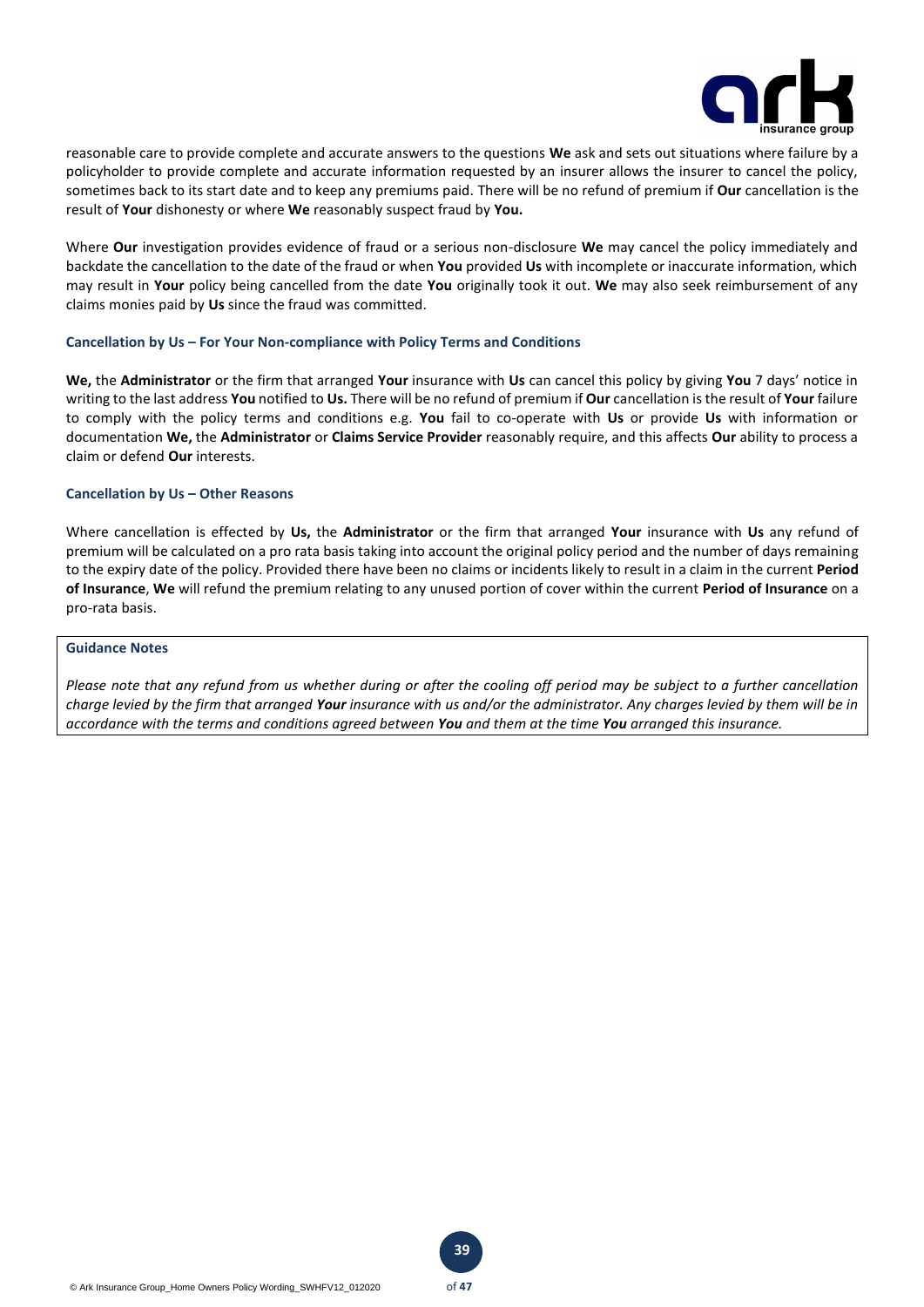reasonable care to provide complete and accurate answers to the questions **We** ask and sets out situations where failure by a policyholder to provide complete and accurate information requested by an insurer allows the insurer to cancel the policy, sometimes back to its start date and to keep any premiums paid. There will be no refund of premium if **Our** cancellation is the result of **Your** dishonesty or where **We** reasonably suspect fraud by **You.**

Where **Our** investigation provides evidence of fraud or a serious non-disclosure **We** may cancel the policy immediately and backdate the cancellation to the date of the fraud or when **You** provided **Us** with incomplete or inaccurate information, which may result in **Your** policy being cancelled from the date **You** originally took it out. **We** may also seek reimbursement of any claims monies paid by **Us** since the fraud was committed.

### Cancellation by Us – For Your Non-compliance with Policy Terms and Conditions

**We,** the **Administrator** or the firm that arranged **Your** insurance with **Us** can cancel this policy by giving **You** 7 days' notice in writing to the last address **You** notified to **Us.** There will be no refund of premium if **Our** cancellation is the result of **Your** failure to comply with the policy terms and conditions e.g. **You** fail to co-operate with **Us** or provide **Us** with information or documentation **We,** the **Administrator** or **Claims Service Provider** reasonably require, and this affects **Our** ability to process a claim or defend **Our** interests.

### Cancellation by Us – Other Reasons

Where cancellation is effected by **Us,** the **Administrator** or the firm that arranged **Your** insurance with **Us** any refund of premium will be calculated on a pro rata basis taking into account the original policy period and the number of days remaining to the expiry date of the policy. Provided there have been no claims or incidents likely to result in a claim in the current **Period of Insurance**, **We** will refund the premium relating to any unused portion of cover within the current **Period of Insurance** on a pro-rata basis.

**Guidance Notes**

*Please note that any refund from us whether during or after the cooling off period may be subject to a further cancellation charge levied by the firm that arranged* ***Your*** *insurance with us and/or the administrator. Any charges levied by them will be in accordance with the terms and conditions agreed between* ***You*** *and them at the time* ***You*** *arranged this insurance.*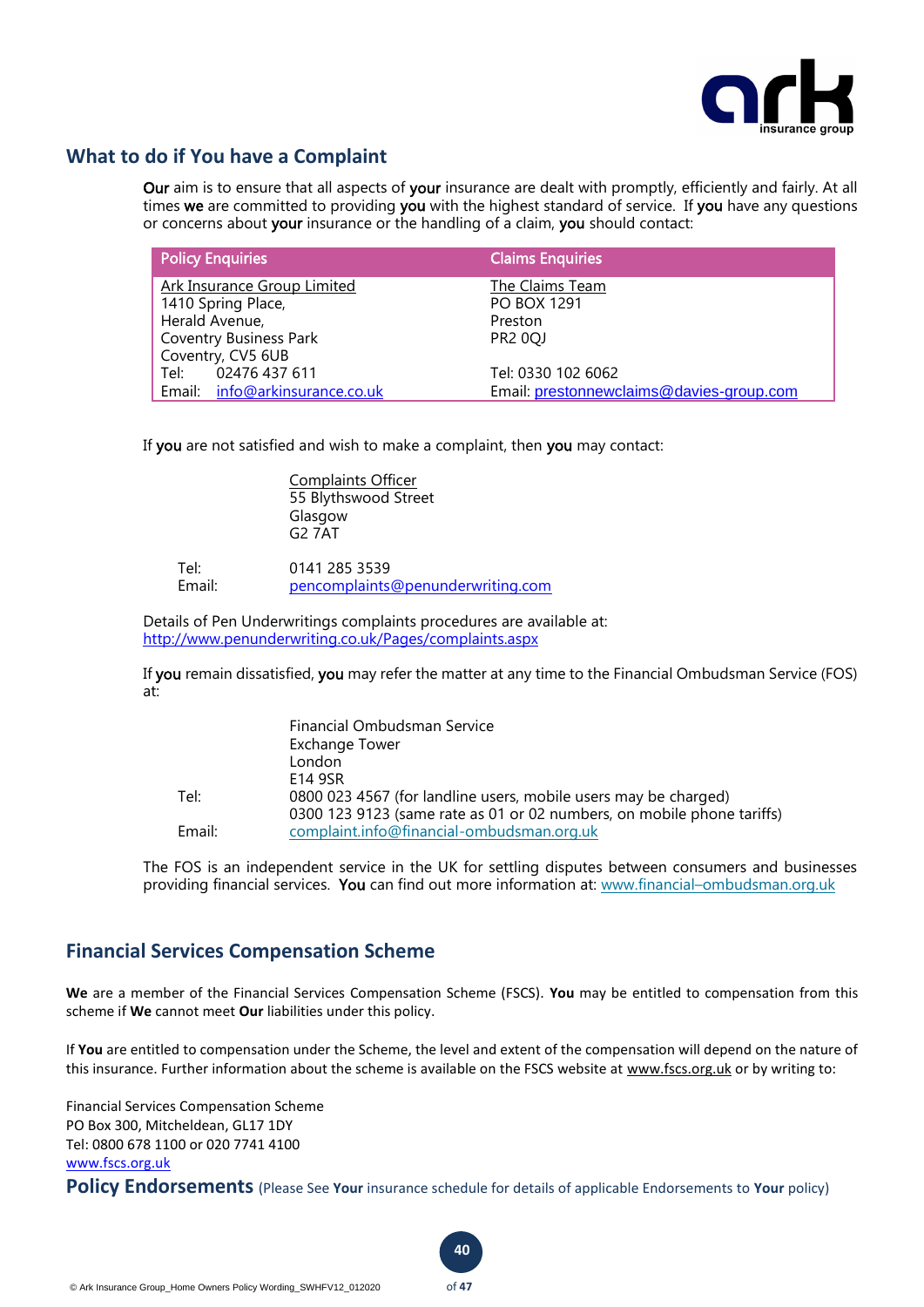## What to do if You have a Complaint

**Our** aim is to ensure that all aspects of **your** insurance are dealt with promptly, efficiently and fairly. At all times **we** are committed to providing **you** with the highest standard of service. If **you** have any questions or concerns about **your** insurance or the handling of a claim, **you** should contact:

| Policy Enquiries | Claims Enquiries |
|---|---|
| Ark Insurance Group Limited<br>1410 Spring Place,<br>Herald Avenue,<br>Coventry Business Park<br>Coventry, CV5 6UB<br>Tel: 02476 437 611<br>Email: info@arkinsurance.co.uk | The Claims Team<br>PO BOX 1291<br>Preston<br>PR2 0QJ<br><br>Tel: 0330 102 6062<br>Email: prestonnewclaims@davies-group.com |

If **you** are not satisfied and wish to make a complaint, then **you** may contact:

Complaints Officer
55 Blythswood Street
Glasgow
G2 7AT

Tel: 0141 285 3539
Email: pencomplaints@penunderwriting.com

Details of Pen Underwritings complaints procedures are available at:
http://www.penunderwriting.co.uk/Pages/complaints.aspx

If **you** remain dissatisfied, **you** may refer the matter at any time to the Financial Ombudsman Service (FOS) at:

Financial Ombudsman Service
Exchange Tower
London
E14 9SR

Tel: 0800 023 4567 (for landline users, mobile users may be charged)
0300 123 9123 (same rate as 01 or 02 numbers, on mobile phone tariffs)
Email: complaint.info@financial-ombudsman.org.uk

The FOS is an independent service in the UK for settling disputes between consumers and businesses providing financial services. **You** can find out more information at: www.financial–ombudsman.org.uk

## Financial Services Compensation Scheme

**We** are a member of the Financial Services Compensation Scheme (FSCS). **You** may be entitled to compensation from this scheme if **We** cannot meet **Our** liabilities under this policy.

If **You** are entitled to compensation under the Scheme, the level and extent of the compensation will depend on the nature of this insurance. Further information about the scheme is available on the FSCS website at www.fscs.org.uk or by writing to:

Financial Services Compensation Scheme
PO Box 300, Mitcheldean, GL17 1DY
Tel: 0800 678 1100 or 020 7741 4100
www.fscs.org.uk

## Policy Endorsements (Please See **Your** insurance schedule for details of applicable Endorsements to **Your** policy)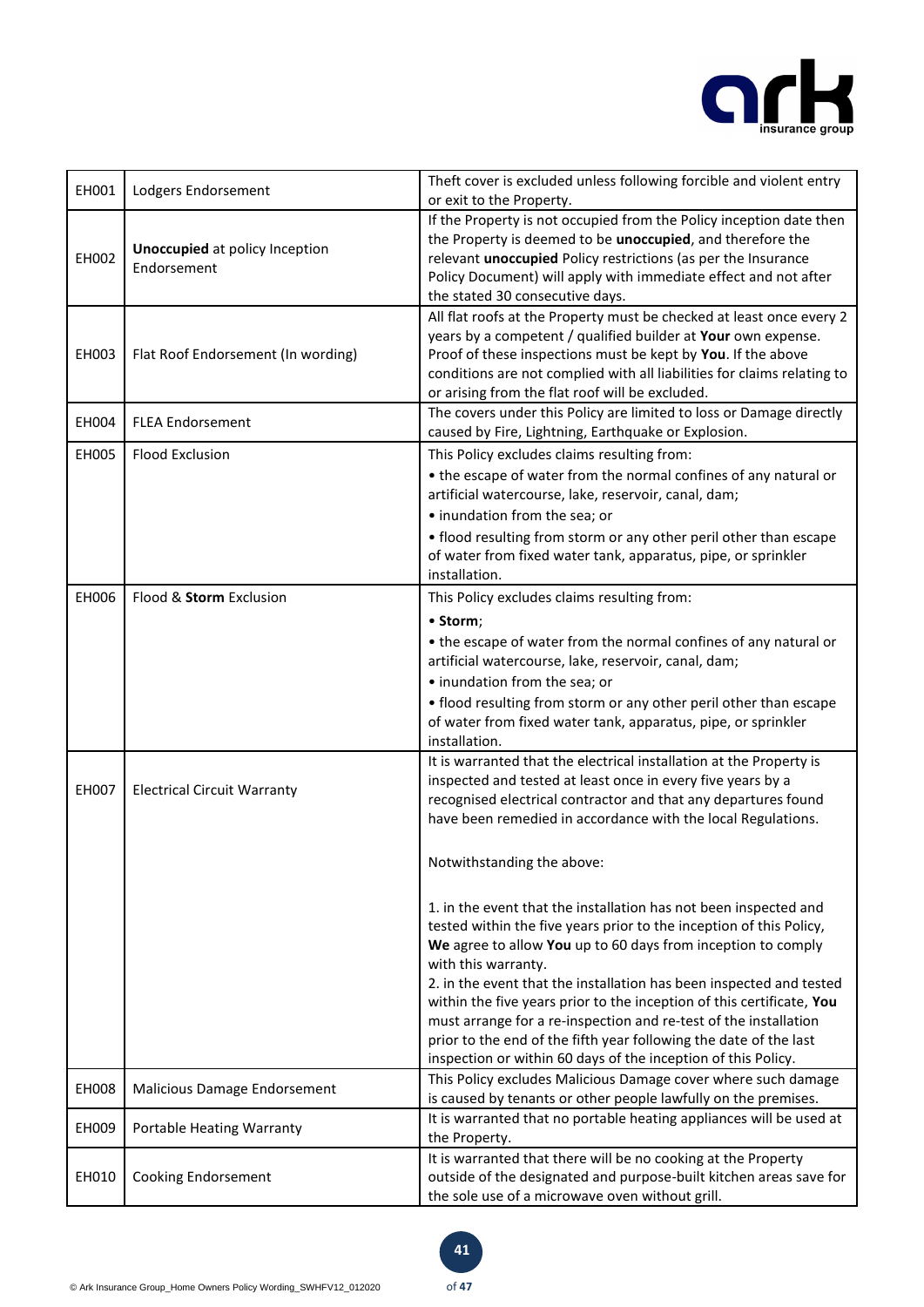| | | |
|---|---|---|
| EH001 | Lodgers Endorsement | Theft cover is excluded unless following forcible and violent entry or exit to the Property. |
| EH002 | **Unoccupied** at policy Inception Endorsement | If the Property is not occupied from the Policy inception date then the Property is deemed to be **unoccupied**, and therefore the relevant **unoccupied** Policy restrictions (as per the Insurance Policy Document) will apply with immediate effect and not after the stated 30 consecutive days. |
| EH003 | Flat Roof Endorsement (In wording) | All flat roofs at the Property must be checked at least once every 2 years by a competent / qualified builder at **Your** own expense. Proof of these inspections must be kept by **You**. If the above conditions are not complied with all liabilities for claims relating to or arising from the flat roof will be excluded. |
| EH004 | FLEA Endorsement | The covers under this Policy are limited to loss or Damage directly caused by Fire, Lightning, Earthquake or Explosion. |
| EH005 | Flood Exclusion | This Policy excludes claims resulting from:<br>• the escape of water from the normal confines of any natural or artificial watercourse, lake, reservoir, canal, dam;<br>• inundation from the sea; or<br>• flood resulting from storm or any other peril other than escape of water from fixed water tank, apparatus, pipe, or sprinkler installation. |
| EH006 | Flood & **Storm** Exclusion | This Policy excludes claims resulting from:<br>• **Storm**;<br>• the escape of water from the normal confines of any natural or artificial watercourse, lake, reservoir, canal, dam;<br>• inundation from the sea; or<br>• flood resulting from storm or any other peril other than escape of water from fixed water tank, apparatus, pipe, or sprinkler installation. |
| EH007 | Electrical Circuit Warranty | It is warranted that the electrical installation at the Property is inspected and tested at least once in every five years by a recognised electrical contractor and that any departures found have been remedied in accordance with the local Regulations.<br><br>Notwithstanding the above:<br><br>1. in the event that the installation has not been inspected and tested within the five years prior to the inception of this Policy, **We** agree to allow **You** up to 60 days from inception to comply with this warranty.<br>2. in the event that the installation has been inspected and tested within the five years prior to the inception of this certificate, **You** must arrange for a re-inspection and re-test of the installation prior to the end of the fifth year following the date of the last inspection or within 60 days of the inception of this Policy. |
| EH008 | Malicious Damage Endorsement | This Policy excludes Malicious Damage cover where such damage is caused by tenants or other people lawfully on the premises. |
| EH009 | Portable Heating Warranty | It is warranted that no portable heating appliances will be used at the Property. |
| EH010 | Cooking Endorsement | It is warranted that there will be no cooking at the Property outside of the designated and purpose-built kitchen areas save for the sole use of a microwave oven without grill. |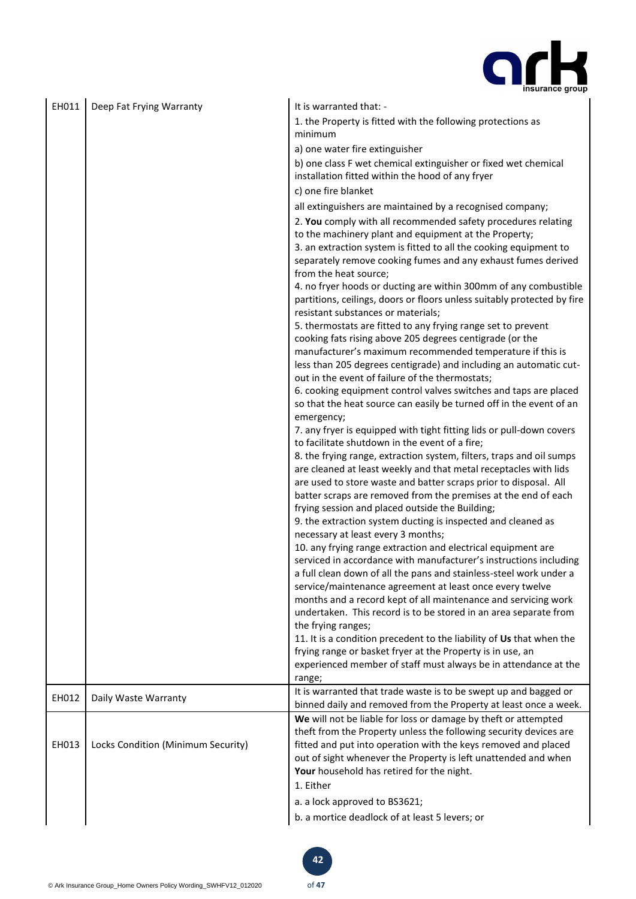| | | |
|---|---|---|
| EH011 | Deep Fat Frying Warranty | It is warranted that: -<br>1. the Property is fitted with the following protections as minimum<br>a) one water fire extinguisher<br>b) one class F wet chemical extinguisher or fixed wet chemical installation fitted within the hood of any fryer<br>c) one fire blanket<br>all extinguishers are maintained by a recognised company;<br>2. **You** comply with all recommended safety procedures relating to the machinery plant and equipment at the Property;<br>3. an extraction system is fitted to all the cooking equipment to separately remove cooking fumes and any exhaust fumes derived from the heat source;<br>4. no fryer hoods or ducting are within 300mm of any combustible partitions, ceilings, doors or floors unless suitably protected by fire resistant substances or materials;<br>5. thermostats are fitted to any frying range set to prevent cooking fats rising above 205 degrees centigrade (or the manufacturer's maximum recommended temperature if this is less than 205 degrees centigrade) and including an automatic cut-out in the event of failure of the thermostats;<br>6. cooking equipment control valves switches and taps are placed so that the heat source can easily be turned off in the event of an emergency;<br>7. any fryer is equipped with tight fitting lids or pull-down covers to facilitate shutdown in the event of a fire;<br>8. the frying range, extraction system, filters, traps and oil sumps are cleaned at least weekly and that metal receptacles with lids are used to store waste and batter scraps prior to disposal. All batter scraps are removed from the premises at the end of each frying session and placed outside the Building;<br>9. the extraction system ducting is inspected and cleaned as necessary at least every 3 months;<br>10. any frying range extraction and electrical equipment are serviced in accordance with manufacturer's instructions including a full clean down of all the pans and stainless-steel work under a service/maintenance agreement at least once every twelve months and a record kept of all maintenance and servicing work undertaken. This record is to be stored in an area separate from the frying ranges;<br>11. It is a condition precedent to the liability of **Us** that when the frying range or basket fryer at the Property is in use, an experienced member of staff must always be in attendance at the range; |
| EH012 | Daily Waste Warranty | It is warranted that trade waste is to be swept up and bagged or binned daily and removed from the Property at least once a week. |
| EH013 | Locks Condition (Minimum Security) | **We** will not be liable for loss or damage by theft or attempted theft from the Property unless the following security devices are fitted and put into operation with the keys removed and placed out of sight whenever the Property is left unattended and when **Your** household has retired for the night.<br>1. Either<br>a. a lock approved to BS3621;<br>b. a mortice deadlock of at least 5 levers; or |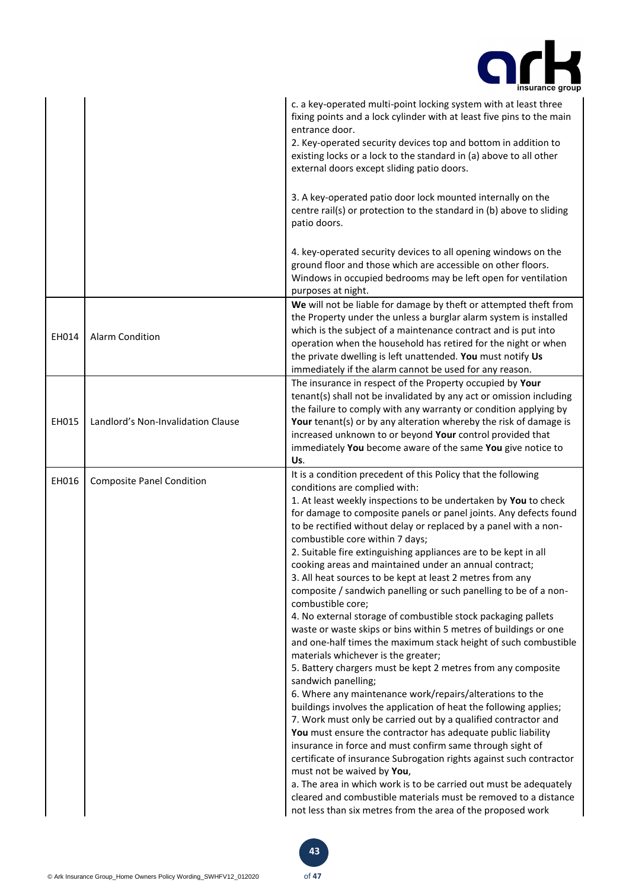| | | |
|---|---|---|
| | | c. a key-operated multi-point locking system with at least three fixing points and a lock cylinder with at least five pins to the main entrance door.<br>2. Key-operated security devices top and bottom in addition to existing locks or a lock to the standard in (a) above to all other external doors except sliding patio doors.<br><br>3. A key-operated patio door lock mounted internally on the centre rail(s) or protection to the standard in (b) above to sliding patio doors.<br><br>4. key-operated security devices to all opening windows on the ground floor and those which are accessible on other floors. Windows in occupied bedrooms may be left open for ventilation purposes at night. |
| EH014 | Alarm Condition | **We** will not be liable for damage by theft or attempted theft from the Property under the unless a burglar alarm system is installed which is the subject of a maintenance contract and is put into operation when the household has retired for the night or when the private dwelling is left unattended. **You** must notify **Us** immediately if the alarm cannot be used for any reason. |
| EH015 | Landlord's Non-Invalidation Clause | The insurance in respect of the Property occupied by **Your** tenant(s) shall not be invalidated by any act or omission including the failure to comply with any warranty or condition applying by **Your** tenant(s) or by any alteration whereby the risk of damage is increased unknown to or beyond **Your** control provided that immediately **You** become aware of the same **You** give notice to **Us**. |
| EH016 | Composite Panel Condition | It is a condition precedent of this Policy that the following conditions are complied with:<br>1. At least weekly inspections to be undertaken by **You** to check for damage to composite panels or panel joints. Any defects found to be rectified without delay or replaced by a panel with a non-combustible core within 7 days;<br>2. Suitable fire extinguishing appliances are to be kept in all cooking areas and maintained under an annual contract;<br>3. All heat sources to be kept at least 2 metres from any composite / sandwich panelling or such panelling to be of a non-combustible core;<br>4. No external storage of combustible stock packaging pallets waste or waste skips or bins within 5 metres of buildings or one and one-half times the maximum stack height of such combustible materials whichever is the greater;<br>5. Battery chargers must be kept 2 metres from any composite sandwich panelling;<br>6. Where any maintenance work/repairs/alterations to the buildings involves the application of heat the following applies;<br>7. Work must only be carried out by a qualified contractor and **You** must ensure the contractor has adequate public liability insurance in force and must confirm same through sight of certificate of insurance Subrogation rights against such contractor must not be waived by **You**,<br>a. The area in which work is to be carried out must be adequately cleared and combustible materials must be removed to a distance not less than six metres from the area of the proposed work |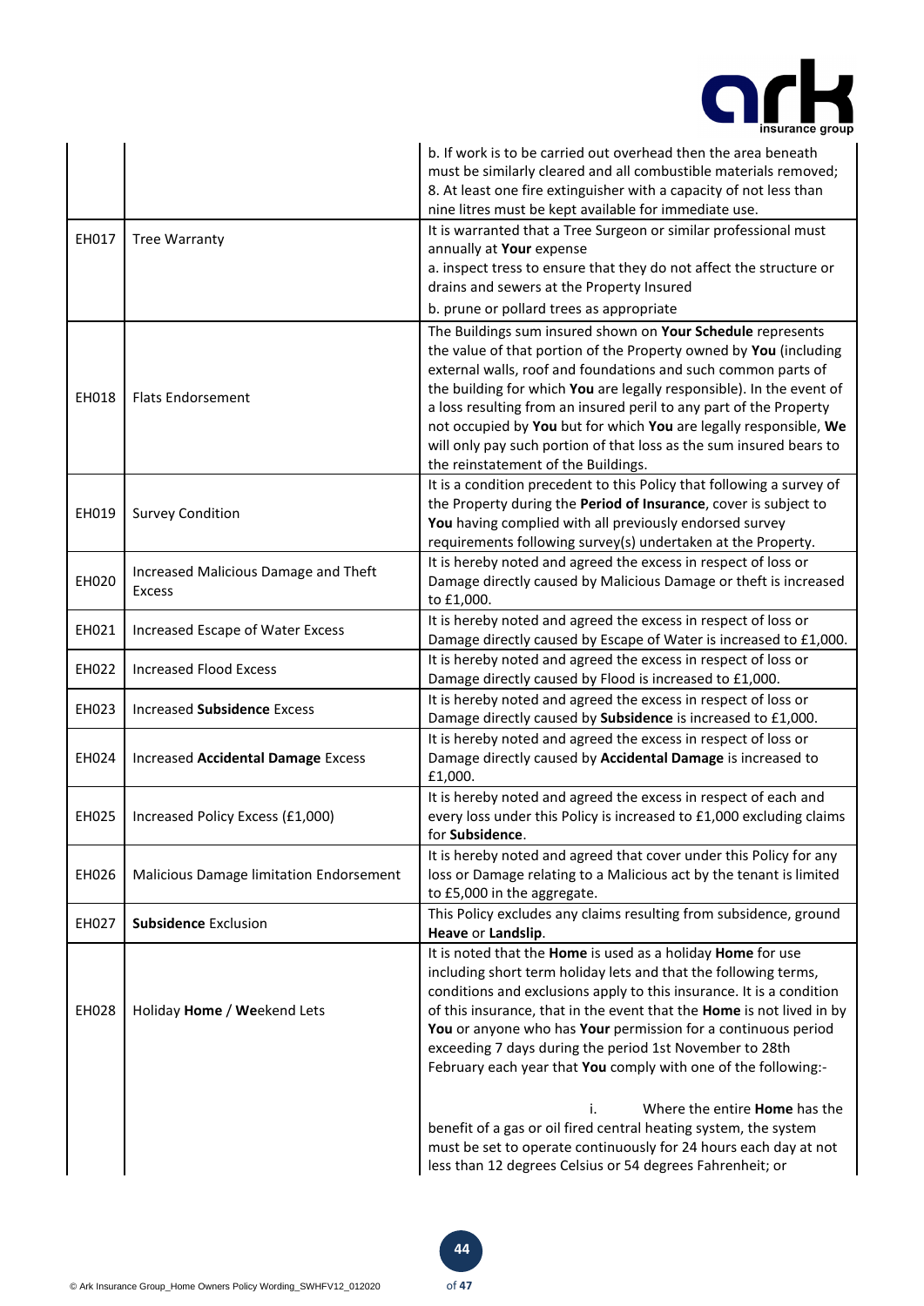| | | |
|---|---|---|
| | | b. If work is to be carried out overhead then the area beneath must be similarly cleared and all combustible materials removed;<br>8. At least one fire extinguisher with a capacity of not less than nine litres must be kept available for immediate use. |
| EH017 | Tree Warranty | It is warranted that a Tree Surgeon or similar professional must annually at **Your** expense<br>a. inspect tress to ensure that they do not affect the structure or drains and sewers at the Property Insured<br>b. prune or pollard trees as appropriate |
| EH018 | Flats Endorsement | The Buildings sum insured shown on **Your Schedule** represents the value of that portion of the Property owned by **You** (including external walls, roof and foundations and such common parts of the building for which **You** are legally responsible). In the event of a loss resulting from an insured peril to any part of the Property not occupied by **You** but for which **You** are legally responsible, **We** will only pay such portion of that loss as the sum insured bears to the reinstatement of the Buildings. |
| EH019 | Survey Condition | It is a condition precedent to this Policy that following a survey of the Property during the **Period of Insurance**, cover is subject to **You** having complied with all previously endorsed survey requirements following survey(s) undertaken at the Property. |
| EH020 | Increased Malicious Damage and Theft Excess | It is hereby noted and agreed the excess in respect of loss or Damage directly caused by Malicious Damage or theft is increased to £1,000. |
| EH021 | Increased Escape of Water Excess | It is hereby noted and agreed the excess in respect of loss or Damage directly caused by Escape of Water is increased to £1,000. |
| EH022 | Increased Flood Excess | It is hereby noted and agreed the excess in respect of loss or Damage directly caused by Flood is increased to £1,000. |
| EH023 | Increased **Subsidence** Excess | It is hereby noted and agreed the excess in respect of loss or Damage directly caused by **Subsidence** is increased to £1,000. |
| EH024 | Increased **Accidental Damage** Excess | It is hereby noted and agreed the excess in respect of loss or Damage directly caused by **Accidental Damage** is increased to £1,000. |
| EH025 | Increased Policy Excess (£1,000) | It is hereby noted and agreed the excess in respect of each and every loss under this Policy is increased to £1,000 excluding claims for **Subsidence**. |
| EH026 | Malicious Damage limitation Endorsement | It is hereby noted and agreed that cover under this Policy for any loss or Damage relating to a Malicious act by the tenant is limited to £5,000 in the aggregate. |
| EH027 | **Subsidence** Exclusion | This Policy excludes any claims resulting from subsidence, ground **Heave** or **Landslip**. |
| EH028 | Holiday **Home** / **We**ekend Lets | It is noted that the **Home** is used as a holiday **Home** for use including short term holiday lets and that the following terms, conditions and exclusions apply to this insurance. It is a condition of this insurance, that in the event that the **Home** is not lived in by **You** or anyone who has **Your** permission for a continuous period exceeding 7 days during the period 1st November to 28th February each year that **You** comply with one of the following:-<br><br>i. Where the entire **Home** has the benefit of a gas or oil fired central heating system, the system must be set to operate continuously for 24 hours each day at not less than 12 degrees Celsius or 54 degrees Fahrenheit; or |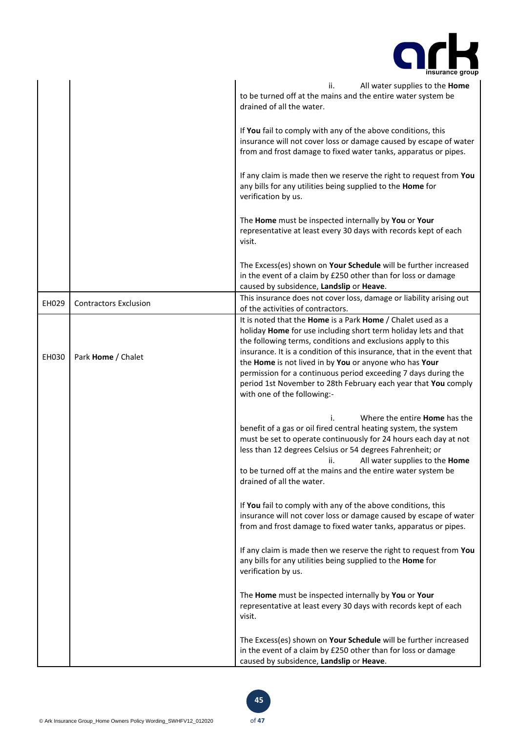| | | |
|---|---|---|
| | | ii. All water supplies to the **Home** to be turned off at the mains and the entire water system be drained of all the water.<br><br>If **You** fail to comply with any of the above conditions, this insurance will not cover loss or damage caused by escape of water from and frost damage to fixed water tanks, apparatus or pipes.<br><br>If any claim is made then we reserve the right to request from **You** any bills for any utilities being supplied to the **Home** for verification by us.<br><br>The **Home** must be inspected internally by **You** or **Your** representative at least every 30 days with records kept of each visit.<br><br>The Excess(es) shown on **Your Schedule** will be further increased in the event of a claim by £250 other than for loss or damage caused by subsidence, **Landslip** or **Heave**. |
| EH029 | Contractors Exclusion | This insurance does not cover loss, damage or liability arising out of the activities of contractors. |
| EH030 | Park **Home** / Chalet | It is noted that the **Home** is a Park **Home** / Chalet used as a holiday **Home** for use including short term holiday lets and that the following terms, conditions and exclusions apply to this insurance. It is a condition of this insurance, that in the event that the **Home** is not lived in by **You** or anyone who has **Your** permission for a continuous period exceeding 7 days during the period 1st November to 28th February each year that **You** comply with one of the following:-<br><br>i. Where the entire **Home** has the benefit of a gas or oil fired central heating system, the system must be set to operate continuously for 24 hours each day at not less than 12 degrees Celsius or 54 degrees Fahrenheit; or<br>ii. All water supplies to the **Home** to be turned off at the mains and the entire water system be drained of all the water.<br><br>If **You** fail to comply with any of the above conditions, this insurance will not cover loss or damage caused by escape of water from and frost damage to fixed water tanks, apparatus or pipes.<br><br>If any claim is made then we reserve the right to request from **You** any bills for any utilities being supplied to the **Home** for verification by us.<br><br>The **Home** must be inspected internally by **You** or **Your** representative at least every 30 days with records kept of each visit.<br><br>The Excess(es) shown on **Your Schedule** will be further increased in the event of a claim by £250 other than for loss or damage caused by subsidence, **Landslip** or **Heave**. |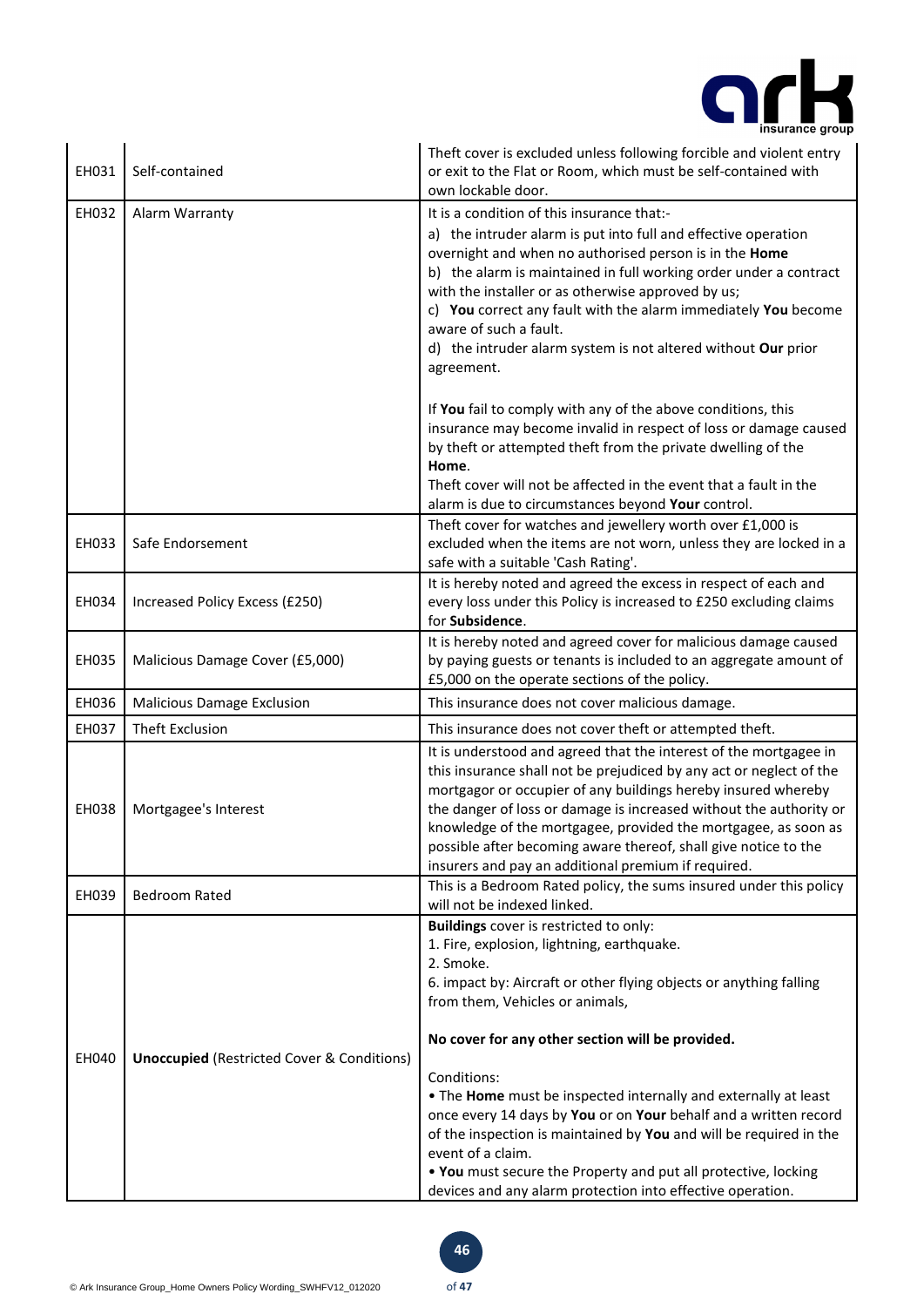| | | |
|---|---|---|
| EH031 | Self-contained | Theft cover is excluded unless following forcible and violent entry or exit to the Flat or Room, which must be self-contained with own lockable door. |
| EH032 | Alarm Warranty | It is a condition of this insurance that:-<br>a) the intruder alarm is put into full and effective operation overnight and when no authorised person is in the **Home**<br>b) the alarm is maintained in full working order under a contract with the installer or as otherwise approved by us;<br>c) **You** correct any fault with the alarm immediately **You** become aware of such a fault.<br>d) the intruder alarm system is not altered without **Our** prior agreement.<br><br>If **You** fail to comply with any of the above conditions, this insurance may become invalid in respect of loss or damage caused by theft or attempted theft from the private dwelling of the **Home**.<br>Theft cover will not be affected in the event that a fault in the alarm is due to circumstances beyond **Your** control. |
| EH033 | Safe Endorsement | Theft cover for watches and jewellery worth over £1,000 is excluded when the items are not worn, unless they are locked in a safe with a suitable 'Cash Rating'. |
| EH034 | Increased Policy Excess (£250) | It is hereby noted and agreed the excess in respect of each and every loss under this Policy is increased to £250 excluding claims for **Subsidence**. |
| EH035 | Malicious Damage Cover (£5,000) | It is hereby noted and agreed cover for malicious damage caused by paying guests or tenants is included to an aggregate amount of £5,000 on the operate sections of the policy. |
| EH036 | Malicious Damage Exclusion | This insurance does not cover malicious damage. |
| EH037 | Theft Exclusion | This insurance does not cover theft or attempted theft. |
| EH038 | Mortgagee's Interest | It is understood and agreed that the interest of the mortgagee in this insurance shall not be prejudiced by any act or neglect of the mortgagor or occupier of any buildings hereby insured whereby the danger of loss or damage is increased without the authority or knowledge of the mortgagee, provided the mortgagee, as soon as possible after becoming aware thereof, shall give notice to the insurers and pay an additional premium if required. |
| EH039 | Bedroom Rated | This is a Bedroom Rated policy, the sums insured under this policy will not be indexed linked. |
| EH040 | **Unoccupied** (Restricted Cover & Conditions) | **Buildings** cover is restricted to only:<br>1. Fire, explosion, lightning, earthquake.<br>2. Smoke.<br>6. impact by: Aircraft or other flying objects or anything falling from them, Vehicles or animals,<br><br>**No cover for any other section will be provided.**<br><br>Conditions:<br>• The **Home** must be inspected internally and externally at least once every 14 days by **You** or on **Your** behalf and a written record of the inspection is maintained by **You** and will be required in the event of a claim.<br>• **You** must secure the Property and put all protective, locking devices and any alarm protection into effective operation. |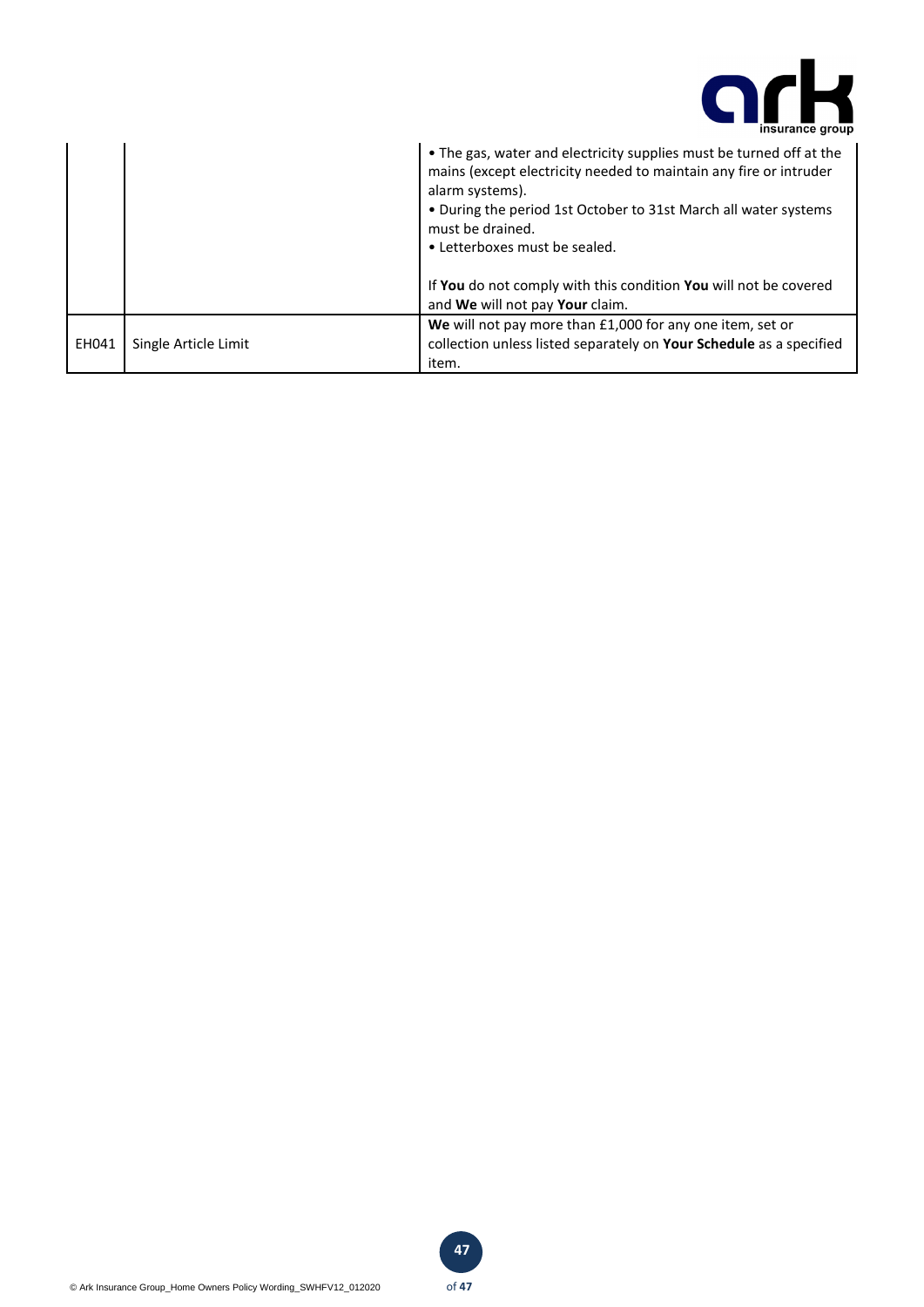| | | |
|---|---|---|
| | | • The gas, water and electricity supplies must be turned off at the mains (except electricity needed to maintain any fire or intruder alarm systems).<br>• During the period 1st October to 31st March all water systems must be drained.<br>• Letterboxes must be sealed.<br><br>If **You** do not comply with this condition **You** will not be covered and **We** will not pay **Your** claim. |
| EH041 | Single Article Limit | **We** will not pay more than £1,000 for any one item, set or collection unless listed separately on **Your Schedule** as a specified item. |